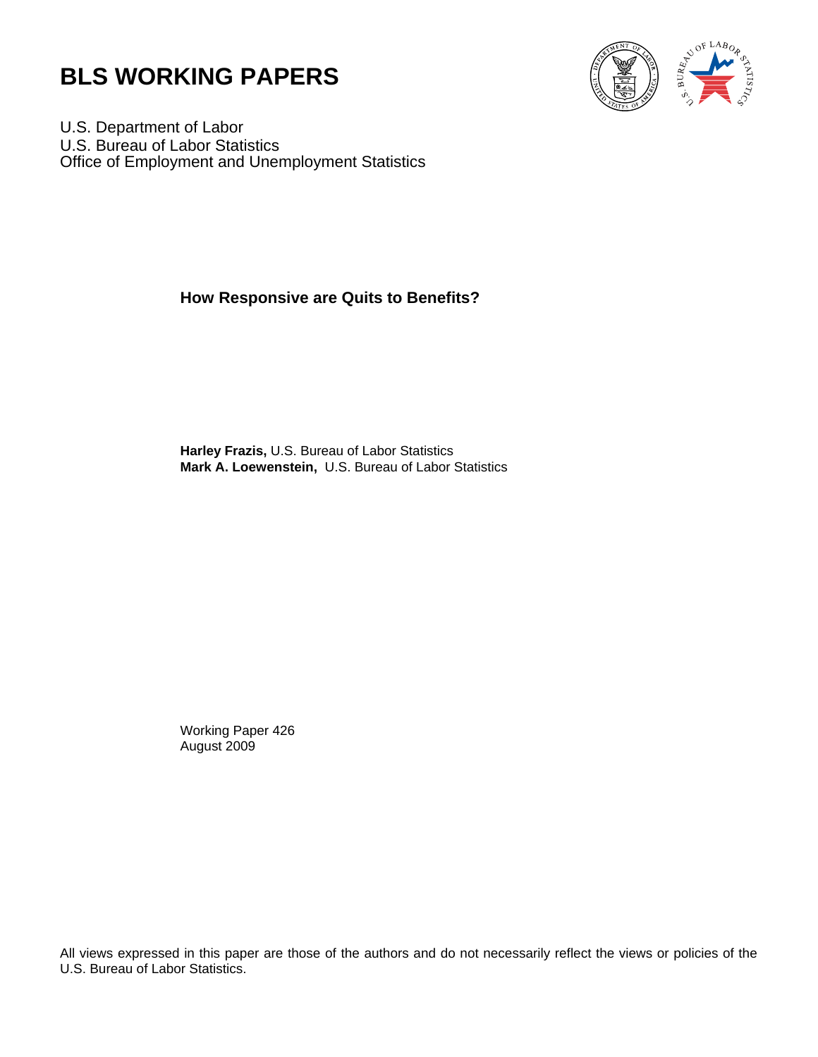# BLS WORKING PAPERS

U.S. Department of Labor
U.S. Bureau of Labor Statistics
Office of Employment and Unemployment Statistics

## How Responsive are Quits to Benefits?

**Harley Frazis,** U.S. Bureau of Labor Statistics
**Mark A. Loewenstein,** U.S. Bureau of Labor Statistics

Working Paper 426
August 2009

All views expressed in this paper are those of the authors and do not necessarily reflect the views or policies of the U.S. Bureau of Labor Statistics.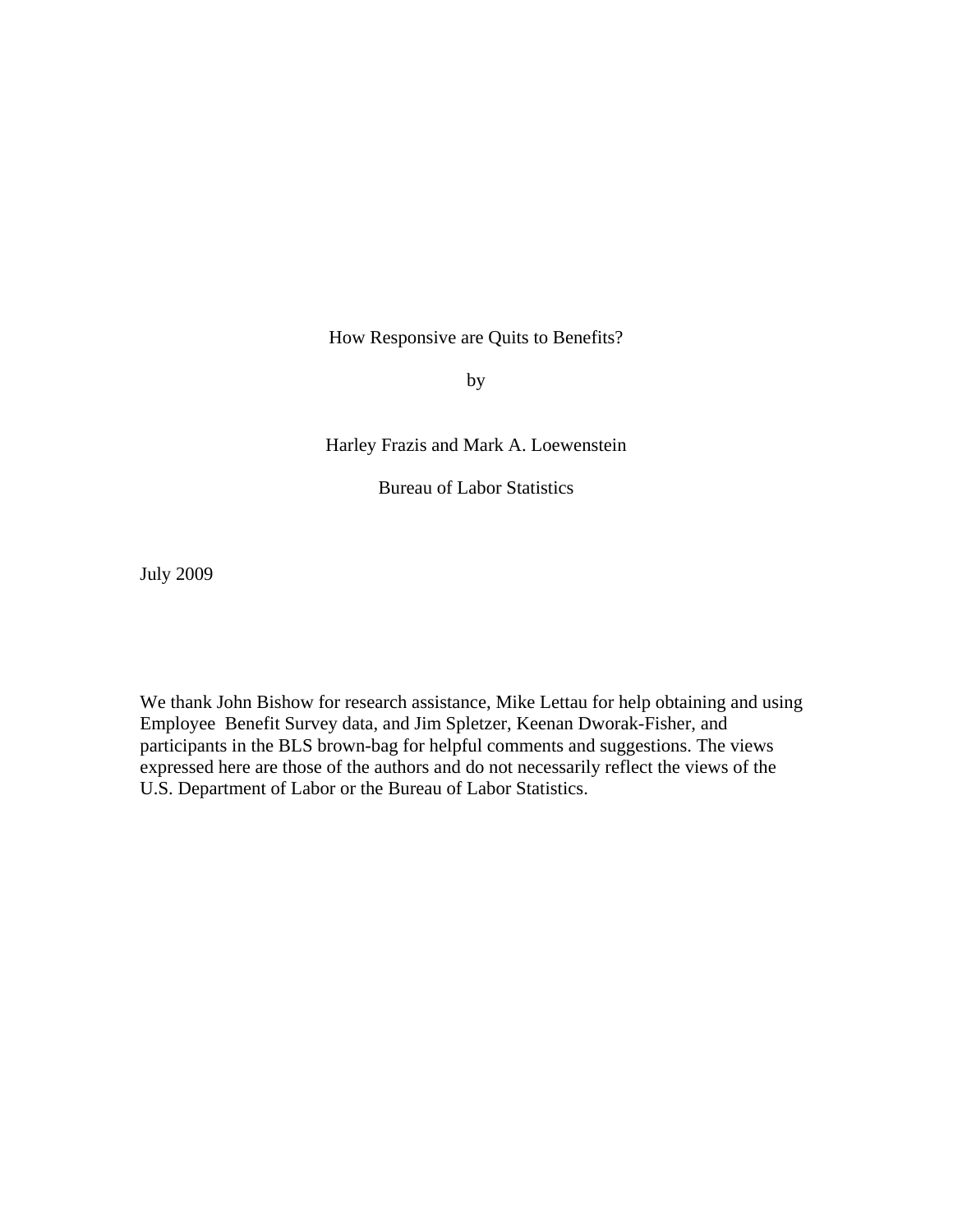# How Responsive are Quits to Benefits?

by

Harley Frazis and Mark A. Loewenstein

Bureau of Labor Statistics

July 2009

We thank John Bishow for research assistance, Mike Lettau for help obtaining and using Employee Benefit Survey data, and Jim Spletzer, Keenan Dworak-Fisher, and participants in the BLS brown-bag for helpful comments and suggestions. The views expressed here are those of the authors and do not necessarily reflect the views of the U.S. Department of Labor or the Bureau of Labor Statistics.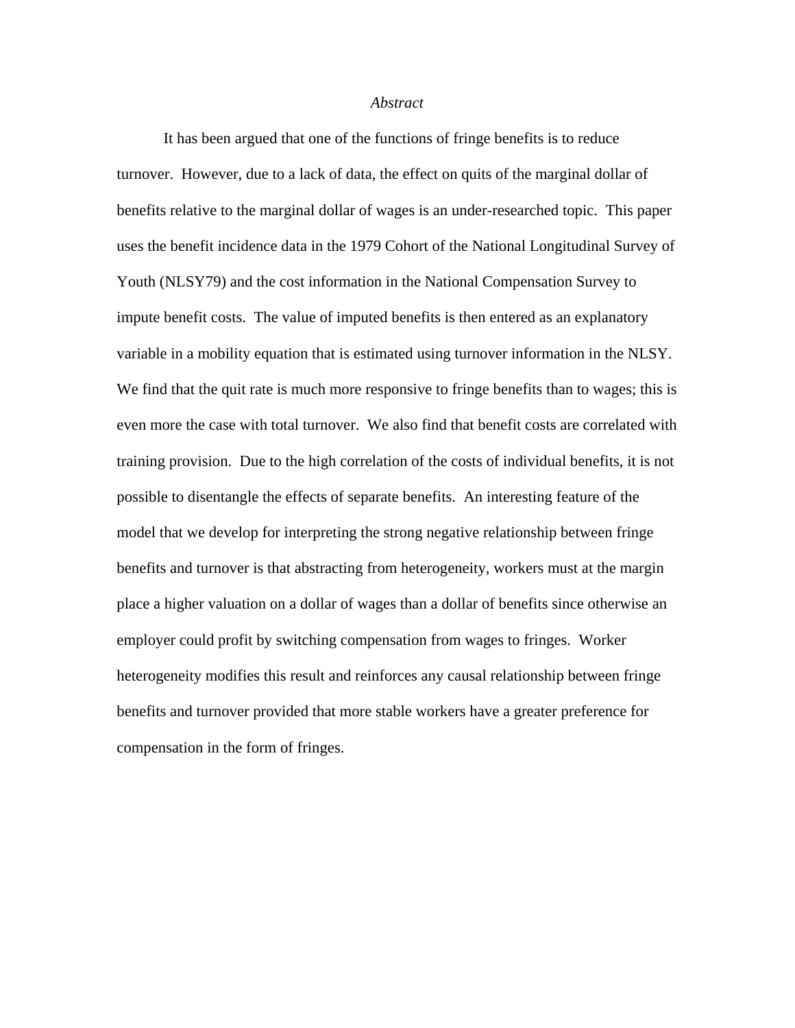*Abstract*

It has been argued that one of the functions of fringe benefits is to reduce turnover. However, due to a lack of data, the effect on quits of the marginal dollar of benefits relative to the marginal dollar of wages is an under-researched topic. This paper uses the benefit incidence data in the 1979 Cohort of the National Longitudinal Survey of Youth (NLSY79) and the cost information in the National Compensation Survey to impute benefit costs. The value of imputed benefits is then entered as an explanatory variable in a mobility equation that is estimated using turnover information in the NLSY. We find that the quit rate is much more responsive to fringe benefits than to wages; this is even more the case with total turnover. We also find that benefit costs are correlated with training provision. Due to the high correlation of the costs of individual benefits, it is not possible to disentangle the effects of separate benefits. An interesting feature of the model that we develop for interpreting the strong negative relationship between fringe benefits and turnover is that abstracting from heterogeneity, workers must at the margin place a higher valuation on a dollar of wages than a dollar of benefits since otherwise an employer could profit by switching compensation from wages to fringes. Worker heterogeneity modifies this result and reinforces any causal relationship between fringe benefits and turnover provided that more stable workers have a greater preference for compensation in the form of fringes.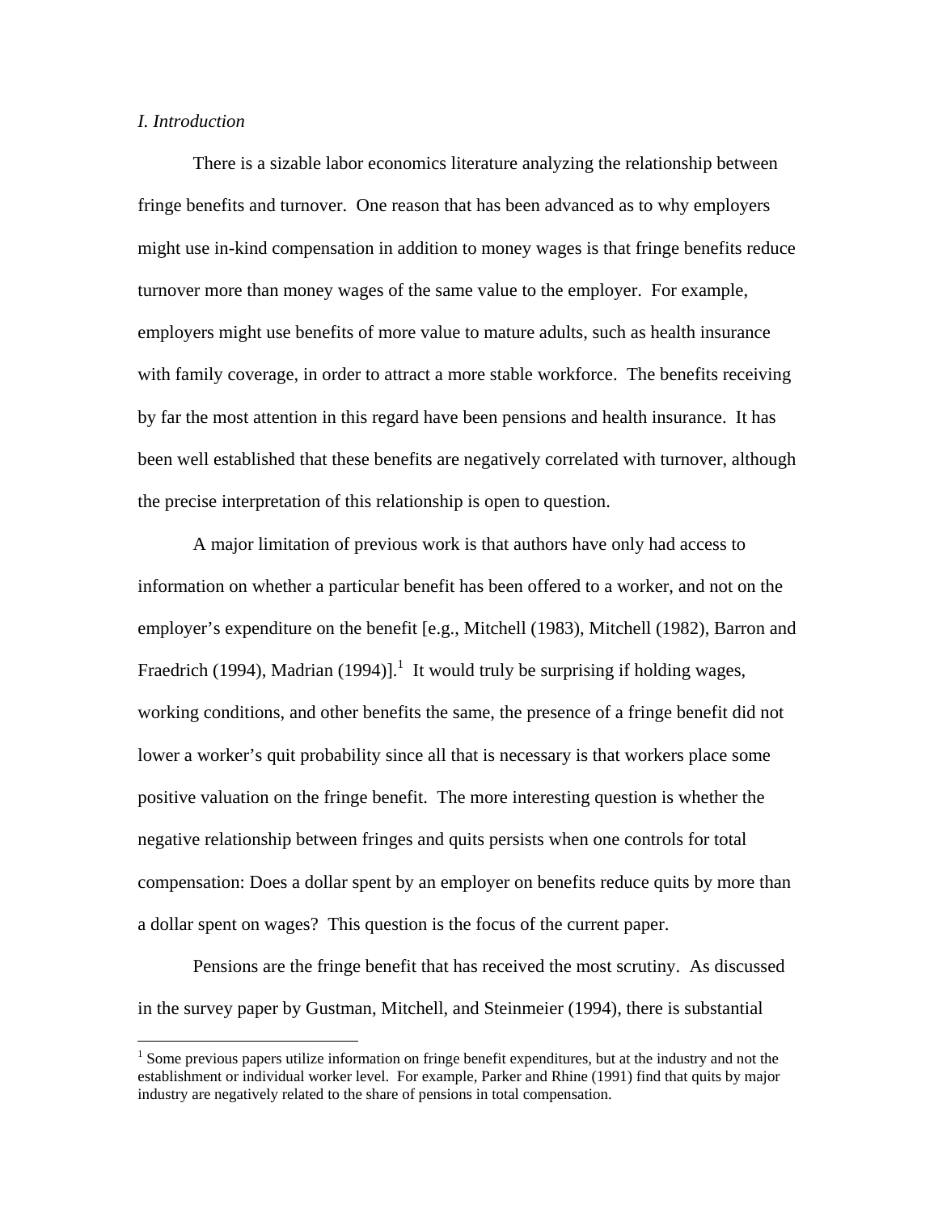*I. Introduction*

There is a sizable labor economics literature analyzing the relationship between fringe benefits and turnover. One reason that has been advanced as to why employers might use in-kind compensation in addition to money wages is that fringe benefits reduce turnover more than money wages of the same value to the employer. For example, employers might use benefits of more value to mature adults, such as health insurance with family coverage, in order to attract a more stable workforce. The benefits receiving by far the most attention in this regard have been pensions and health insurance. It has been well established that these benefits are negatively correlated with turnover, although the precise interpretation of this relationship is open to question.

A major limitation of previous work is that authors have only had access to information on whether a particular benefit has been offered to a worker, and not on the employer's expenditure on the benefit [e.g., Mitchell (1983), Mitchell (1982), Barron and Fraedrich (1994), Madrian (1994)].[1] It would truly be surprising if holding wages, working conditions, and other benefits the same, the presence of a fringe benefit did not lower a worker's quit probability since all that is necessary is that workers place some positive valuation on the fringe benefit. The more interesting question is whether the negative relationship between fringes and quits persists when one controls for total compensation: Does a dollar spent by an employer on benefits reduce quits by more than a dollar spent on wages? This question is the focus of the current paper.

Pensions are the fringe benefit that has received the most scrutiny. As discussed in the survey paper by Gustman, Mitchell, and Steinmeier (1994), there is substantial

[1] Some previous papers utilize information on fringe benefit expenditures, but at the industry and not the establishment or individual worker level. For example, Parker and Rhine (1991) find that quits by major industry are negatively related to the share of pensions in total compensation.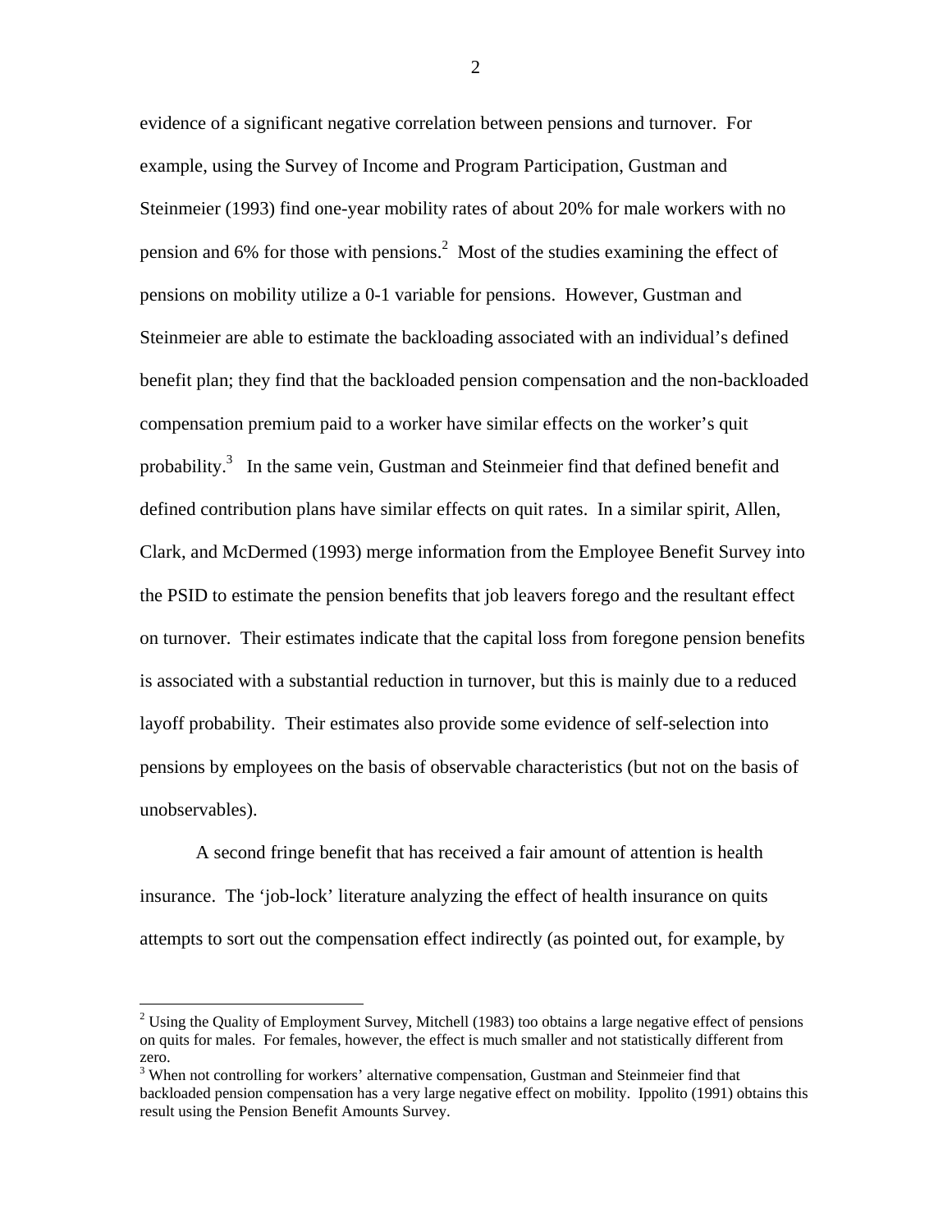evidence of a significant negative correlation between pensions and turnover. For example, using the Survey of Income and Program Participation, Gustman and Steinmeier (1993) find one-year mobility rates of about 20% for male workers with no pension and 6% for those with pensions.[2] Most of the studies examining the effect of pensions on mobility utilize a 0-1 variable for pensions. However, Gustman and Steinmeier are able to estimate the backloading associated with an individual's defined benefit plan; they find that the backloaded pension compensation and the non-backloaded compensation premium paid to a worker have similar effects on the worker's quit probability.[3] In the same vein, Gustman and Steinmeier find that defined benefit and defined contribution plans have similar effects on quit rates. In a similar spirit, Allen, Clark, and McDermed (1993) merge information from the Employee Benefit Survey into the PSID to estimate the pension benefits that job leavers forego and the resultant effect on turnover. Their estimates indicate that the capital loss from foregone pension benefits is associated with a substantial reduction in turnover, but this is mainly due to a reduced layoff probability. Their estimates also provide some evidence of self-selection into pensions by employees on the basis of observable characteristics (but not on the basis of unobservables).

A second fringe benefit that has received a fair amount of attention is health insurance. The 'job-lock' literature analyzing the effect of health insurance on quits attempts to sort out the compensation effect indirectly (as pointed out, for example, by

---

[2] Using the Quality of Employment Survey, Mitchell (1983) too obtains a large negative effect of pensions on quits for males. For females, however, the effect is much smaller and not statistically different from zero.

[3] When not controlling for workers' alternative compensation, Gustman and Steinmeier find that backloaded pension compensation has a very large negative effect on mobility. Ippolito (1991) obtains this result using the Pension Benefit Amounts Survey.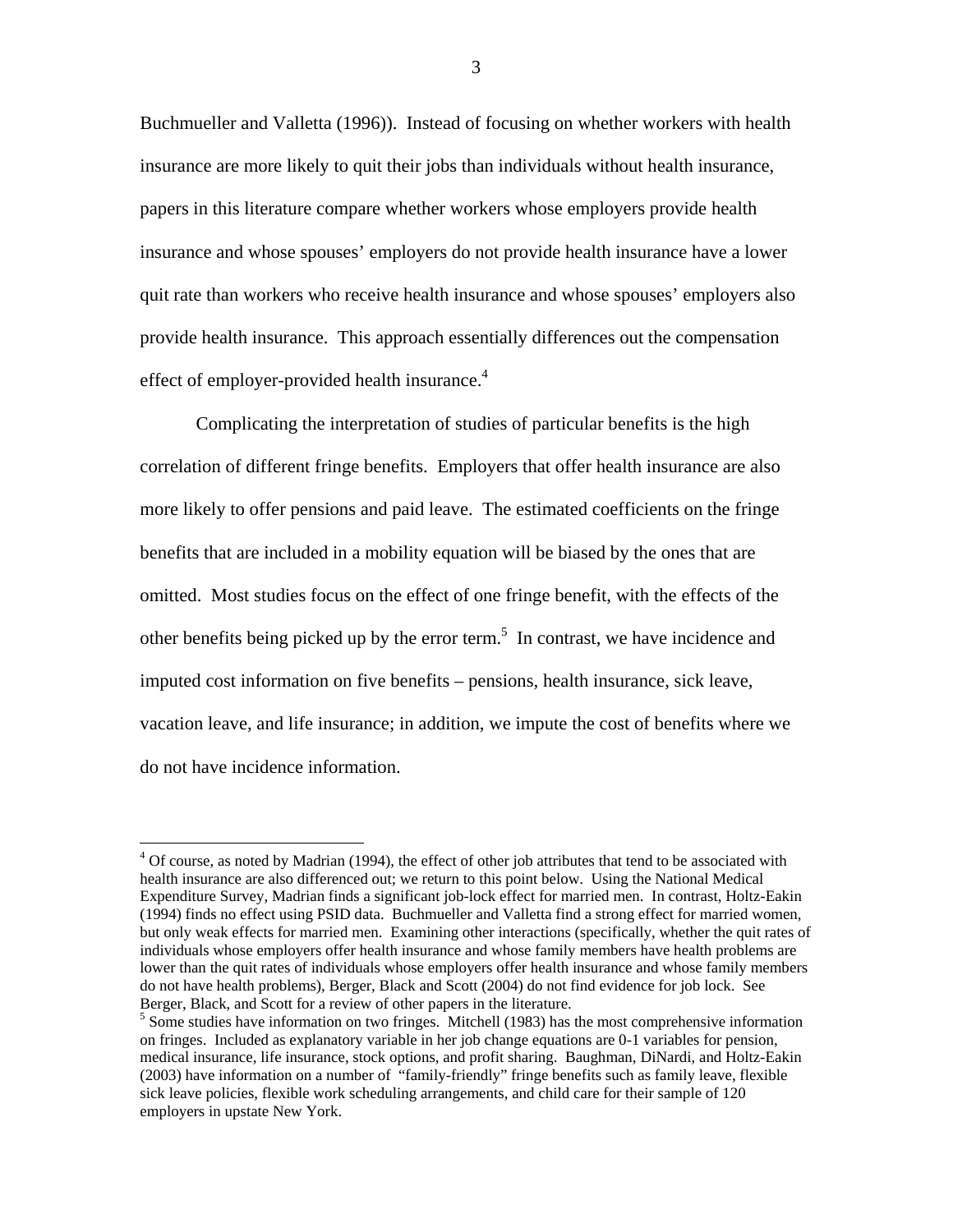Buchmueller and Valletta (1996)). Instead of focusing on whether workers with health insurance are more likely to quit their jobs than individuals without health insurance, papers in this literature compare whether workers whose employers provide health insurance and whose spouses' employers do not provide health insurance have a lower quit rate than workers who receive health insurance and whose spouses' employers also provide health insurance. This approach essentially differences out the compensation effect of employer-provided health insurance.[4]

Complicating the interpretation of studies of particular benefits is the high correlation of different fringe benefits. Employers that offer health insurance are also more likely to offer pensions and paid leave. The estimated coefficients on the fringe benefits that are included in a mobility equation will be biased by the ones that are omitted. Most studies focus on the effect of one fringe benefit, with the effects of the other benefits being picked up by the error term.[5] In contrast, we have incidence and imputed cost information on five benefits – pensions, health insurance, sick leave, vacation leave, and life insurance; in addition, we impute the cost of benefits where we do not have incidence information.

---

[4] Of course, as noted by Madrian (1994), the effect of other job attributes that tend to be associated with health insurance are also differenced out; we return to this point below. Using the National Medical Expenditure Survey, Madrian finds a significant job-lock effect for married men. In contrast, Holtz-Eakin (1994) finds no effect using PSID data. Buchmueller and Valletta find a strong effect for married women, but only weak effects for married men. Examining other interactions (specifically, whether the quit rates of individuals whose employers offer health insurance and whose family members have health problems are lower than the quit rates of individuals whose employers offer health insurance and whose family members do not have health problems), Berger, Black and Scott (2004) do not find evidence for job lock. See Berger, Black, and Scott for a review of other papers in the literature.

[5] Some studies have information on two fringes. Mitchell (1983) has the most comprehensive information on fringes. Included as explanatory variable in her job change equations are 0-1 variables for pension, medical insurance, life insurance, stock options, and profit sharing. Baughman, DiNardi, and Holtz-Eakin (2003) have information on a number of "family-friendly" fringe benefits such as family leave, flexible sick leave policies, flexible work scheduling arrangements, and child care for their sample of 120 employers in upstate New York.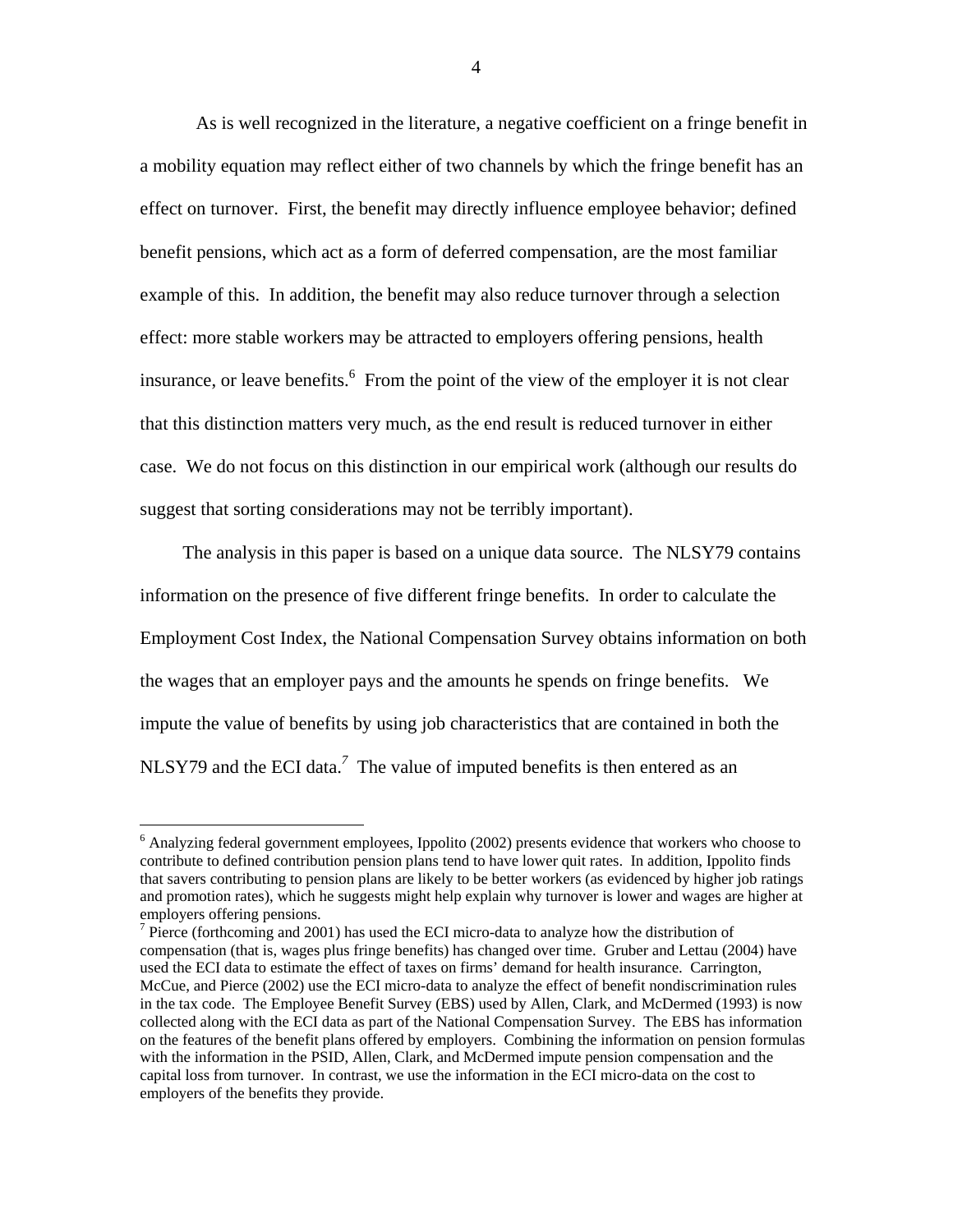As is well recognized in the literature, a negative coefficient on a fringe benefit in a mobility equation may reflect either of two channels by which the fringe benefit has an effect on turnover. First, the benefit may directly influence employee behavior; defined benefit pensions, which act as a form of deferred compensation, are the most familiar example of this. In addition, the benefit may also reduce turnover through a selection effect: more stable workers may be attracted to employers offering pensions, health insurance, or leave benefits.[6] From the point of the view of the employer it is not clear that this distinction matters very much, as the end result is reduced turnover in either case. We do not focus on this distinction in our empirical work (although our results do suggest that sorting considerations may not be terribly important).

The analysis in this paper is based on a unique data source. The NLSY79 contains information on the presence of five different fringe benefits. In order to calculate the Employment Cost Index, the National Compensation Survey obtains information on both the wages that an employer pays and the amounts he spends on fringe benefits. We impute the value of benefits by using job characteristics that are contained in both the NLSY79 and the ECI data.[7] The value of imputed benefits is then entered as an

[6] Analyzing federal government employees, Ippolito (2002) presents evidence that workers who choose to contribute to defined contribution pension plans tend to have lower quit rates. In addition, Ippolito finds that savers contributing to pension plans are likely to be better workers (as evidenced by higher job ratings and promotion rates), which he suggests might help explain why turnover is lower and wages are higher at employers offering pensions.

[7] Pierce (forthcoming and 2001) has used the ECI micro-data to analyze how the distribution of compensation (that is, wages plus fringe benefits) has changed over time. Gruber and Lettau (2004) have used the ECI data to estimate the effect of taxes on firms' demand for health insurance. Carrington, McCue, and Pierce (2002) use the ECI micro-data to analyze the effect of benefit nondiscrimination rules in the tax code. The Employee Benefit Survey (EBS) used by Allen, Clark, and McDermed (1993) is now collected along with the ECI data as part of the National Compensation Survey. The EBS has information on the features of the benefit plans offered by employers. Combining the information on pension formulas with the information in the PSID, Allen, Clark, and McDermed impute pension compensation and the capital loss from turnover. In contrast, we use the information in the ECI micro-data on the cost to employers of the benefits they provide.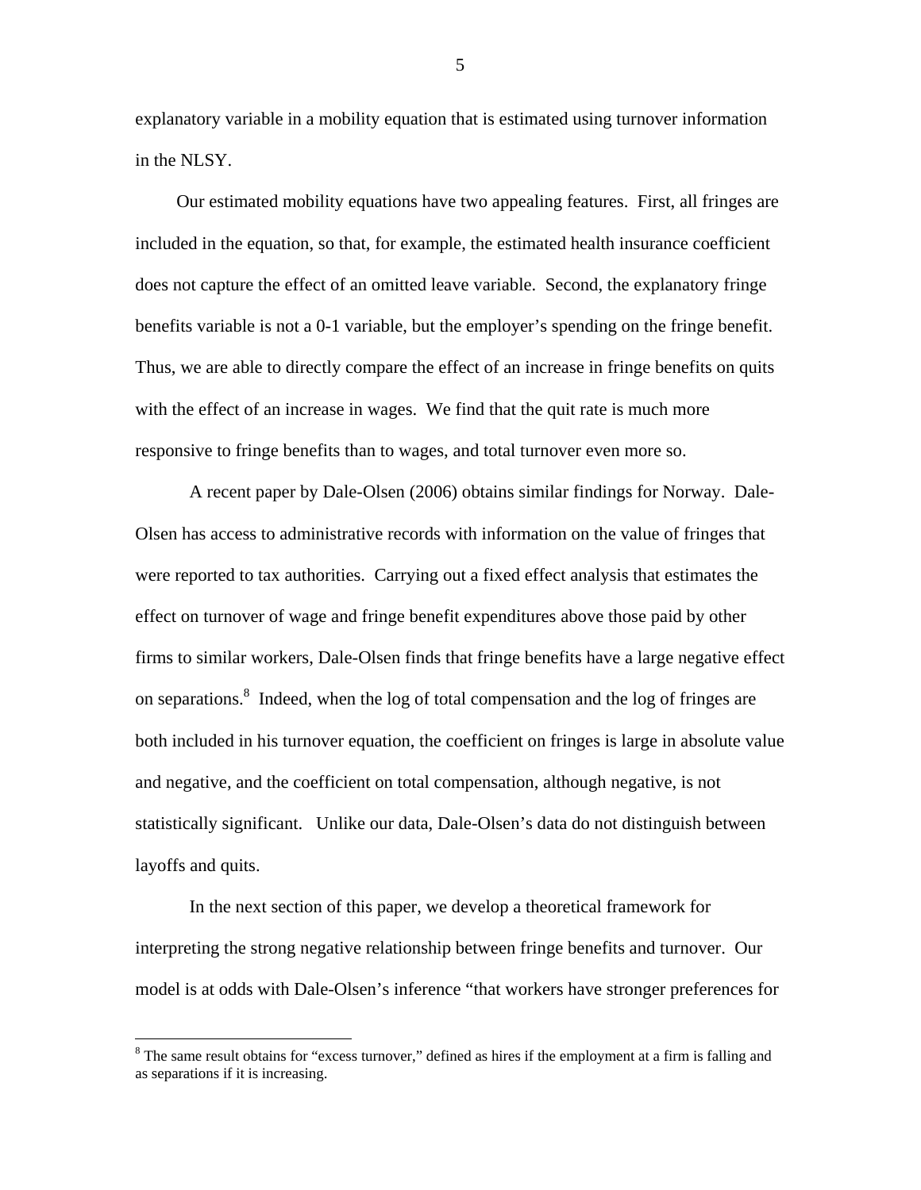explanatory variable in a mobility equation that is estimated using turnover information in the NLSY.

Our estimated mobility equations have two appealing features. First, all fringes are included in the equation, so that, for example, the estimated health insurance coefficient does not capture the effect of an omitted leave variable. Second, the explanatory fringe benefits variable is not a 0-1 variable, but the employer's spending on the fringe benefit. Thus, we are able to directly compare the effect of an increase in fringe benefits on quits with the effect of an increase in wages. We find that the quit rate is much more responsive to fringe benefits than to wages, and total turnover even more so.

A recent paper by Dale-Olsen (2006) obtains similar findings for Norway. Dale-Olsen has access to administrative records with information on the value of fringes that were reported to tax authorities. Carrying out a fixed effect analysis that estimates the effect on turnover of wage and fringe benefit expenditures above those paid by other firms to similar workers, Dale-Olsen finds that fringe benefits have a large negative effect on separations.[8] Indeed, when the log of total compensation and the log of fringes are both included in his turnover equation, the coefficient on fringes is large in absolute value and negative, and the coefficient on total compensation, although negative, is not statistically significant. Unlike our data, Dale-Olsen's data do not distinguish between layoffs and quits.

In the next section of this paper, we develop a theoretical framework for interpreting the strong negative relationship between fringe benefits and turnover. Our model is at odds with Dale-Olsen's inference "that workers have stronger preferences for

[8] The same result obtains for "excess turnover," defined as hires if the employment at a firm is falling and as separations if it is increasing.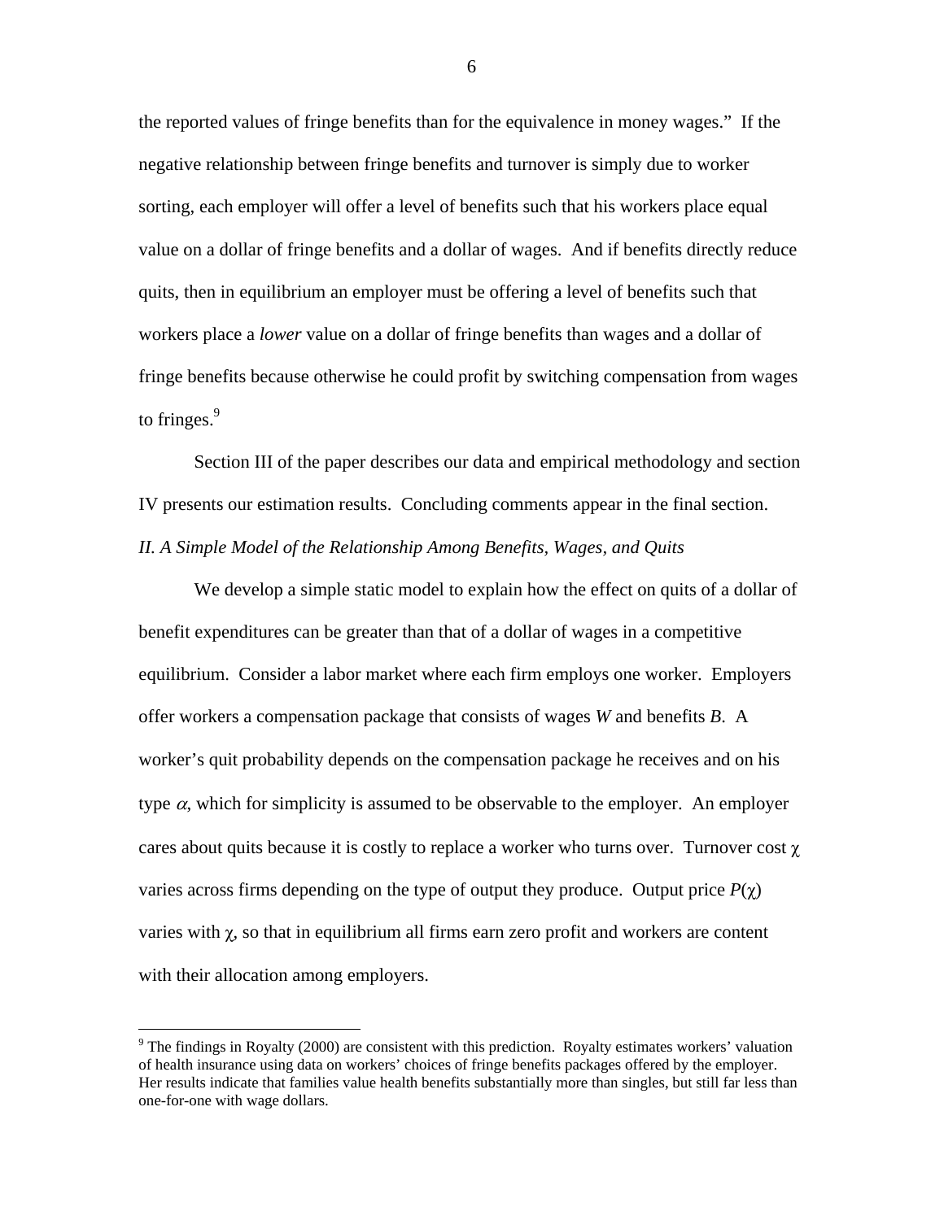the reported values of fringe benefits than for the equivalence in money wages." If the negative relationship between fringe benefits and turnover is simply due to worker sorting, each employer will offer a level of benefits such that his workers place equal value on a dollar of fringe benefits and a dollar of wages. And if benefits directly reduce quits, then in equilibrium an employer must be offering a level of benefits such that workers place a *lower* value on a dollar of fringe benefits than wages and a dollar of fringe benefits because otherwise he could profit by switching compensation from wages to fringes.[9]

Section III of the paper describes our data and empirical methodology and section IV presents our estimation results. Concluding comments appear in the final section.

## *II. A Simple Model of the Relationship Among Benefits, Wages, and Quits*

We develop a simple static model to explain how the effect on quits of a dollar of benefit expenditures can be greater than that of a dollar of wages in a competitive equilibrium. Consider a labor market where each firm employs one worker. Employers offer workers a compensation package that consists of wages $W$ and benefits $B$. A worker's quit probability depends on the compensation package he receives and on his type $\alpha$, which for simplicity is assumed to be observable to the employer. An employer cares about quits because it is costly to replace a worker who turns over. Turnover cost $\chi$ varies across firms depending on the type of output they produce. Output price $P(\chi)$ varies with $\chi$, so that in equilibrium all firms earn zero profit and workers are content with their allocation among employers.

---

[9] The findings in Royalty (2000) are consistent with this prediction. Royalty estimates workers' valuation of health insurance using data on workers' choices of fringe benefits packages offered by the employer. Her results indicate that families value health benefits substantially more than singles, but still far less than one-for-one with wage dollars.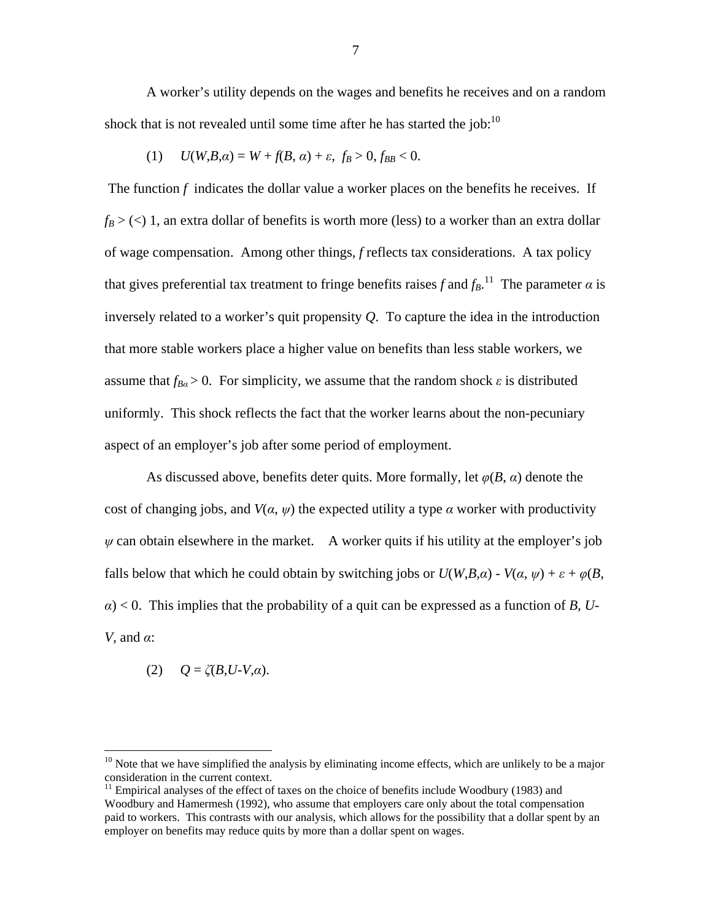A worker's utility depends on the wages and benefits he receives and on a random shock that is not revealed until some time after he has started the job:[10]

$$(1) \quad U(W,B,\alpha) = W + f(B, \alpha) + \varepsilon, \;\; f_B > 0, f_{BB} < 0.$$

The function $f$ indicates the dollar value a worker places on the benefits he receives. If $f_B >$ (<) 1, an extra dollar of benefits is worth more (less) to a worker than an extra dollar of wage compensation. Among other things, $f$ reflects tax considerations. A tax policy that gives preferential tax treatment to fringe benefits raises $f$ and $f_B$.[11] The parameter $\alpha$ is inversely related to a worker's quit propensity $Q$. To capture the idea in the introduction that more stable workers place a higher value on benefits than less stable workers, we assume that $f_{B\alpha} > 0$. For simplicity, we assume that the random shock $\varepsilon$ is distributed uniformly. This shock reflects the fact that the worker learns about the non-pecuniary aspect of an employer's job after some period of employment.

As discussed above, benefits deter quits. More formally, let $\varphi(B, \alpha)$ denote the cost of changing jobs, and $V(\alpha, \psi)$ the expected utility a type $\alpha$ worker with productivity $\psi$ can obtain elsewhere in the market. A worker quits if his utility at the employer's job falls below that which he could obtain by switching jobs or $U(W,B,\alpha) - V(\alpha, \psi) + \varepsilon + \varphi(B, \alpha) < 0$. This implies that the probability of a quit can be expressed as a function of $B$, $U$-$V$, and $\alpha$:

$$(2) \quad Q = \zeta(B, U\text{-}V, \alpha).$$

[10] Note that we have simplified the analysis by eliminating income effects, which are unlikely to be a major consideration in the current context.

[11] Empirical analyses of the effect of taxes on the choice of benefits include Woodbury (1983) and Woodbury and Hamermesh (1992), who assume that employers care only about the total compensation paid to workers. This contrasts with our analysis, which allows for the possibility that a dollar spent by an employer on benefits may reduce quits by more than a dollar spent on wages.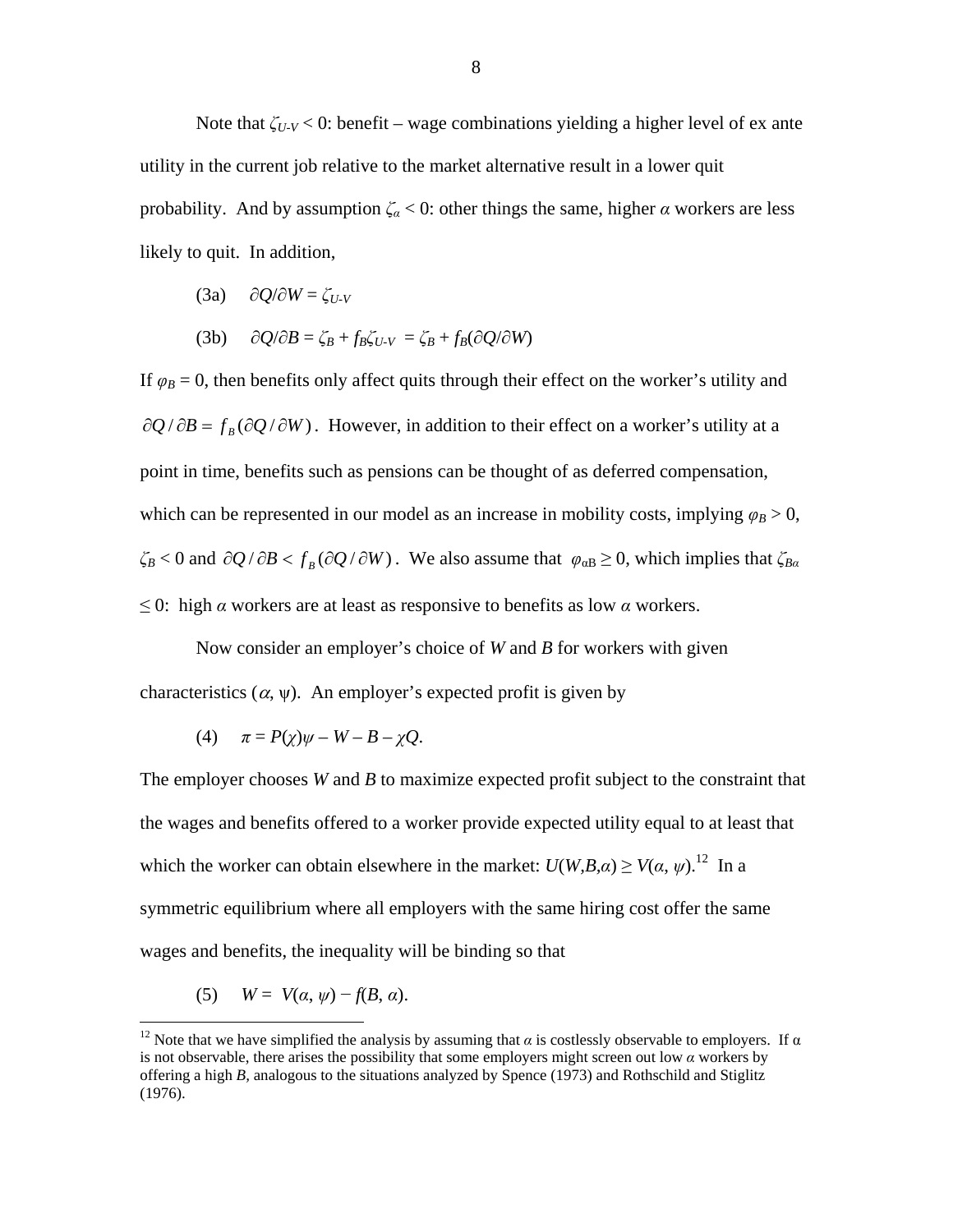Note that $\zeta_{U\text{-}V} < 0$: benefit – wage combinations yielding a higher level of ex ante utility in the current job relative to the market alternative result in a lower quit probability. And by assumption $\zeta_\alpha < 0$: other things the same, higher $\alpha$ workers are less likely to quit. In addition,

(3a) $\partial Q/\partial W = \zeta_{U\text{-}V}$

(3b) $\partial Q/\partial B = \zeta_B + f_B\zeta_{U\text{-}V} = \zeta_B + f_B(\partial Q/\partial W)$

If $\varphi_B = 0$, then benefits only affect quits through their effect on the worker's utility and $\partial Q / \partial B = f_B(\partial Q / \partial W)$. However, in addition to their effect on a worker's utility at a point in time, benefits such as pensions can be thought of as deferred compensation, which can be represented in our model as an increase in mobility costs, implying $\varphi_B > 0$, $\zeta_B < 0$ and $\partial Q / \partial B < f_B(\partial Q / \partial W)$. We also assume that $\varphi_{\alpha B} \geq 0$, which implies that $\zeta_{B\alpha} \leq 0$: high $\alpha$ workers are at least as responsive to benefits as low $\alpha$ workers.

Now consider an employer's choice of $W$ and $B$ for workers with given characteristics ($\alpha$, $\psi$). An employer's expected profit is given by

(4) $\pi = P(\chi)\psi - W - B - \chi Q$.

The employer chooses $W$ and $B$ to maximize expected profit subject to the constraint that the wages and benefits offered to a worker provide expected utility equal to at least that which the worker can obtain elsewhere in the market: $U(W,B,\alpha) \geq V(\alpha, \psi)$.[12] In a symmetric equilibrium where all employers with the same hiring cost offer the same wages and benefits, the inequality will be binding so that

(5) $W = V(\alpha, \psi) - f(B, \alpha)$.

[12] Note that we have simplified the analysis by assuming that $\alpha$ is costlessly observable to employers. If $\alpha$ is not observable, there arises the possibility that some employers might screen out low $\alpha$ workers by offering a high $B$, analogous to the situations analyzed by Spence (1973) and Rothschild and Stiglitz (1976).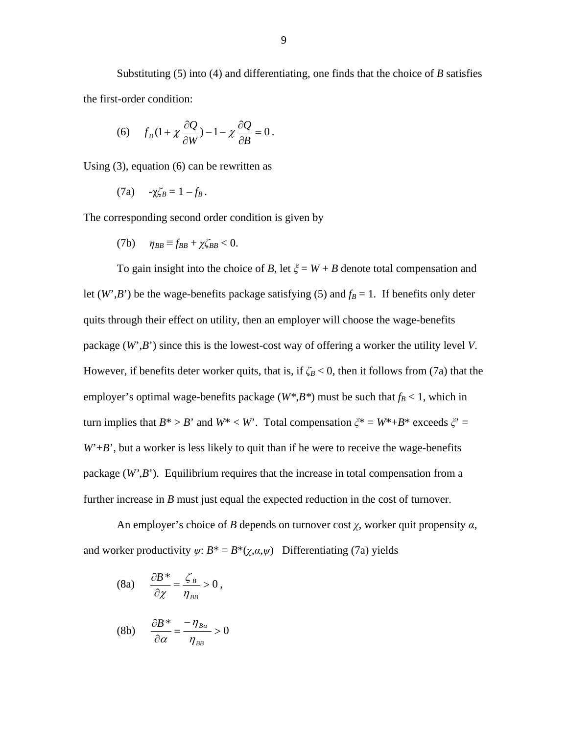Substituting (5) into (4) and differentiating, one finds that the choice of $B$ satisfies the first-order condition:

$$\text{(6)} \quad f_B(1+\chi\frac{\partial Q}{\partial W}) - 1 - \chi\frac{\partial Q}{\partial B} = 0 \,.$$

Using (3), equation (6) can be rewritten as

$$\text{(7a)} \quad -\chi\zeta_B = 1 - f_B \,.$$

The corresponding second order condition is given by

$$\text{(7b)} \quad \eta_{BB} \equiv f_{BB} + \chi\zeta_{BB} < 0.$$

To gain insight into the choice of $B$, let $\xi = W + B$ denote total compensation and let ($W$',$B$') be the wage-benefits package satisfying (5) and $f_B = 1$. If benefits only deter quits through their effect on utility, then an employer will choose the wage-benefits package ($W$',$B$') since this is the lowest-cost way of offering a worker the utility level $V$. However, if benefits deter worker quits, that is, if $\zeta_B < 0$, then it follows from (7a) that the employer's optimal wage-benefits package ($W^*$,$B^*$) must be such that $f_B < 1$, which in turn implies that $B^* > B$' and $W^* < W$'. Total compensation $\xi^* = W^*+B^*$ exceeds $\xi' = W'+B'$, but a worker is less likely to quit than if he were to receive the wage-benefits package ($W$',$B$'). Equilibrium requires that the increase in total compensation from a further increase in $B$ must just equal the expected reduction in the cost of turnover.

An employer's choice of $B$ depends on turnover cost $\chi$, worker quit propensity $\alpha$, and worker productivity $\psi$: $B^* = B^*(\chi,\alpha,\psi)$ Differentiating (7a) yields

$$\text{(8a)} \quad \frac{\partial B^*}{\partial \chi} = \frac{\zeta_B}{\eta_{BB}} > 0 \,,$$

$$\text{(8b)} \quad \frac{\partial B^*}{\partial \alpha} = \frac{-\eta_{B\alpha}}{\eta_{BB}} > 0$$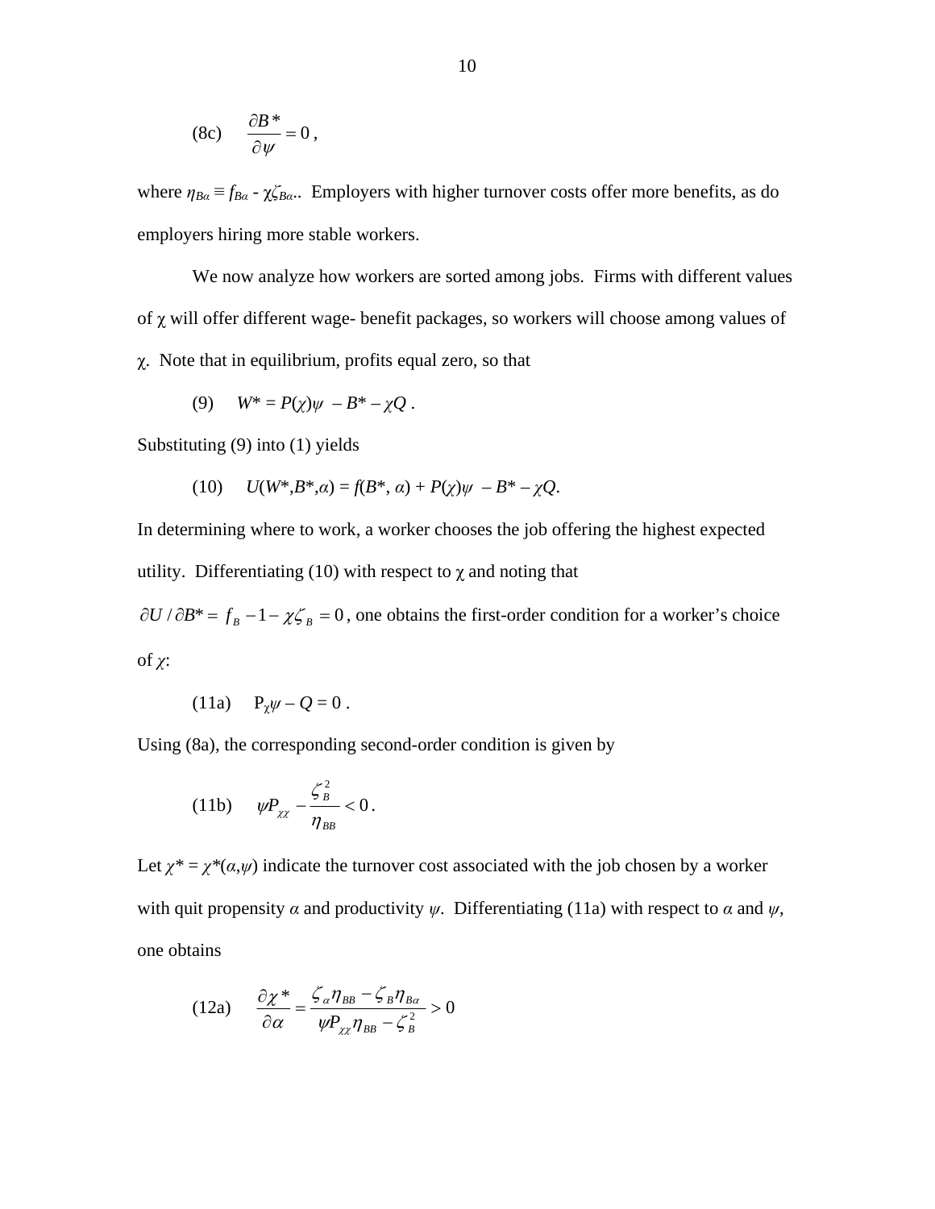(8c) $$\frac{\partial B^*}{\partial \psi} = 0 ,$$

where $\eta_{B\alpha} \equiv f_{B\alpha} - \chi\zeta_{B\alpha}$.. Employers with higher turnover costs offer more benefits, as do employers hiring more stable workers.

We now analyze how workers are sorted among jobs. Firms with different values of χ will offer different wage- benefit packages, so workers will choose among values of χ. Note that in equilibrium, profits equal zero, so that

(9) $$W^* = P(\chi)\psi - B^* - \chi Q .$$

Substituting (9) into (1) yields

(10) $$U(W^*,B^*,\alpha) = f(B^*, \alpha) + P(\chi)\psi - B^* - \chi Q.$$

In determining where to work, a worker chooses the job offering the highest expected utility. Differentiating (10) with respect to χ and noting that $\partial U / \partial B^* = f_B - 1 - \chi\zeta_B = 0$, one obtains the first-order condition for a worker's choice of $\chi$:

(11a) $$P_\chi \psi - Q = 0 .$$

Using (8a), the corresponding second-order condition is given by

(11b) $$\psi P_{\chi\chi} - \frac{\zeta_B^2}{\eta_{BB}} < 0 .$$

Let $\chi^* = \chi^*(\alpha,\psi)$ indicate the turnover cost associated with the job chosen by a worker with quit propensity $\alpha$ and productivity $\psi$. Differentiating (11a) with respect to $\alpha$ and $\psi$, one obtains

(12a) $$\frac{\partial \chi^*}{\partial \alpha} = \frac{\zeta_\alpha \eta_{BB} - \zeta_B \eta_{B\alpha}}{\psi P_{\chi\chi} \eta_{BB} - \zeta_B^2} > 0$$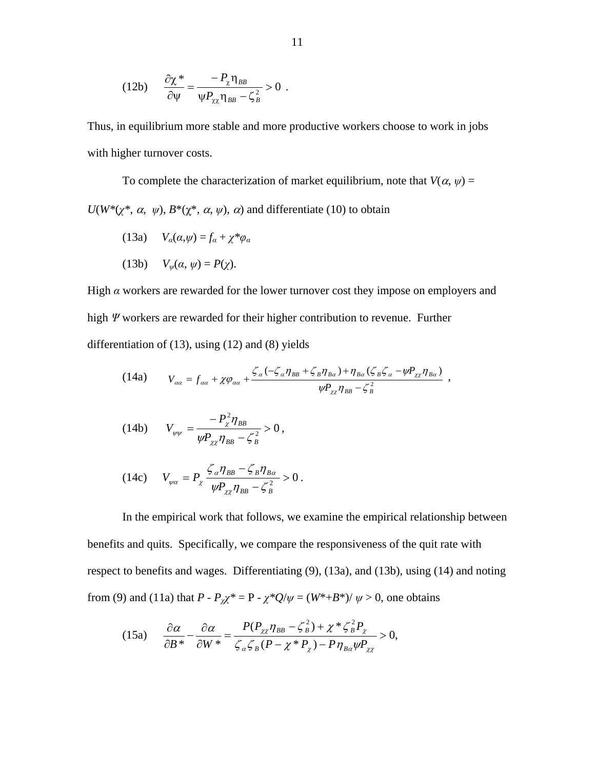(12b) $$\frac{\partial \chi^*}{\partial \psi} = \frac{-P_\chi \eta_{BB}}{\psi P_{\chi\chi}\eta_{BB} - \zeta_B^2} > 0 \ .$$

Thus, in equilibrium more stable and more productive workers choose to work in jobs with higher turnover costs.

To complete the characterization of market equilibrium, note that $V(\alpha, \psi) = U(W^*(\chi^*, \alpha, \psi), B^*(\chi^*, \alpha, \psi), \alpha)$ and differentiate (10) to obtain

(13a) $V_\alpha(\alpha,\psi) = f_\alpha + \chi^* \varphi_\alpha$

(13b) $V_\psi(\alpha, \psi) = P(\chi)$.

High $\alpha$ workers are rewarded for the lower turnover cost they impose on employers and high $\Psi$ workers are rewarded for their higher contribution to revenue. Further differentiation of (13), using (12) and (8) yields

(14a) $$V_{\alpha\alpha} = f_{\alpha\alpha} + \chi\varphi_{\alpha\alpha} + \frac{\zeta_\alpha(-\zeta_\alpha\eta_{BB} + \zeta_B\eta_{B\alpha}) + \eta_{B\alpha}(\zeta_B\zeta_\alpha - \psi P_{\chi\chi}\eta_{B\alpha})}{\psi P_{\chi\chi}\eta_{BB} - \zeta_B^2} \ ,$$

(14b) $$V_{\psi\psi} = \frac{-P_\chi^2\eta_{BB}}{\psi P_{\chi\chi}\eta_{BB} - \zeta_B^2} > 0 \ ,$$

(14c) $$V_{\psi\alpha} = P_\chi \frac{\zeta_\alpha\eta_{BB} - \zeta_B\eta_{B\alpha}}{\psi P_{\chi\chi}\eta_{BB} - \zeta_B^2} > 0 \ .$$

In the empirical work that follows, we examine the empirical relationship between benefits and quits. Specifically, we compare the responsiveness of the quit rate with respect to benefits and wages. Differentiating (9), (13a), and (13b), using (14) and noting from (9) and (11a) that $P - P_\chi\chi^* = P - \chi^*Q/\psi = (W^*+B^*)/\psi > 0$, one obtains

(15a) $$\frac{\partial \alpha}{\partial B^*} - \frac{\partial \alpha}{\partial W^*} = \frac{P(P_{\chi\chi}\eta_{BB} - \zeta_B^2) + \chi^*\zeta_B^2 P_\chi}{\zeta_\alpha\zeta_B(P - \chi^* P_\chi) - P\eta_{B\alpha}\psi P_{\chi\chi}} > 0,$$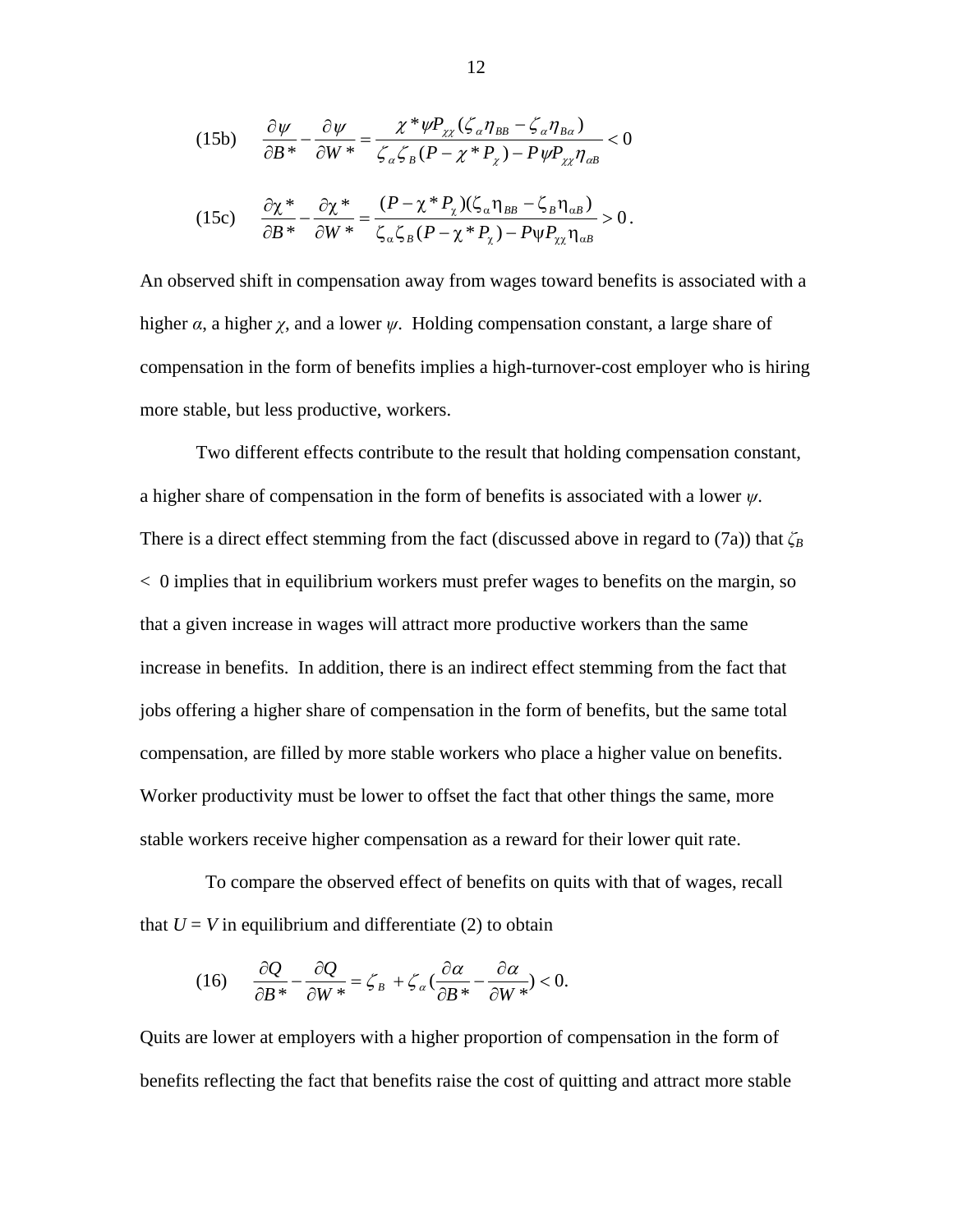$$\text{(15b)} \quad \frac{\partial \psi}{\partial B^*} - \frac{\partial \psi}{\partial W^*} = \frac{\chi^* \psi P_{\chi\chi}(\zeta_\alpha \eta_{BB} - \zeta_\alpha \eta_{B\alpha})}{\zeta_\alpha \zeta_B (P - \chi^* P_\chi) - P\psi P_{\chi\chi}\eta_{\alpha B}} < 0$$

$$\text{(15c)} \quad \frac{\partial \chi^*}{\partial B^*} - \frac{\partial \chi^*}{\partial W^*} = \frac{(P - \chi^* P_\chi)(\zeta_\alpha \eta_{BB} - \zeta_B \eta_{\alpha B})}{\zeta_\alpha \zeta_B (P - \chi^* P_\chi) - P\psi P_{\chi\chi}\eta_{\alpha B}} > 0 .$$

An observed shift in compensation away from wages toward benefits is associated with a higher $\alpha$, a higher $\chi$, and a lower $\psi$. Holding compensation constant, a large share of compensation in the form of benefits implies a high-turnover-cost employer who is hiring more stable, but less productive, workers.

Two different effects contribute to the result that holding compensation constant, a higher share of compensation in the form of benefits is associated with a lower $\psi$. There is a direct effect stemming from the fact (discussed above in regard to (7a)) that $\zeta_B < 0$ implies that in equilibrium workers must prefer wages to benefits on the margin, so that a given increase in wages will attract more productive workers than the same increase in benefits. In addition, there is an indirect effect stemming from the fact that jobs offering a higher share of compensation in the form of benefits, but the same total compensation, are filled by more stable workers who place a higher value on benefits. Worker productivity must be lower to offset the fact that other things the same, more stable workers receive higher compensation as a reward for their lower quit rate.

To compare the observed effect of benefits on quits with that of wages, recall that $U = V$ in equilibrium and differentiate (2) to obtain

$$\text{(16)} \quad \frac{\partial Q}{\partial B^*} - \frac{\partial Q}{\partial W^*} = \zeta_B + \zeta_\alpha \left(\frac{\partial \alpha}{\partial B^*} - \frac{\partial \alpha}{\partial W^*}\right) < 0.$$

Quits are lower at employers with a higher proportion of compensation in the form of benefits reflecting the fact that benefits raise the cost of quitting and attract more stable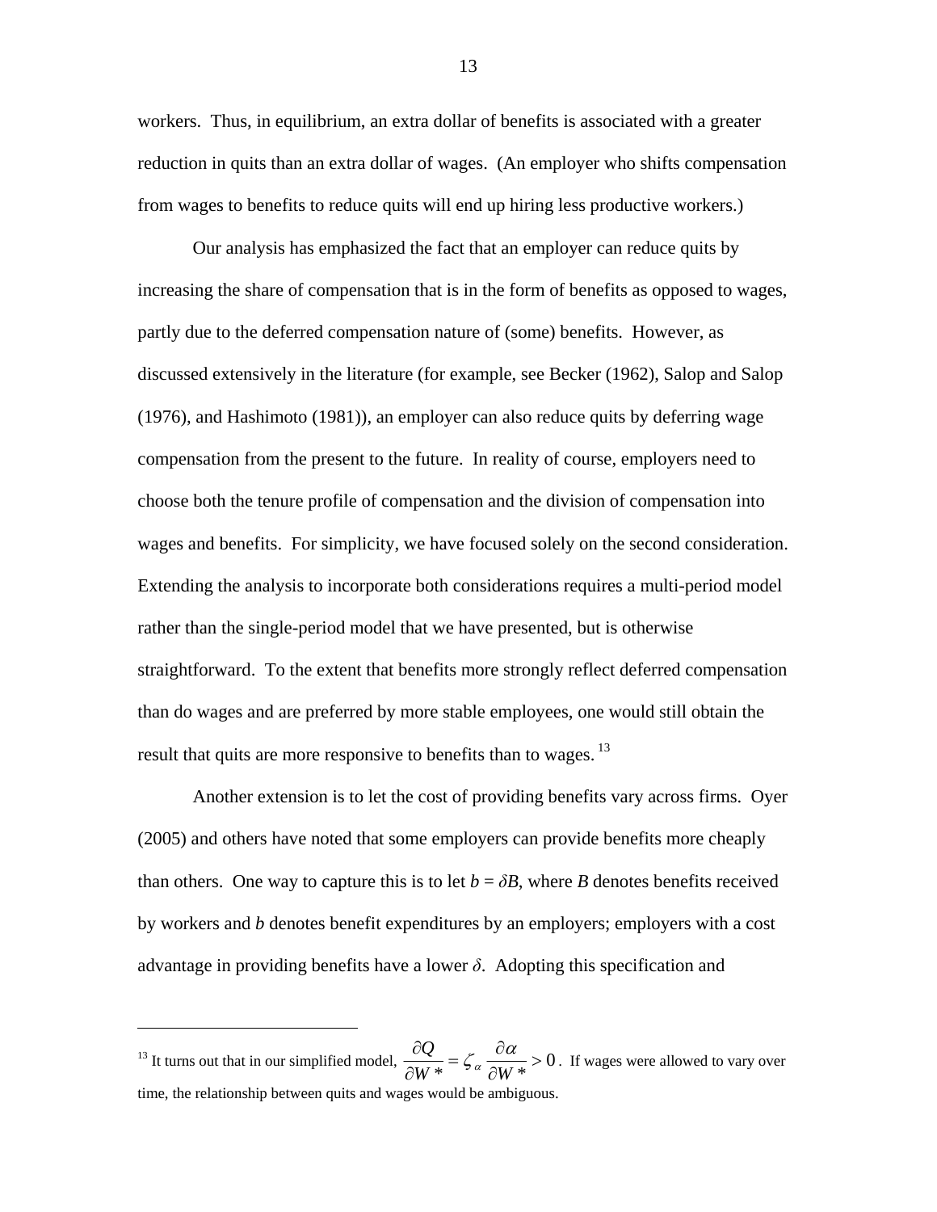workers. Thus, in equilibrium, an extra dollar of benefits is associated with a greater reduction in quits than an extra dollar of wages. (An employer who shifts compensation from wages to benefits to reduce quits will end up hiring less productive workers.)

Our analysis has emphasized the fact that an employer can reduce quits by increasing the share of compensation that is in the form of benefits as opposed to wages, partly due to the deferred compensation nature of (some) benefits. However, as discussed extensively in the literature (for example, see Becker (1962), Salop and Salop (1976), and Hashimoto (1981)), an employer can also reduce quits by deferring wage compensation from the present to the future. In reality of course, employers need to choose both the tenure profile of compensation and the division of compensation into wages and benefits. For simplicity, we have focused solely on the second consideration. Extending the analysis to incorporate both considerations requires a multi-period model rather than the single-period model that we have presented, but is otherwise straightforward. To the extent that benefits more strongly reflect deferred compensation than do wages and are preferred by more stable employees, one would still obtain the result that quits are more responsive to benefits than to wages.[13]

Another extension is to let the cost of providing benefits vary across firms. Oyer (2005) and others have noted that some employers can provide benefits more cheaply than others. One way to capture this is to let $b = \delta B$, where $B$ denotes benefits received by workers and $b$ denotes benefit expenditures by an employers; employers with a cost advantage in providing benefits have a lower $\delta$. Adopting this specification and

---

[13] It turns out that in our simplified model, $\frac{\partial Q}{\partial W^*} = \zeta_\alpha \frac{\partial \alpha}{\partial W^*} > 0$. If wages were allowed to vary over time, the relationship between quits and wages would be ambiguous.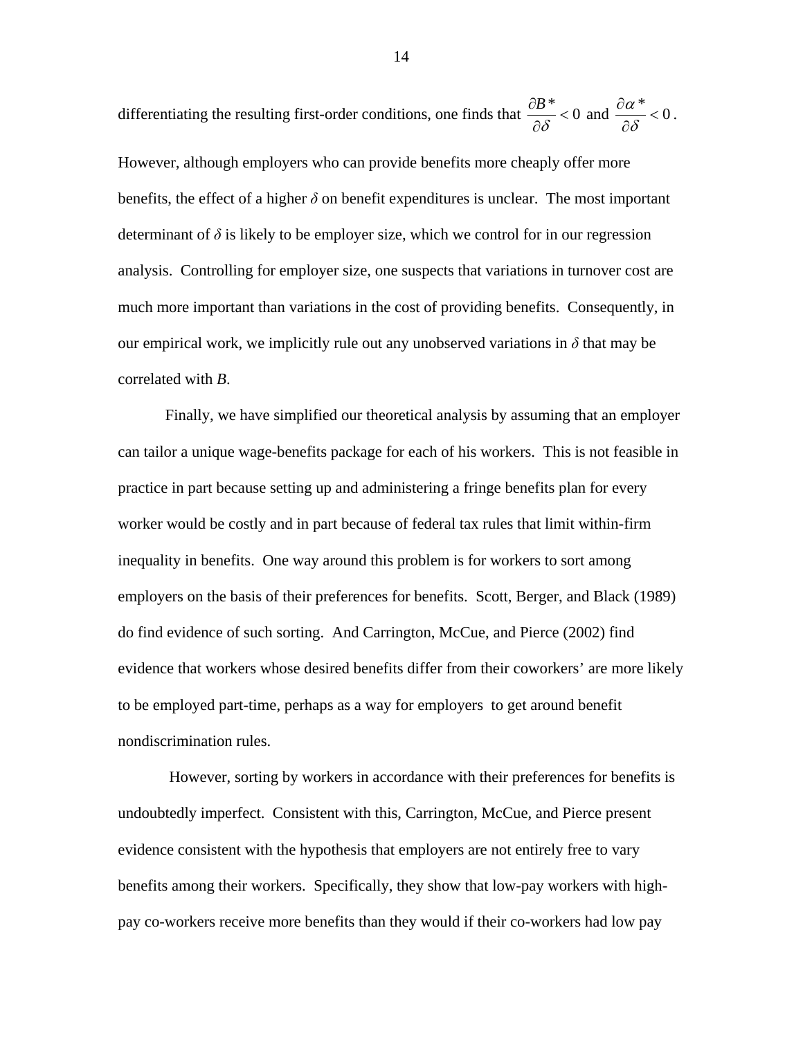differentiating the resulting first-order conditions, one finds that $\frac{\partial B^*}{\partial \delta} < 0$ and $\frac{\partial \alpha^*}{\partial \delta} < 0$. However, although employers who can provide benefits more cheaply offer more benefits, the effect of a higher $\delta$ on benefit expenditures is unclear. The most important determinant of $\delta$ is likely to be employer size, which we control for in our regression analysis. Controlling for employer size, one suspects that variations in turnover cost are much more important than variations in the cost of providing benefits. Consequently, in our empirical work, we implicitly rule out any unobserved variations in $\delta$ that may be correlated with *B*.

Finally, we have simplified our theoretical analysis by assuming that an employer can tailor a unique wage-benefits package for each of his workers. This is not feasible in practice in part because setting up and administering a fringe benefits plan for every worker would be costly and in part because of federal tax rules that limit within-firm inequality in benefits. One way around this problem is for workers to sort among employers on the basis of their preferences for benefits. Scott, Berger, and Black (1989) do find evidence of such sorting. And Carrington, McCue, and Pierce (2002) find evidence that workers whose desired benefits differ from their coworkers' are more likely to be employed part-time, perhaps as a way for employers to get around benefit nondiscrimination rules.

However, sorting by workers in accordance with their preferences for benefits is undoubtedly imperfect. Consistent with this, Carrington, McCue, and Pierce present evidence consistent with the hypothesis that employers are not entirely free to vary benefits among their workers. Specifically, they show that low-pay workers with high-pay co-workers receive more benefits than they would if their co-workers had low pay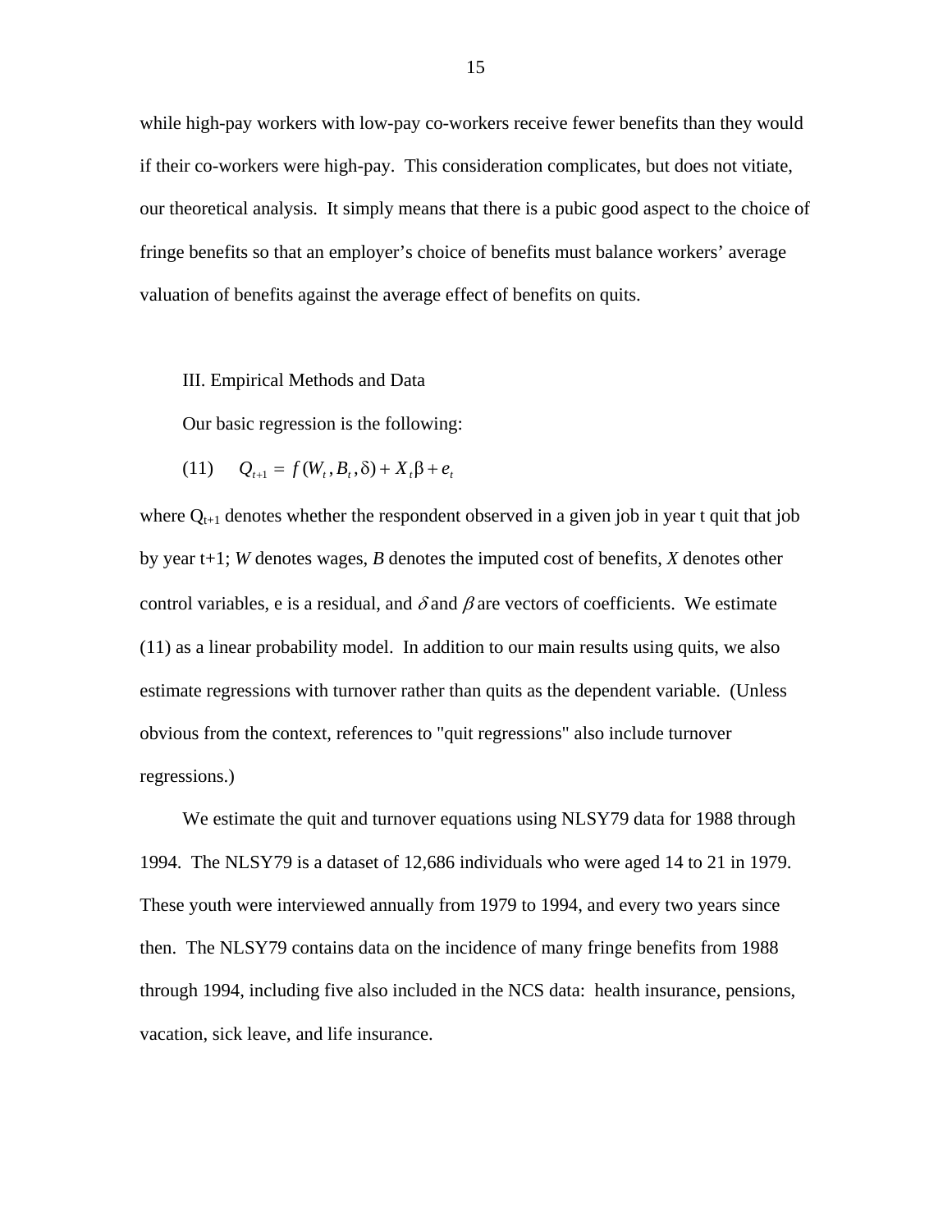while high-pay workers with low-pay co-workers receive fewer benefits than they would if their co-workers were high-pay. This consideration complicates, but does not vitiate, our theoretical analysis. It simply means that there is a pubic good aspect to the choice of fringe benefits so that an employer's choice of benefits must balance workers' average valuation of benefits against the average effect of benefits on quits.

## III. Empirical Methods and Data

Our basic regression is the following:

$$(11) \qquad Q_{t+1} = f(W_t, B_t, \delta) + X_t\beta + e_t$$

where $Q_{t+1}$ denotes whether the respondent observed in a given job in year t quit that job by year t+1; *W* denotes wages, *B* denotes the imputed cost of benefits, *X* denotes other control variables, e is a residual, and $\delta$ and $\beta$ are vectors of coefficients. We estimate (11) as a linear probability model. In addition to our main results using quits, we also estimate regressions with turnover rather than quits as the dependent variable. (Unless obvious from the context, references to "quit regressions" also include turnover regressions.)

We estimate the quit and turnover equations using NLSY79 data for 1988 through 1994. The NLSY79 is a dataset of 12,686 individuals who were aged 14 to 21 in 1979. These youth were interviewed annually from 1979 to 1994, and every two years since then. The NLSY79 contains data on the incidence of many fringe benefits from 1988 through 1994, including five also included in the NCS data: health insurance, pensions, vacation, sick leave, and life insurance.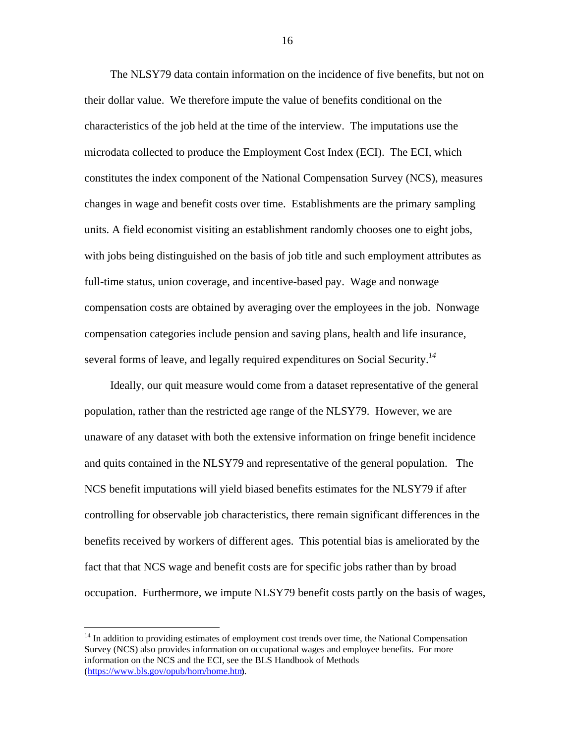The NLSY79 data contain information on the incidence of five benefits, but not on their dollar value. We therefore impute the value of benefits conditional on the characteristics of the job held at the time of the interview. The imputations use the microdata collected to produce the Employment Cost Index (ECI). The ECI, which constitutes the index component of the National Compensation Survey (NCS), measures changes in wage and benefit costs over time. Establishments are the primary sampling units. A field economist visiting an establishment randomly chooses one to eight jobs, with jobs being distinguished on the basis of job title and such employment attributes as full-time status, union coverage, and incentive-based pay. Wage and nonwage compensation costs are obtained by averaging over the employees in the job. Nonwage compensation categories include pension and saving plans, health and life insurance, several forms of leave, and legally required expenditures on Social Security.[14]

Ideally, our quit measure would come from a dataset representative of the general population, rather than the restricted age range of the NLSY79. However, we are unaware of any dataset with both the extensive information on fringe benefit incidence and quits contained in the NLSY79 and representative of the general population. The NCS benefit imputations will yield biased benefits estimates for the NLSY79 if after controlling for observable job characteristics, there remain significant differences in the benefits received by workers of different ages. This potential bias is ameliorated by the fact that that NCS wage and benefit costs are for specific jobs rather than by broad occupation. Furthermore, we impute NLSY79 benefit costs partly on the basis of wages,

[14] In addition to providing estimates of employment cost trends over time, the National Compensation Survey (NCS) also provides information on occupational wages and employee benefits. For more information on the NCS and the ECI, see the BLS Handbook of Methods (https://www.bls.gov/opub/hom/home.htm).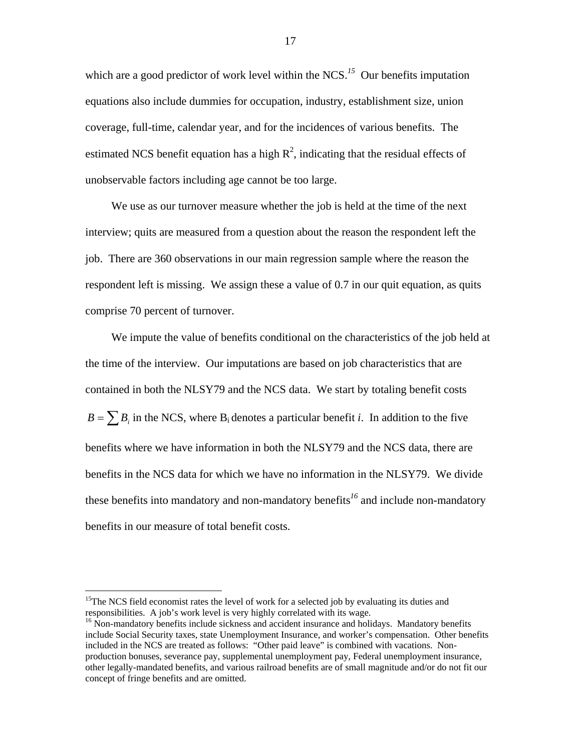which are a good predictor of work level within the NCS.[15] Our benefits imputation equations also include dummies for occupation, industry, establishment size, union coverage, full-time, calendar year, and for the incidences of various benefits. The estimated NCS benefit equation has a high $R^2$, indicating that the residual effects of unobservable factors including age cannot be too large.

We use as our turnover measure whether the job is held at the time of the next interview; quits are measured from a question about the reason the respondent left the job. There are 360 observations in our main regression sample where the reason the respondent left is missing. We assign these a value of 0.7 in our quit equation, as quits comprise 70 percent of turnover.

We impute the value of benefits conditional on the characteristics of the job held at the time of the interview. Our imputations are based on job characteristics that are contained in both the NLSY79 and the NCS data. We start by totaling benefit costs $B = \sum B_i$ in the NCS, where $B_i$ denotes a particular benefit *i*. In addition to the five benefits where we have information in both the NLSY79 and the NCS data, there are benefits in the NCS data for which we have no information in the NLSY79. We divide these benefits into mandatory and non-mandatory benefits[16] and include non-mandatory benefits in our measure of total benefit costs.

---

[15] The NCS field economist rates the level of work for a selected job by evaluating its duties and responsibilities. A job's work level is very highly correlated with its wage.

[16] Non-mandatory benefits include sickness and accident insurance and holidays. Mandatory benefits include Social Security taxes, state Unemployment Insurance, and worker's compensation. Other benefits included in the NCS are treated as follows: "Other paid leave" is combined with vacations. Non-production bonuses, severance pay, supplemental unemployment pay, Federal unemployment insurance, other legally-mandated benefits, and various railroad benefits are of small magnitude and/or do not fit our concept of fringe benefits and are omitted.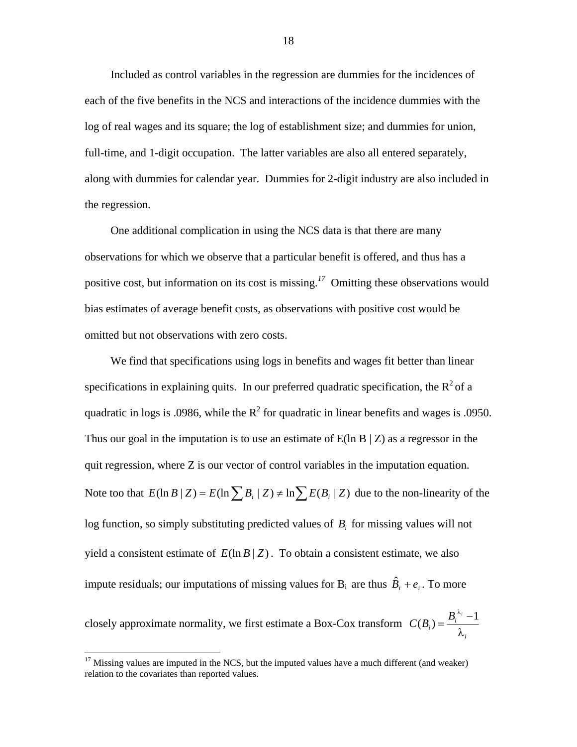Included as control variables in the regression are dummies for the incidences of each of the five benefits in the NCS and interactions of the incidence dummies with the log of real wages and its square; the log of establishment size; and dummies for union, full-time, and 1-digit occupation. The latter variables are also all entered separately, along with dummies for calendar year. Dummies for 2-digit industry are also included in the regression.

One additional complication in using the NCS data is that there are many observations for which we observe that a particular benefit is offered, and thus has a positive cost, but information on its cost is missing.[17] Omitting these observations would bias estimates of average benefit costs, as observations with positive cost would be omitted but not observations with zero costs.

We find that specifications using logs in benefits and wages fit better than linear specifications in explaining quits. In our preferred quadratic specification, the $R^2$ of a quadratic in logs is .0986, while the $R^2$ for quadratic in linear benefits and wages is .0950. Thus our goal in the imputation is to use an estimate of E(ln B | Z) as a regressor in the quit regression, where Z is our vector of control variables in the imputation equation. Note too that $E(\ln B \mid Z) = E(\ln \sum B_i \mid Z) \neq \ln \sum E(B_i \mid Z)$ due to the non-linearity of the log function, so simply substituting predicted values of $B_i$ for missing values will not yield a consistent estimate of $E(\ln B \mid Z)$. To obtain a consistent estimate, we also impute residuals; our imputations of missing values for $B_i$ are thus $\hat{B}_i + e_i$. To more closely approximate normality, we first estimate a Box-Cox transform $C(B_i) = \dfrac{B_i^{\lambda_i} - 1}{\lambda_i}$

[17] Missing values are imputed in the NCS, but the imputed values have a much different (and weaker) relation to the covariates than reported values.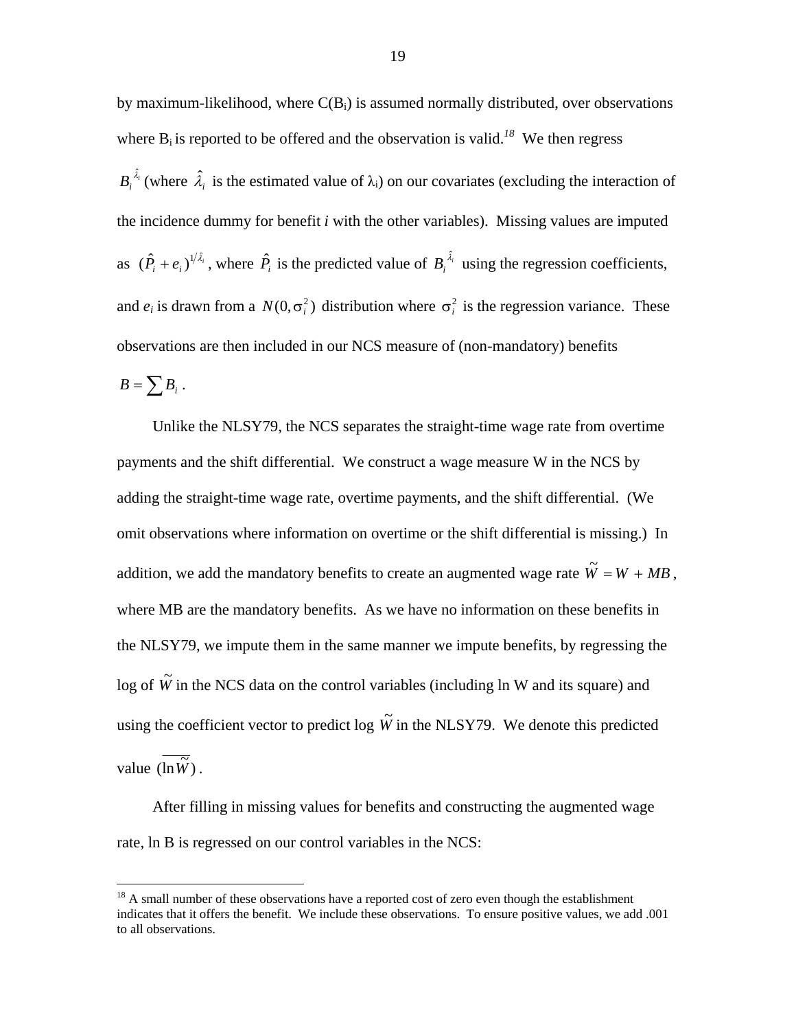by maximum-likelihood, where $C(B_i)$ is assumed normally distributed, over observations where $B_i$ is reported to be offered and the observation is valid.[18] We then regress $B_i^{\hat{\lambda}_i}$ (where $\hat{\lambda}_i$ is the estimated value of $\lambda_i$) on our covariates (excluding the interaction of the incidence dummy for benefit *i* with the other variables). Missing values are imputed as $(\hat{P}_i + e_i)^{1/\hat{\lambda}_i}$, where $\hat{P}_i$ is the predicted value of $B_i^{\hat{\lambda}_i}$ using the regression coefficients, and $e_i$ is drawn from a $N(0, \sigma_i^2)$ distribution where $\sigma_i^2$ is the regression variance. These observations are then included in our NCS measure of (non-mandatory) benefits $B = \sum B_i$.

Unlike the NLSY79, the NCS separates the straight-time wage rate from overtime payments and the shift differential. We construct a wage measure W in the NCS by adding the straight-time wage rate, overtime payments, and the shift differential. (We omit observations where information on overtime or the shift differential is missing.) In addition, we add the mandatory benefits to create an augmented wage rate $\tilde{W} = W + MB$, where MB are the mandatory benefits. As we have no information on these benefits in the NLSY79, we impute them in the same manner we impute benefits, by regressing the log of $\tilde{W}$ in the NCS data on the control variables (including ln W and its square) and using the coefficient vector to predict log $\tilde{W}$ in the NLSY79. We denote this predicted value $(\overline{\ln \tilde{W}})$.

After filling in missing values for benefits and constructing the augmented wage rate, ln B is regressed on our control variables in the NCS:

[18] A small number of these observations have a reported cost of zero even though the establishment indicates that it offers the benefit. We include these observations. To ensure positive values, we add .001 to all observations.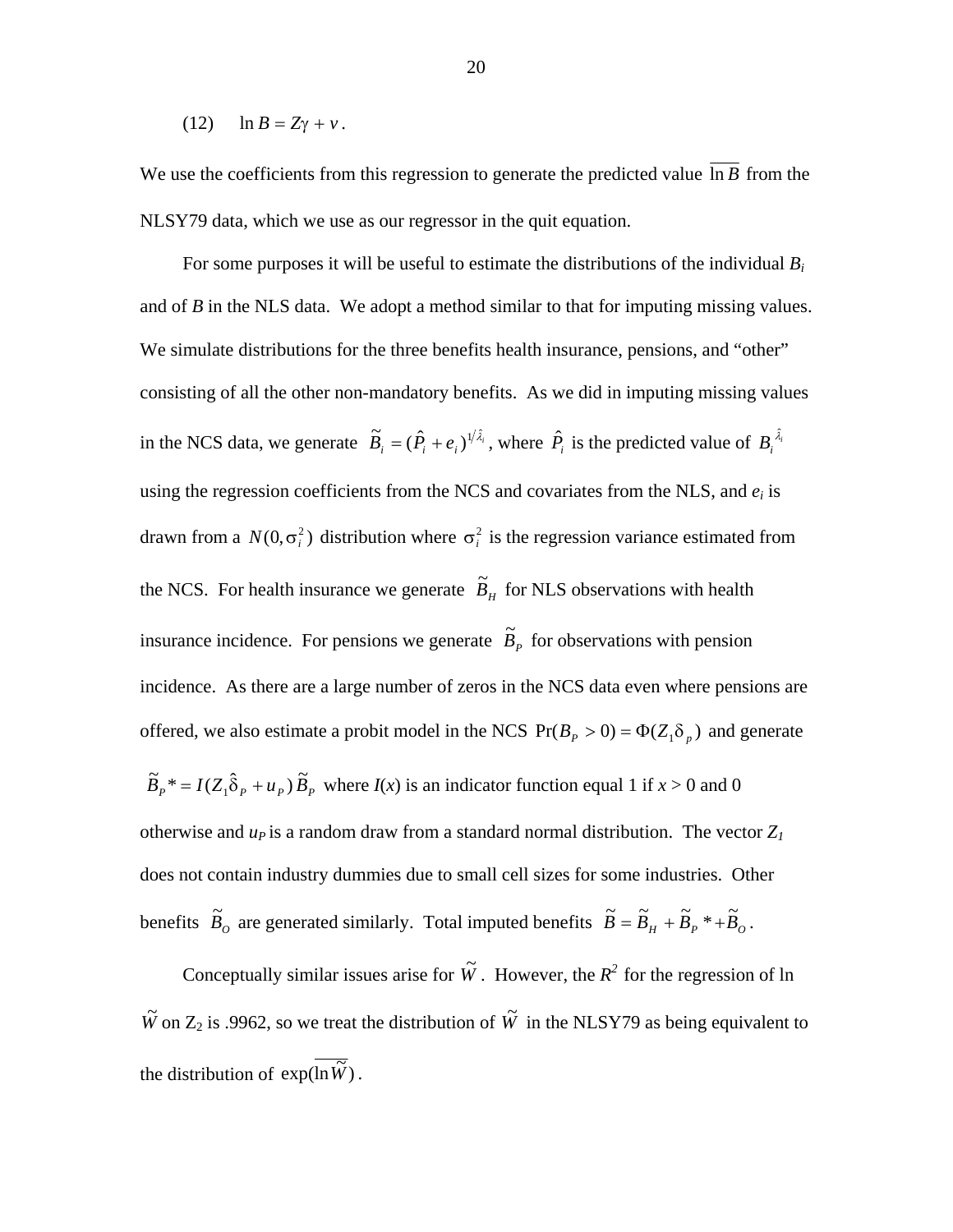(12) $\ln B = Z\gamma + v$.

We use the coefficients from this regression to generate the predicted value $\overline{\ln B}$ from the NLSY79 data, which we use as our regressor in the quit equation.

For some purposes it will be useful to estimate the distributions of the individual $B_i$ and of $B$ in the NLS data. We adopt a method similar to that for imputing missing values. We simulate distributions for the three benefits health insurance, pensions, and "other" consisting of all the other non-mandatory benefits. As we did in imputing missing values in the NCS data, we generate $\tilde{B}_i = (\hat{P}_i + e_i)^{1/\hat{\lambda}_i}$, where $\hat{P}_i$ is the predicted value of $B_i^{\hat{\lambda}_i}$ using the regression coefficients from the NCS and covariates from the NLS, and $e_i$ is drawn from a $N(0, \sigma_i^2)$ distribution where $\sigma_i^2$ is the regression variance estimated from the NCS. For health insurance we generate $\tilde{B}_H$ for NLS observations with health insurance incidence. For pensions we generate $\tilde{B}_P$ for observations with pension incidence. As there are a large number of zeros in the NCS data even where pensions are offered, we also estimate a probit model in the NCS $\Pr(B_P > 0) = \Phi(Z_1 \delta_p)$ and generate $\tilde{B}_P{*} = I(Z_1 \hat{\delta}_P + u_P)\, \tilde{B}_P$ where $I(x)$ is an indicator function equal 1 if $x > 0$ and 0 otherwise and $u_P$ is a random draw from a standard normal distribution. The vector $Z_1$ does not contain industry dummies due to small cell sizes for some industries. Other benefits $\tilde{B}_O$ are generated similarly. Total imputed benefits $\tilde{B} = \tilde{B}_H + \tilde{B}_P{*} + \tilde{B}_O$.

Conceptually similar issues arise for $\tilde{W}$. However, the $R^2$ for the regression of ln $\tilde{W}$ on $Z_2$ is .9962, so we treat the distribution of $\tilde{W}$ in the NLSY79 as being equivalent to the distribution of $\exp(\overline{\ln \tilde{W}})$.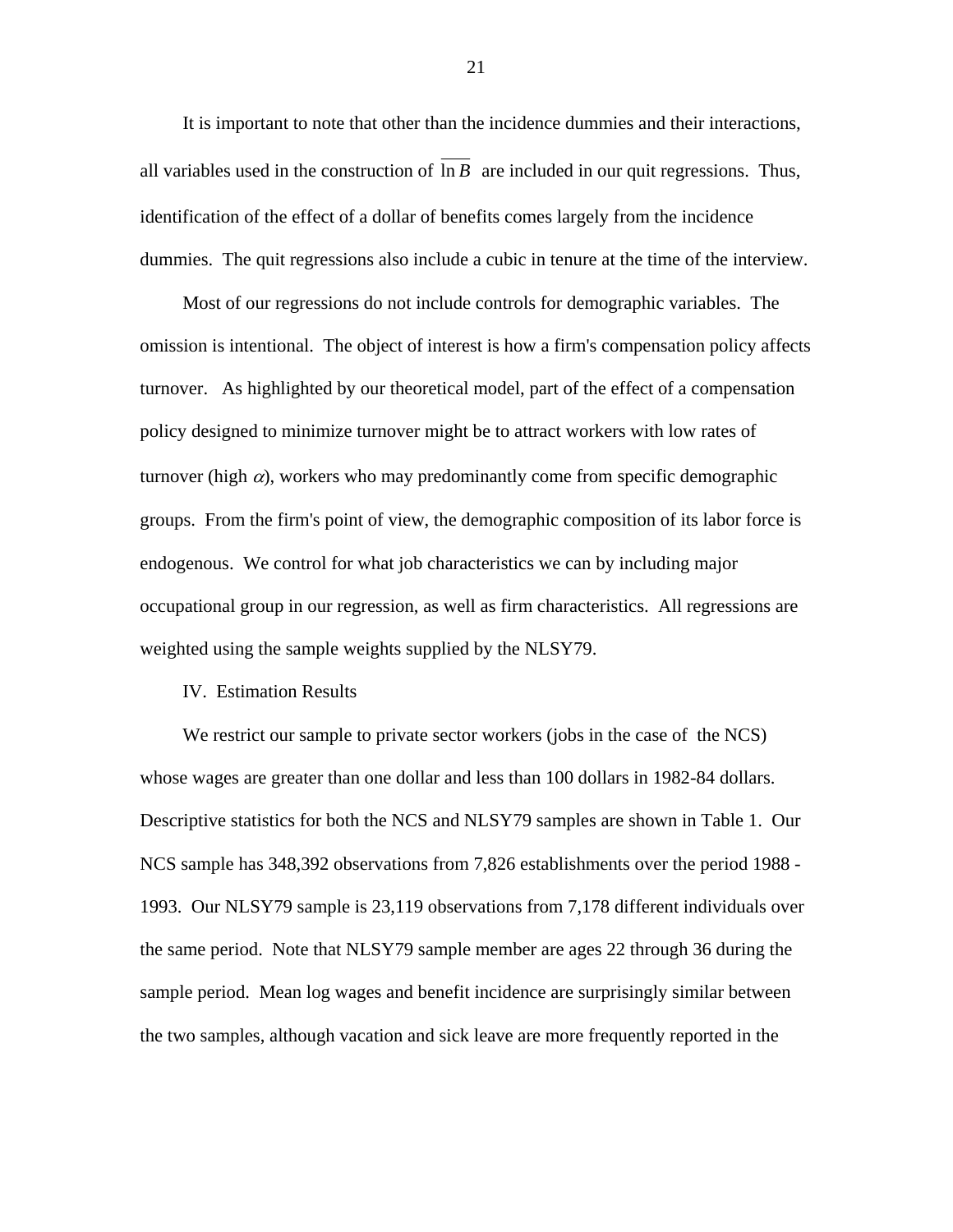It is important to note that other than the incidence dummies and their interactions, all variables used in the construction of $\overline{\ln B}$ are included in our quit regressions. Thus, identification of the effect of a dollar of benefits comes largely from the incidence dummies. The quit regressions also include a cubic in tenure at the time of the interview.

Most of our regressions do not include controls for demographic variables. The omission is intentional. The object of interest is how a firm's compensation policy affects turnover. As highlighted by our theoretical model, part of the effect of a compensation policy designed to minimize turnover might be to attract workers with low rates of turnover (high $\alpha$), workers who may predominantly come from specific demographic groups. From the firm's point of view, the demographic composition of its labor force is endogenous. We control for what job characteristics we can by including major occupational group in our regression, as well as firm characteristics. All regressions are weighted using the sample weights supplied by the NLSY79.

## IV. Estimation Results

We restrict our sample to private sector workers (jobs in the case of the NCS) whose wages are greater than one dollar and less than 100 dollars in 1982-84 dollars. Descriptive statistics for both the NCS and NLSY79 samples are shown in Table 1. Our NCS sample has 348,392 observations from 7,826 establishments over the period 1988 - 1993. Our NLSY79 sample is 23,119 observations from 7,178 different individuals over the same period. Note that NLSY79 sample member are ages 22 through 36 during the sample period. Mean log wages and benefit incidence are surprisingly similar between the two samples, although vacation and sick leave are more frequently reported in the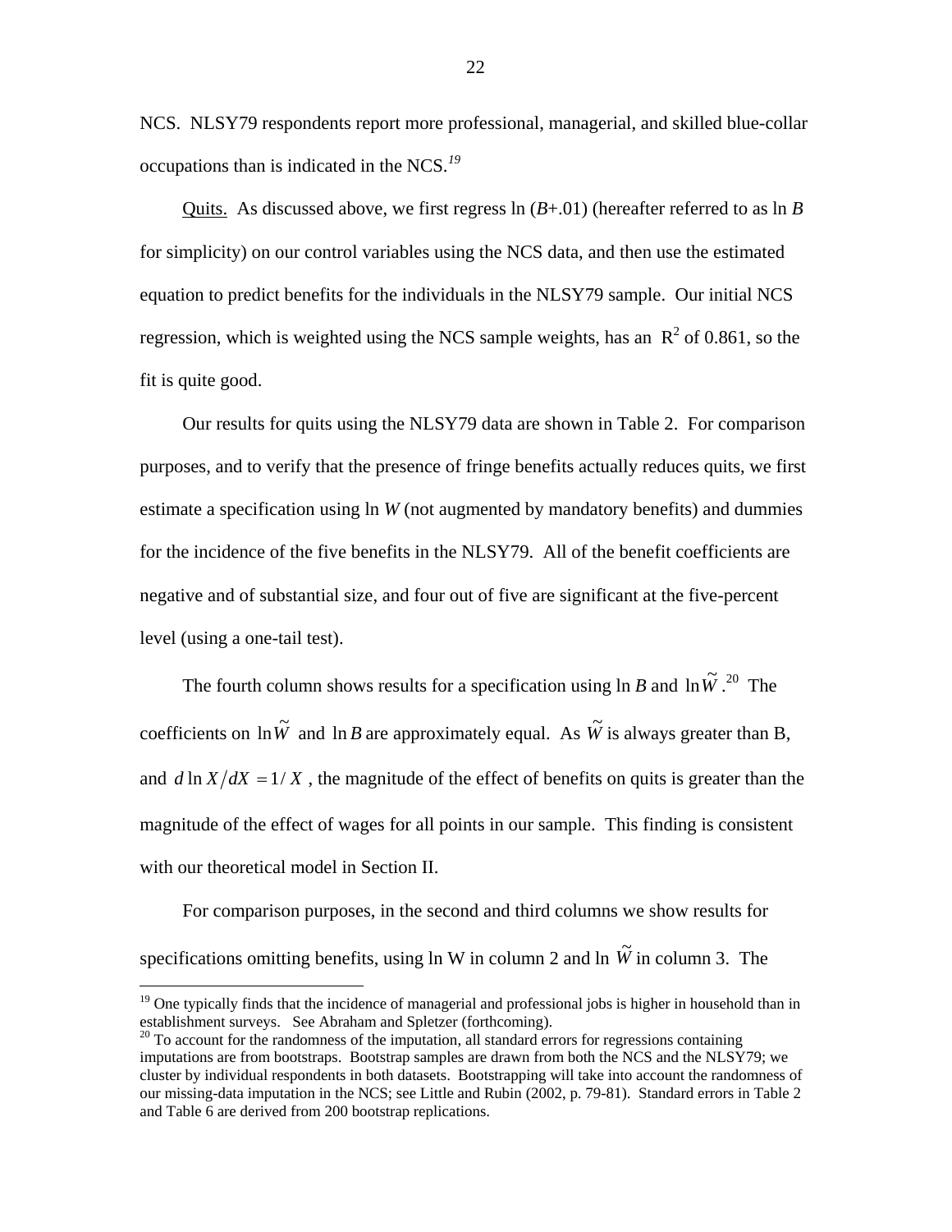NCS. NLSY79 respondents report more professional, managerial, and skilled blue-collar occupations than is indicated in the NCS.[19]

Quits. As discussed above, we first regress ln ($B$+.01) (hereafter referred to as ln $B$ for simplicity) on our control variables using the NCS data, and then use the estimated equation to predict benefits for the individuals in the NLSY79 sample. Our initial NCS regression, which is weighted using the NCS sample weights, has an $R^2$ of 0.861, so the fit is quite good.

Our results for quits using the NLSY79 data are shown in Table 2. For comparison purposes, and to verify that the presence of fringe benefits actually reduces quits, we first estimate a specification using ln $W$ (not augmented by mandatory benefits) and dummies for the incidence of the five benefits in the NLSY79. All of the benefit coefficients are negative and of substantial size, and four out of five are significant at the five-percent level (using a one-tail test).

The fourth column shows results for a specification using ln $B$ and $\ln\tilde{W}$.[20] The coefficients on $\ln\tilde{W}$ and $\ln B$ are approximately equal. As $\tilde{W}$ is always greater than B, and $d\ln X/dX = 1/X$, the magnitude of the effect of benefits on quits is greater than the magnitude of the effect of wages for all points in our sample. This finding is consistent with our theoretical model in Section II.

For comparison purposes, in the second and third columns we show results for specifications omitting benefits, using ln W in column 2 and ln $\tilde{W}$ in column 3. The

[19] One typically finds that the incidence of managerial and professional jobs is higher in household than in establishment surveys. See Abraham and Spletzer (forthcoming).

[20] To account for the randomness of the imputation, all standard errors for regressions containing imputations are from bootstraps. Bootstrap samples are drawn from both the NCS and the NLSY79; we cluster by individual respondents in both datasets. Bootstrapping will take into account the randomness of our missing-data imputation in the NCS; see Little and Rubin (2002, p. 79-81). Standard errors in Table 2 and Table 6 are derived from 200 bootstrap replications.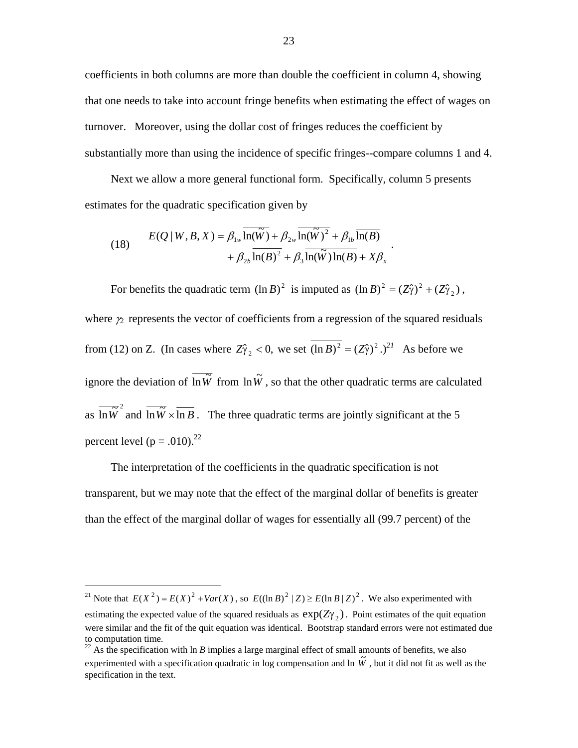coefficients in both columns are more than double the coefficient in column 4, showing that one needs to take into account fringe benefits when estimating the effect of wages on turnover. Moreover, using the dollar cost of fringes reduces the coefficient by substantially more than using the incidence of specific fringes--compare columns 1 and 4.

Next we allow a more general functional form. Specifically, column 5 presents estimates for the quadratic specification given by

$$
\text{(18)} \qquad \begin{aligned} E(Q \mid W, B, X) = {} & \beta_{1w}\overline{\ln(\tilde{W})} + \beta_{2w}\overline{\ln(\tilde{W})^2} + \beta_{1b}\overline{\ln(B)} \\ & + \beta_{2b}\overline{\ln(B)^2} + \beta_3\overline{\ln(\tilde{W})\ln(B)} + X\beta_x \end{aligned} .
$$

For benefits the quadratic term $\overline{(\ln B)^2}$ is imputed as $\overline{(\ln B)^2} = (Z\hat{\gamma})^2 + (Z\hat{\gamma}_2)$, where $\gamma_2$ represents the vector of coefficients from a regression of the squared residuals from (12) on Z. (In cases where $Z\hat{\gamma}_2 < 0,$ we set $\overline{(\ln B)^2} = (Z\hat{\gamma})^2$.)[21] As before we ignore the deviation of $\overline{\ln \tilde{W}}$ from $\ln \tilde{W}$, so that the other quadratic terms are calculated as $\overline{\ln \tilde{W}}^2$ and $\overline{\ln \tilde{W}} \times \overline{\ln B}$. The three quadratic terms are jointly significant at the 5 percent level (p = .010).[22]

The interpretation of the coefficients in the quadratic specification is not transparent, but we may note that the effect of the marginal dollar of benefits is greater than the effect of the marginal dollar of wages for essentially all (99.7 percent) of the

---

[21] Note that $E(X^2) = E(X)^2 + Var(X)$, so $E((\ln B)^2 \mid Z) \geq E(\ln B \mid Z)^2$. We also experimented with estimating the expected value of the squared residuals as $\exp(Z\gamma_2)$. Point estimates of the quit equation were similar and the fit of the quit equation was identical. Bootstrap standard errors were not estimated due to computation time.

[22] As the specification with ln *B* implies a large marginal effect of small amounts of benefits, we also experimented with a specification quadratic in log compensation and ln $\tilde{W}$, but it did not fit as well as the specification in the text.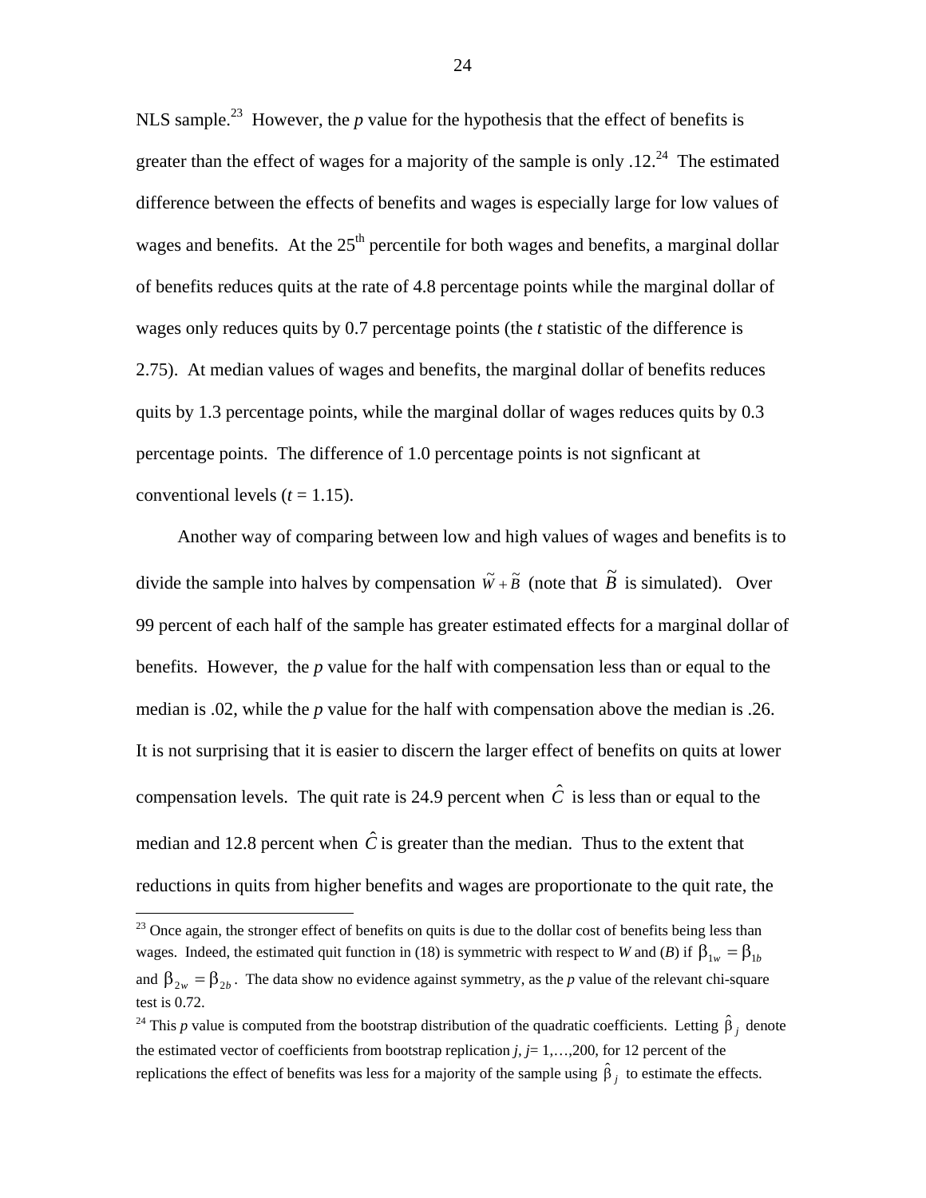NLS sample.[23] However, the *p* value for the hypothesis that the effect of benefits is greater than the effect of wages for a majority of the sample is only .12.[24] The estimated difference between the effects of benefits and wages is especially large for low values of wages and benefits. At the 25th percentile for both wages and benefits, a marginal dollar of benefits reduces quits at the rate of 4.8 percentage points while the marginal dollar of wages only reduces quits by 0.7 percentage points (the *t* statistic of the difference is 2.75). At median values of wages and benefits, the marginal dollar of benefits reduces quits by 1.3 percentage points, while the marginal dollar of wages reduces quits by 0.3 percentage points. The difference of 1.0 percentage points is not signficant at conventional levels ($t$ = 1.15).

Another way of comparing between low and high values of wages and benefits is to divide the sample into halves by compensation $\tilde{W} + \tilde{B}$ (note that $\tilde{B}$ is simulated). Over 99 percent of each half of the sample has greater estimated effects for a marginal dollar of benefits. However, the *p* value for the half with compensation less than or equal to the median is .02, while the *p* value for the half with compensation above the median is .26. It is not surprising that it is easier to discern the larger effect of benefits on quits at lower compensation levels. The quit rate is 24.9 percent when $\hat{C}$ is less than or equal to the median and 12.8 percent when $\hat{C}$ is greater than the median. Thus to the extent that reductions in quits from higher benefits and wages are proportionate to the quit rate, the

---

[23] Once again, the stronger effect of benefits on quits is due to the dollar cost of benefits being less than wages. Indeed, the estimated quit function in (18) is symmetric with respect to *W* and (*B*) if $\beta_{1w} = \beta_{1b}$ and $\beta_{2w} = \beta_{2b}$. The data show no evidence against symmetry, as the *p* value of the relevant chi-square test is 0.72.

[24] This *p* value is computed from the bootstrap distribution of the quadratic coefficients. Letting $\hat{\beta}_j$ denote the estimated vector of coefficients from bootstrap replication $j$, $j$= 1,…,200, for 12 percent of the replications the effect of benefits was less for a majority of the sample using $\hat{\beta}_j$ to estimate the effects.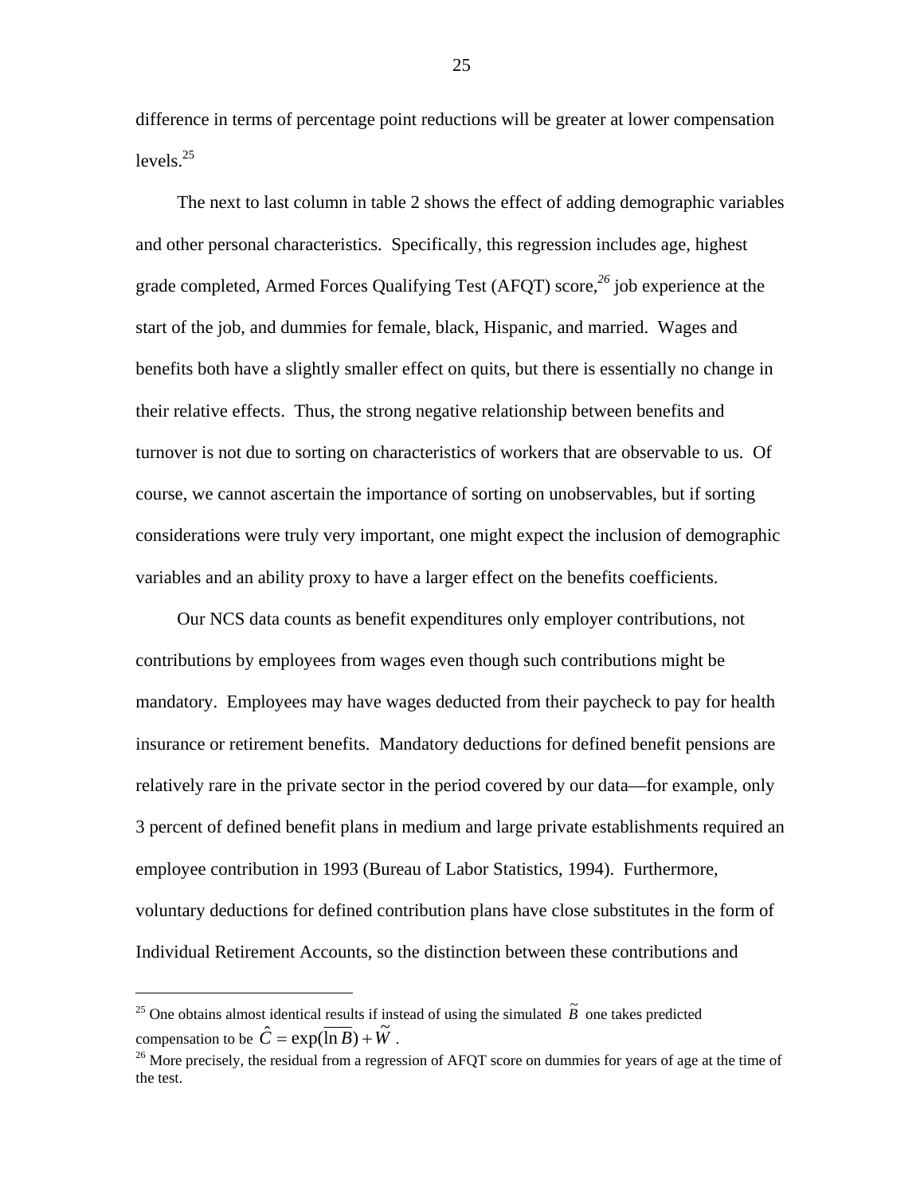difference in terms of percentage point reductions will be greater at lower compensation levels.[25]

The next to last column in table 2 shows the effect of adding demographic variables and other personal characteristics. Specifically, this regression includes age, highest grade completed, Armed Forces Qualifying Test (AFQT) score,[26] job experience at the start of the job, and dummies for female, black, Hispanic, and married. Wages and benefits both have a slightly smaller effect on quits, but there is essentially no change in their relative effects. Thus, the strong negative relationship between benefits and turnover is not due to sorting on characteristics of workers that are observable to us. Of course, we cannot ascertain the importance of sorting on unobservables, but if sorting considerations were truly very important, one might expect the inclusion of demographic variables and an ability proxy to have a larger effect on the benefits coefficients.

Our NCS data counts as benefit expenditures only employer contributions, not contributions by employees from wages even though such contributions might be mandatory. Employees may have wages deducted from their paycheck to pay for health insurance or retirement benefits. Mandatory deductions for defined benefit pensions are relatively rare in the private sector in the period covered by our data—for example, only 3 percent of defined benefit plans in medium and large private establishments required an employee contribution in 1993 (Bureau of Labor Statistics, 1994). Furthermore, voluntary deductions for defined contribution plans have close substitutes in the form of Individual Retirement Accounts, so the distinction between these contributions and

---

[25] One obtains almost identical results if instead of using the simulated $\tilde{B}$ one takes predicted compensation to be $\hat{C} = \exp(\overline{\ln B}) + \tilde{W}$ .

[26] More precisely, the residual from a regression of AFQT score on dummies for years of age at the time of the test.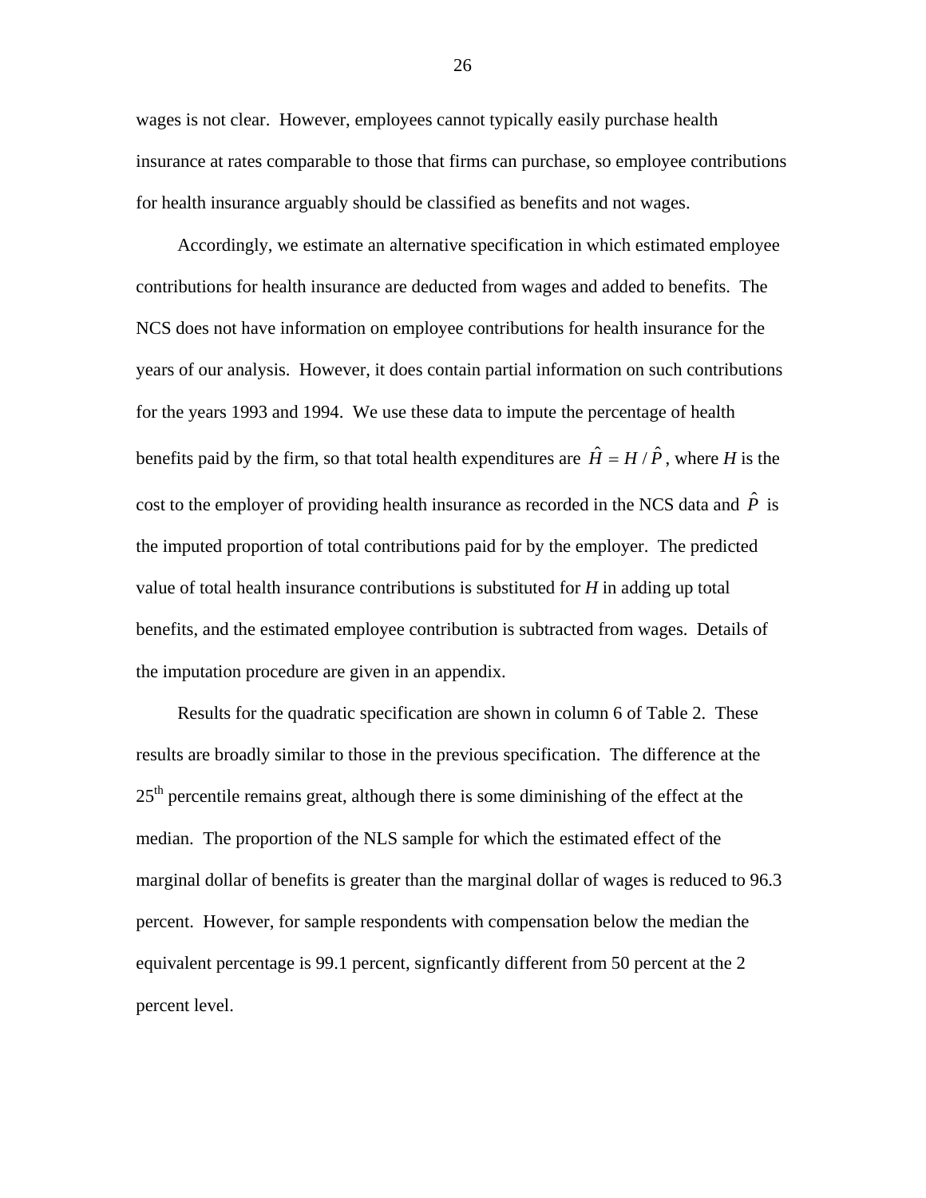wages is not clear. However, employees cannot typically easily purchase health insurance at rates comparable to those that firms can purchase, so employee contributions for health insurance arguably should be classified as benefits and not wages.

Accordingly, we estimate an alternative specification in which estimated employee contributions for health insurance are deducted from wages and added to benefits. The NCS does not have information on employee contributions for health insurance for the years of our analysis. However, it does contain partial information on such contributions for the years 1993 and 1994. We use these data to impute the percentage of health benefits paid by the firm, so that total health expenditures are $\hat{H} = H / \hat{P}$, where $H$ is the cost to the employer of providing health insurance as recorded in the NCS data and $\hat{P}$ is the imputed proportion of total contributions paid for by the employer. The predicted value of total health insurance contributions is substituted for $H$ in adding up total benefits, and the estimated employee contribution is subtracted from wages. Details of the imputation procedure are given in an appendix.

Results for the quadratic specification are shown in column 6 of Table 2. These results are broadly similar to those in the previous specification. The difference at the 25th percentile remains great, although there is some diminishing of the effect at the median. The proportion of the NLS sample for which the estimated effect of the marginal dollar of benefits is greater than the marginal dollar of wages is reduced to 96.3 percent. However, for sample respondents with compensation below the median the equivalent percentage is 99.1 percent, signficantly different from 50 percent at the 2 percent level.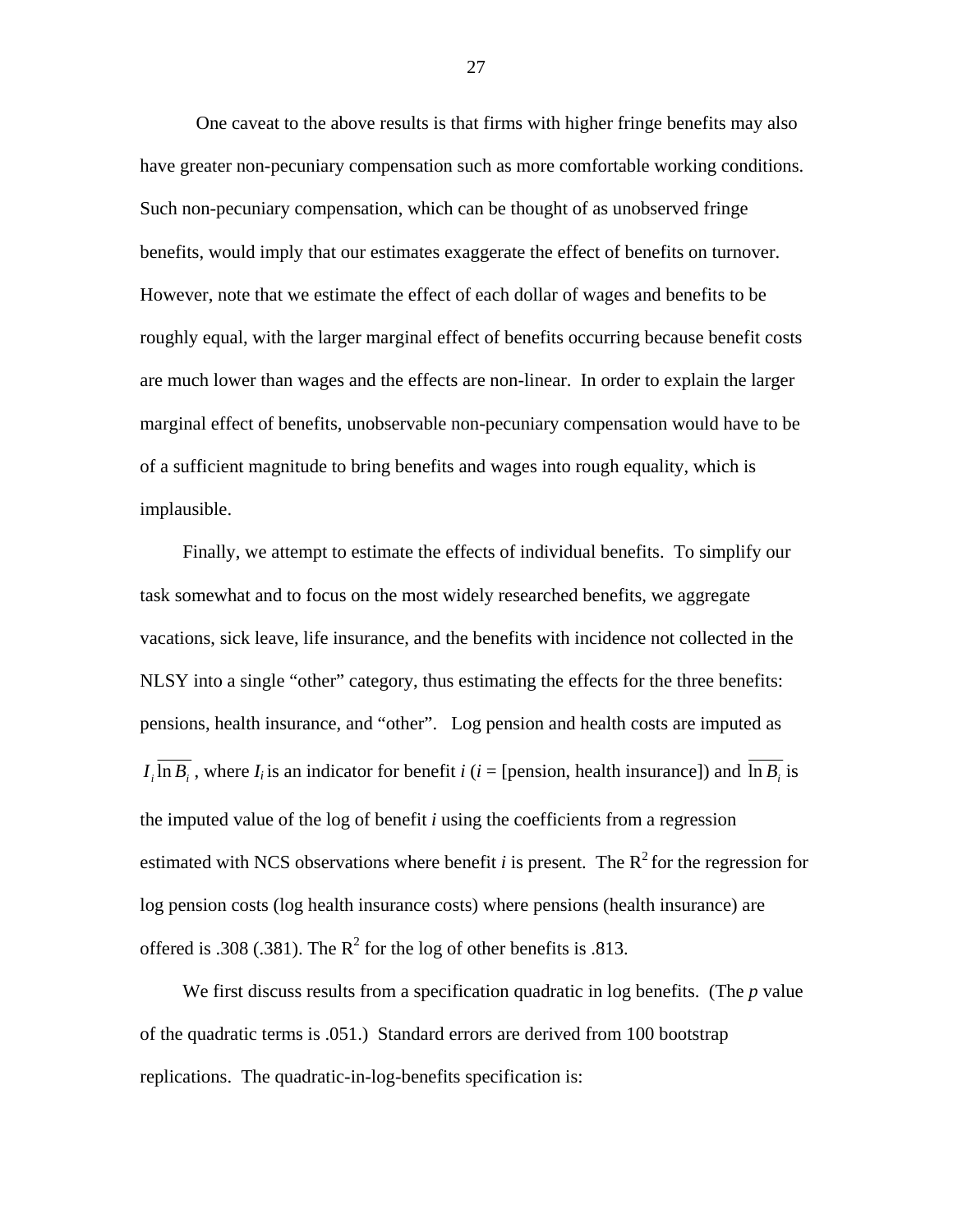One caveat to the above results is that firms with higher fringe benefits may also have greater non-pecuniary compensation such as more comfortable working conditions. Such non-pecuniary compensation, which can be thought of as unobserved fringe benefits, would imply that our estimates exaggerate the effect of benefits on turnover. However, note that we estimate the effect of each dollar of wages and benefits to be roughly equal, with the larger marginal effect of benefits occurring because benefit costs are much lower than wages and the effects are non-linear. In order to explain the larger marginal effect of benefits, unobservable non-pecuniary compensation would have to be of a sufficient magnitude to bring benefits and wages into rough equality, which is implausible.

Finally, we attempt to estimate the effects of individual benefits. To simplify our task somewhat and to focus on the most widely researched benefits, we aggregate vacations, sick leave, life insurance, and the benefits with incidence not collected in the NLSY into a single "other" category, thus estimating the effects for the three benefits: pensions, health insurance, and "other". Log pension and health costs are imputed as $I_i \overline{\ln B_i}$, where $I_i$ is an indicator for benefit $i$ ($i$ = [pension, health insurance]) and $\overline{\ln B_i}$ is the imputed value of the log of benefit $i$ using the coefficients from a regression estimated with NCS observations where benefit $i$ is present. The $R^2$ for the regression for log pension costs (log health insurance costs) where pensions (health insurance) are offered is .308 (.381). The $R^2$ for the log of other benefits is .813.

We first discuss results from a specification quadratic in log benefits. (The $p$ value of the quadratic terms is .051.) Standard errors are derived from 100 bootstrap replications. The quadratic-in-log-benefits specification is: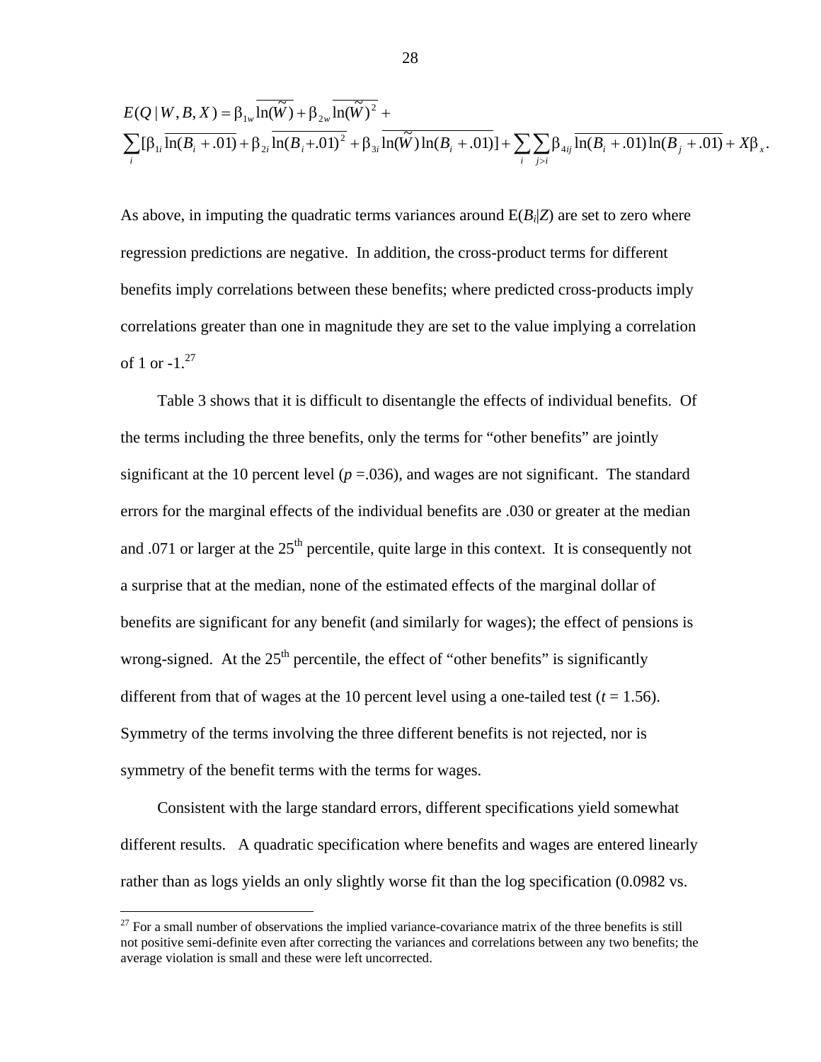$$E(Q \mid W, B, X) = \beta_{1w}\overline{\ln(\widetilde{W})} + \beta_{2w}\overline{\ln(\widetilde{W})^2} +$$
$$\sum_i [\beta_{1i}\overline{\ln(B_i + .01)} + \beta_{2i}\overline{\ln(B_i + .01)^2} + \beta_{3i}\overline{\ln(\widetilde{W})\ln(B_i + .01)}] + \sum_i \sum_{j>i} \beta_{4ij}\overline{\ln(B_i + .01)\ln(B_j + .01)} + X\beta_x .$$

As above, in imputing the quadratic terms variances around $E(B_i|Z)$ are set to zero where regression predictions are negative. In addition, the cross-product terms for different benefits imply correlations between these benefits; where predicted cross-products imply correlations greater than one in magnitude they are set to the value implying a correlation of 1 or -1.[27]

Table 3 shows that it is difficult to disentangle the effects of individual benefits. Of the terms including the three benefits, only the terms for "other benefits" are jointly significant at the 10 percent level ($p$ =.036), and wages are not significant. The standard errors for the marginal effects of the individual benefits are .030 or greater at the median and .071 or larger at the 25th percentile, quite large in this context. It is consequently not a surprise that at the median, none of the estimated effects of the marginal dollar of benefits are significant for any benefit (and similarly for wages); the effect of pensions is wrong-signed. At the 25th percentile, the effect of "other benefits" is significantly different from that of wages at the 10 percent level using a one-tailed test ($t$ = 1.56). Symmetry of the terms involving the three different benefits is not rejected, nor is symmetry of the benefit terms with the terms for wages.

Consistent with the large standard errors, different specifications yield somewhat different results. A quadratic specification where benefits and wages are entered linearly rather than as logs yields an only slightly worse fit than the log specification (0.0982 vs.

[27] For a small number of observations the implied variance-covariance matrix of the three benefits is still not positive semi-definite even after correcting the variances and correlations between any two benefits; the average violation is small and these were left uncorrected.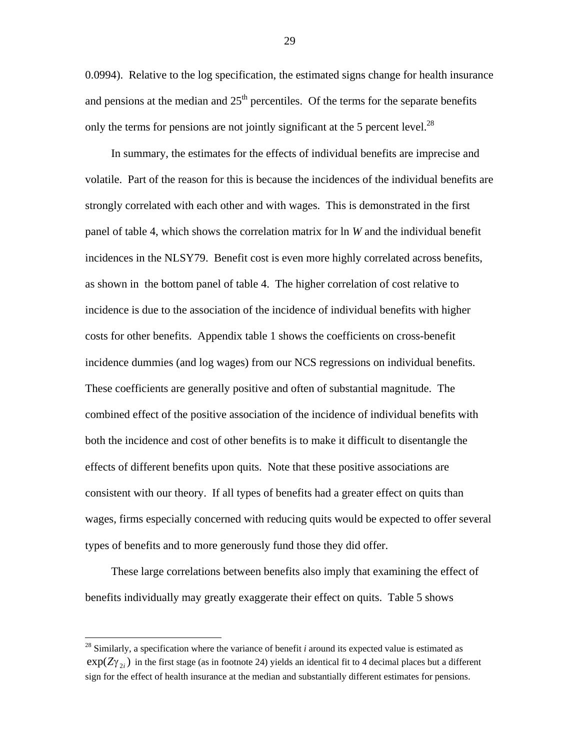0.0994). Relative to the log specification, the estimated signs change for health insurance and pensions at the median and 25th percentiles. Of the terms for the separate benefits only the terms for pensions are not jointly significant at the 5 percent level.[28]

In summary, the estimates for the effects of individual benefits are imprecise and volatile. Part of the reason for this is because the incidences of the individual benefits are strongly correlated with each other and with wages. This is demonstrated in the first panel of table 4, which shows the correlation matrix for ln *W* and the individual benefit incidences in the NLSY79. Benefit cost is even more highly correlated across benefits, as shown in the bottom panel of table 4. The higher correlation of cost relative to incidence is due to the association of the incidence of individual benefits with higher costs for other benefits. Appendix table 1 shows the coefficients on cross-benefit incidence dummies (and log wages) from our NCS regressions on individual benefits. These coefficients are generally positive and often of substantial magnitude. The combined effect of the positive association of the incidence of individual benefits with both the incidence and cost of other benefits is to make it difficult to disentangle the effects of different benefits upon quits. Note that these positive associations are consistent with our theory. If all types of benefits had a greater effect on quits than wages, firms especially concerned with reducing quits would be expected to offer several types of benefits and to more generously fund those they did offer.

These large correlations between benefits also imply that examining the effect of benefits individually may greatly exaggerate their effect on quits. Table 5 shows

---

[28] Similarly, a specification where the variance of benefit *i* around its expected value is estimated as $\exp(Z\gamma_{2i})$ in the first stage (as in footnote 24) yields an identical fit to 4 decimal places but a different sign for the effect of health insurance at the median and substantially different estimates for pensions.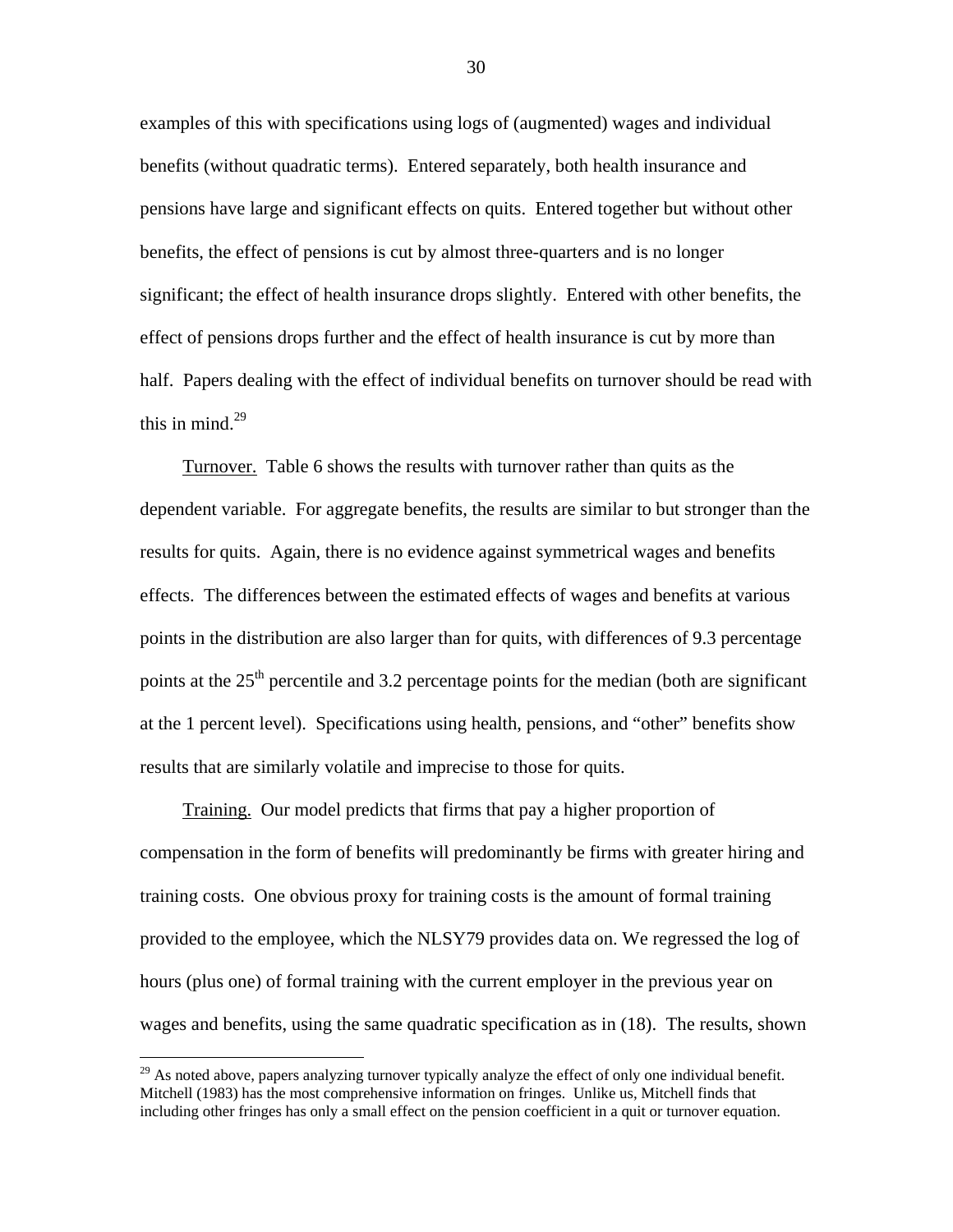examples of this with specifications using logs of (augmented) wages and individual benefits (without quadratic terms). Entered separately, both health insurance and pensions have large and significant effects on quits. Entered together but without other benefits, the effect of pensions is cut by almost three-quarters and is no longer significant; the effect of health insurance drops slightly. Entered with other benefits, the effect of pensions drops further and the effect of health insurance is cut by more than half. Papers dealing with the effect of individual benefits on turnover should be read with this in mind.[29]

<u>Turnover.</u> Table 6 shows the results with turnover rather than quits as the dependent variable. For aggregate benefits, the results are similar to but stronger than the results for quits. Again, there is no evidence against symmetrical wages and benefits effects. The differences between the estimated effects of wages and benefits at various points in the distribution are also larger than for quits, with differences of 9.3 percentage points at the 25th percentile and 3.2 percentage points for the median (both are significant at the 1 percent level). Specifications using health, pensions, and "other" benefits show results that are similarly volatile and imprecise to those for quits.

<u>Training.</u> Our model predicts that firms that pay a higher proportion of compensation in the form of benefits will predominantly be firms with greater hiring and training costs. One obvious proxy for training costs is the amount of formal training provided to the employee, which the NLSY79 provides data on. We regressed the log of hours (plus one) of formal training with the current employer in the previous year on wages and benefits, using the same quadratic specification as in (18). The results, shown

[29] As noted above, papers analyzing turnover typically analyze the effect of only one individual benefit. Mitchell (1983) has the most comprehensive information on fringes. Unlike us, Mitchell finds that including other fringes has only a small effect on the pension coefficient in a quit or turnover equation.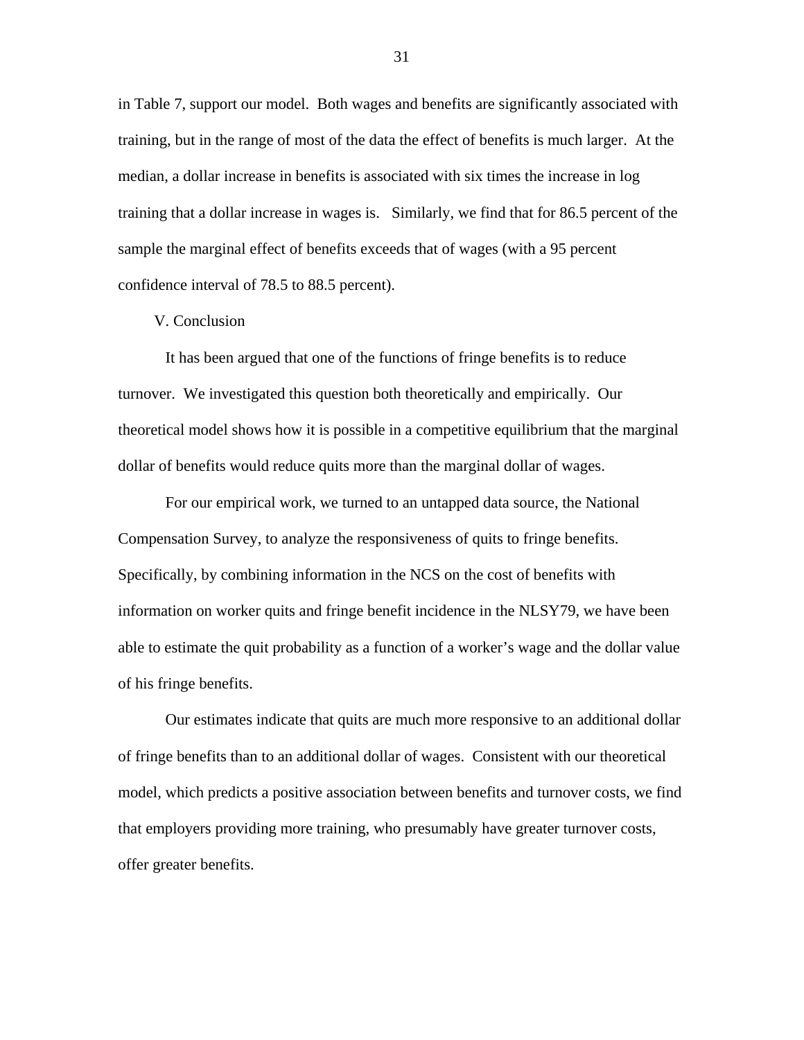in Table 7, support our model. Both wages and benefits are significantly associated with training, but in the range of most of the data the effect of benefits is much larger. At the median, a dollar increase in benefits is associated with six times the increase in log training that a dollar increase in wages is. Similarly, we find that for 86.5 percent of the sample the marginal effect of benefits exceeds that of wages (with a 95 percent confidence interval of 78.5 to 88.5 percent).

## V. Conclusion

It has been argued that one of the functions of fringe benefits is to reduce turnover. We investigated this question both theoretically and empirically. Our theoretical model shows how it is possible in a competitive equilibrium that the marginal dollar of benefits would reduce quits more than the marginal dollar of wages.

For our empirical work, we turned to an untapped data source, the National Compensation Survey, to analyze the responsiveness of quits to fringe benefits. Specifically, by combining information in the NCS on the cost of benefits with information on worker quits and fringe benefit incidence in the NLSY79, we have been able to estimate the quit probability as a function of a worker's wage and the dollar value of his fringe benefits.

Our estimates indicate that quits are much more responsive to an additional dollar of fringe benefits than to an additional dollar of wages. Consistent with our theoretical model, which predicts a positive association between benefits and turnover costs, we find that employers providing more training, who presumably have greater turnover costs, offer greater benefits.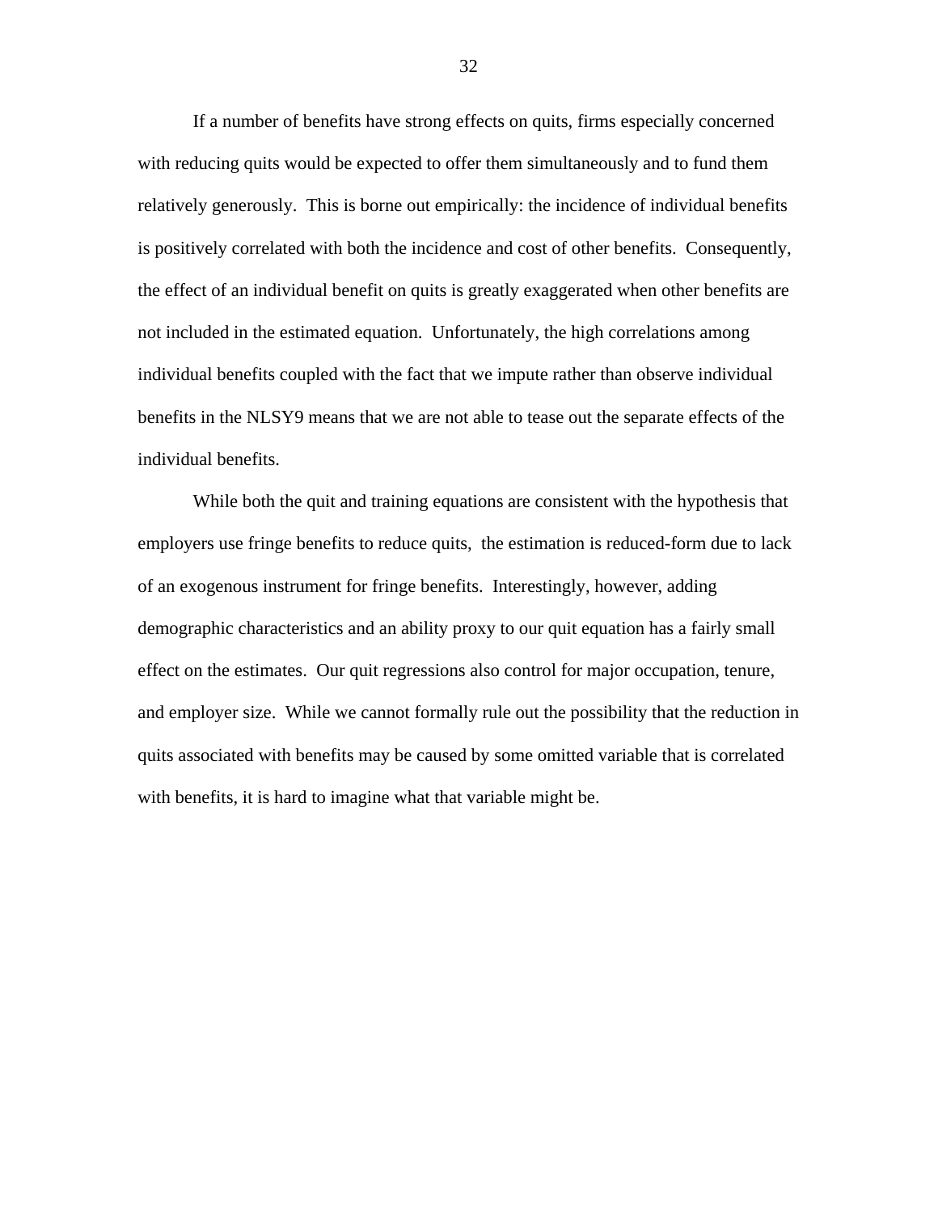If a number of benefits have strong effects on quits, firms especially concerned with reducing quits would be expected to offer them simultaneously and to fund them relatively generously. This is borne out empirically: the incidence of individual benefits is positively correlated with both the incidence and cost of other benefits. Consequently, the effect of an individual benefit on quits is greatly exaggerated when other benefits are not included in the estimated equation. Unfortunately, the high correlations among individual benefits coupled with the fact that we impute rather than observe individual benefits in the NLSY9 means that we are not able to tease out the separate effects of the individual benefits.

While both the quit and training equations are consistent with the hypothesis that employers use fringe benefits to reduce quits, the estimation is reduced-form due to lack of an exogenous instrument for fringe benefits. Interestingly, however, adding demographic characteristics and an ability proxy to our quit equation has a fairly small effect on the estimates. Our quit regressions also control for major occupation, tenure, and employer size. While we cannot formally rule out the possibility that the reduction in quits associated with benefits may be caused by some omitted variable that is correlated with benefits, it is hard to imagine what that variable might be.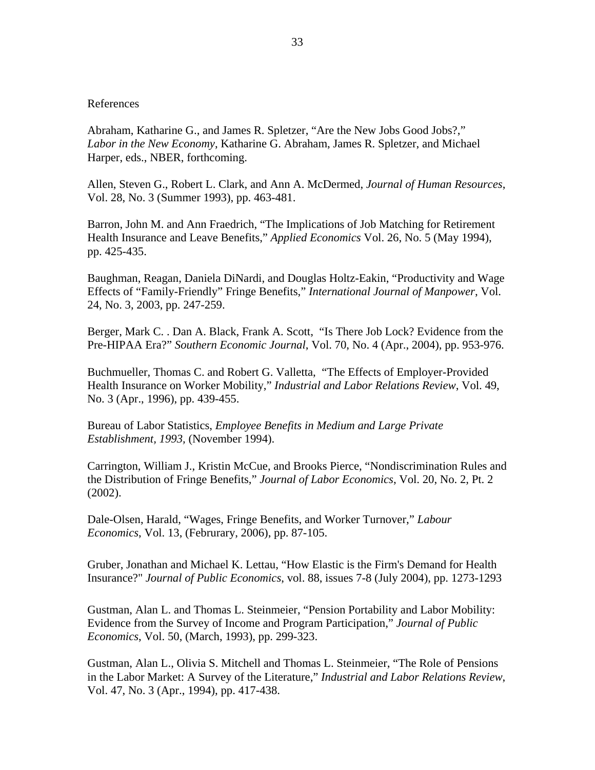References

Abraham, Katharine G., and James R. Spletzer, "Are the New Jobs Good Jobs?," *Labor in the New Economy*, Katharine G. Abraham, James R. Spletzer, and Michael Harper, eds., NBER, forthcoming.

Allen, Steven G., Robert L. Clark, and Ann A. McDermed, *Journal of Human Resources*, Vol. 28, No. 3 (Summer 1993), pp. 463-481.

Barron, John M. and Ann Fraedrich, "The Implications of Job Matching for Retirement Health Insurance and Leave Benefits," *Applied Economics* Vol. 26, No. 5 (May 1994), pp. 425-435.

Baughman, Reagan, Daniela DiNardi, and Douglas Holtz-Eakin, "Productivity and Wage Effects of "Family-Friendly" Fringe Benefits," *International Journal of Manpower*, Vol. 24, No. 3, 2003, pp. 247-259.

Berger, Mark C. . Dan A. Black, Frank A. Scott, "Is There Job Lock? Evidence from the Pre-HIPAA Era?" *Southern Economic Journal*, Vol. 70, No. 4 (Apr., 2004), pp. 953-976.

Buchmueller, Thomas C. and Robert G. Valletta, "The Effects of Employer-Provided Health Insurance on Worker Mobility," *Industrial and Labor Relations Review*, Vol. 49, No. 3 (Apr., 1996), pp. 439-455.

Bureau of Labor Statistics, *Employee Benefits in Medium and Large Private Establishment, 1993*, (November 1994).

Carrington, William J., Kristin McCue, and Brooks Pierce, "Nondiscrimination Rules and the Distribution of Fringe Benefits," *Journal of Labor Economics*, Vol. 20, No. 2, Pt. 2 (2002).

Dale-Olsen, Harald, "Wages, Fringe Benefits, and Worker Turnover," *Labour Economics*, Vol. 13, (Februrary, 2006), pp. 87-105.

Gruber, Jonathan and Michael K. Lettau, "How Elastic is the Firm's Demand for Health Insurance?" *Journal of Public Economics*, vol. 88, issues 7-8 (July 2004), pp. 1273-1293

Gustman, Alan L. and Thomas L. Steinmeier, "Pension Portability and Labor Mobility: Evidence from the Survey of Income and Program Participation," *Journal of Public Economics*, Vol. 50, (March, 1993), pp. 299-323.

Gustman, Alan L., Olivia S. Mitchell and Thomas L. Steinmeier, "The Role of Pensions in the Labor Market: A Survey of the Literature," *Industrial and Labor Relations Review*, Vol. 47, No. 3 (Apr., 1994), pp. 417-438.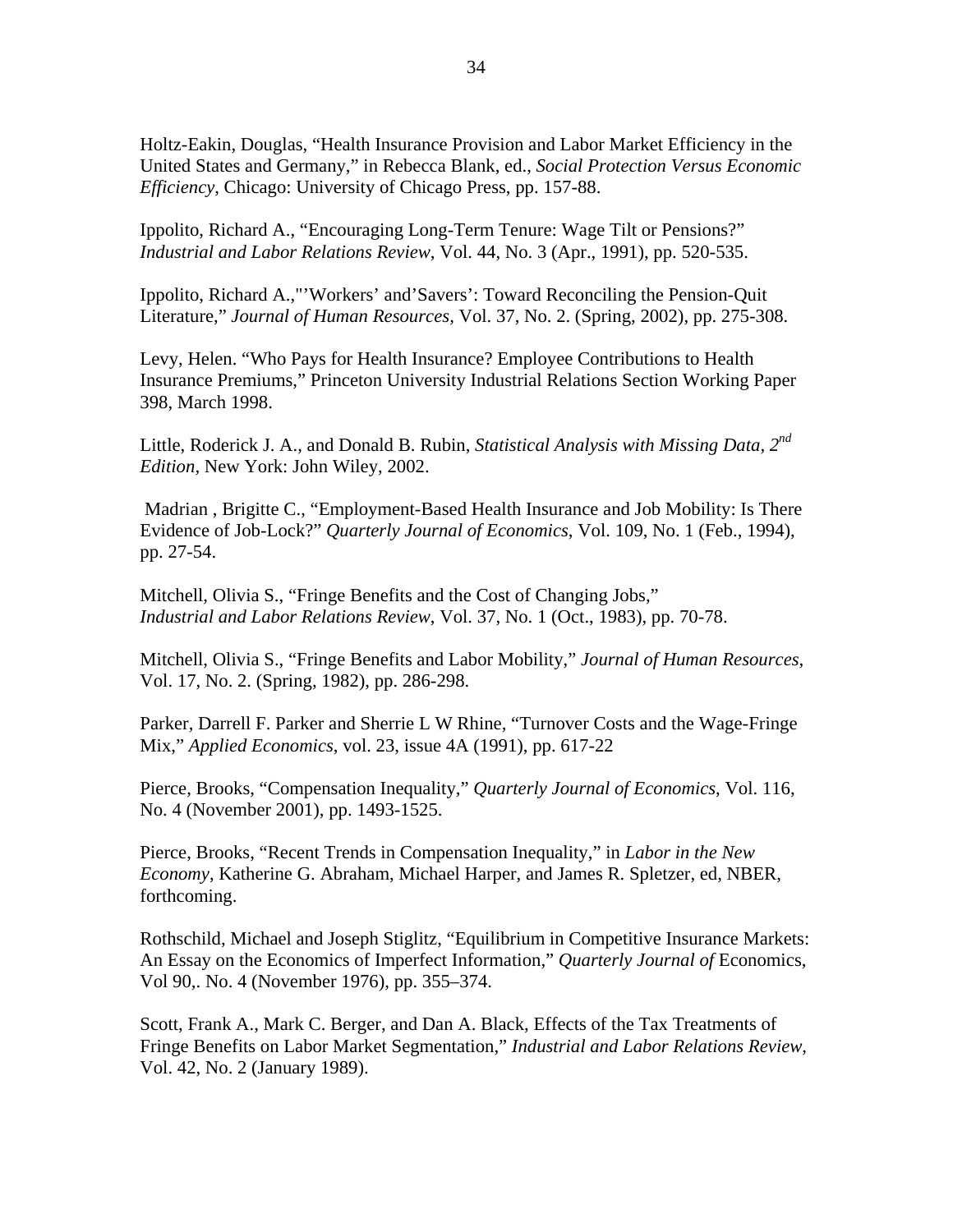Holtz-Eakin, Douglas, "Health Insurance Provision and Labor Market Efficiency in the United States and Germany," in Rebecca Blank, ed., *Social Protection Versus Economic Efficiency*, Chicago: University of Chicago Press, pp. 157-88.

Ippolito, Richard A., "Encouraging Long-Term Tenure: Wage Tilt or Pensions?" *Industrial and Labor Relations Review*, Vol. 44, No. 3 (Apr., 1991), pp. 520-535.

Ippolito, Richard A.,"'Workers' and'Savers': Toward Reconciling the Pension-Quit Literature," *Journal of Human Resources*, Vol. 37, No. 2. (Spring, 2002), pp. 275-308.

Levy, Helen. "Who Pays for Health Insurance? Employee Contributions to Health Insurance Premiums," Princeton University Industrial Relations Section Working Paper 398, March 1998.

Little, Roderick J. A., and Donald B. Rubin, *Statistical Analysis with Missing Data, 2nd Edition*, New York: John Wiley, 2002.

Madrian , Brigitte C., "Employment-Based Health Insurance and Job Mobility: Is There Evidence of Job-Lock?" *Quarterly Journal of Economics*, Vol. 109, No. 1 (Feb., 1994), pp. 27-54.

Mitchell, Olivia S., "Fringe Benefits and the Cost of Changing Jobs," *Industrial and Labor Relations Review*, Vol. 37, No. 1 (Oct., 1983), pp. 70-78.

Mitchell, Olivia S., "Fringe Benefits and Labor Mobility," *Journal of Human Resources*, Vol. 17, No. 2. (Spring, 1982), pp. 286-298.

Parker, Darrell F. Parker and Sherrie L W Rhine, "Turnover Costs and the Wage-Fringe Mix," *Applied Economics*, vol. 23, issue 4A (1991), pp. 617-22

Pierce, Brooks, "Compensation Inequality," *Quarterly Journal of Economics*, Vol. 116, No. 4 (November 2001), pp. 1493-1525.

Pierce, Brooks, "Recent Trends in Compensation Inequality," in *Labor in the New Economy*, Katherine G. Abraham, Michael Harper, and James R. Spletzer, ed, NBER, forthcoming.

Rothschild, Michael and Joseph Stiglitz, "Equilibrium in Competitive Insurance Markets: An Essay on the Economics of Imperfect Information," *Quarterly Journal of* Economics, Vol 90,. No. 4 (November 1976), pp. 355–374.

Scott, Frank A., Mark C. Berger, and Dan A. Black, Effects of the Tax Treatments of Fringe Benefits on Labor Market Segmentation," *Industrial and Labor Relations Review*, Vol. 42, No. 2 (January 1989).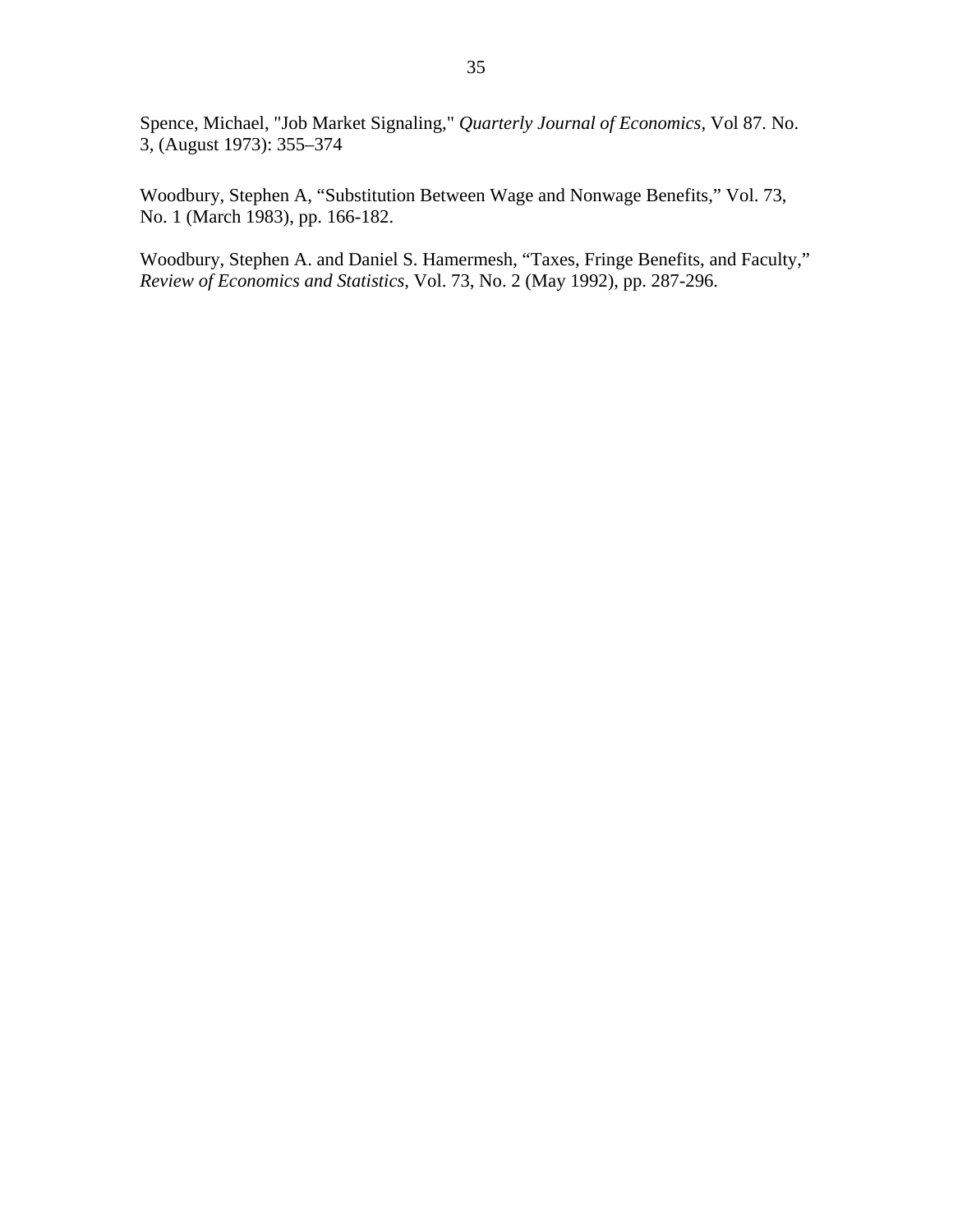Spence, Michael, "Job Market Signaling," *Quarterly Journal of Economics*, Vol 87. No. 3, (August 1973): 355–374

Woodbury, Stephen A, “Substitution Between Wage and Nonwage Benefits,” Vol. 73, No. 1 (March 1983), pp. 166-182.

Woodbury, Stephen A. and Daniel S. Hamermesh, “Taxes, Fringe Benefits, and Faculty,” *Review of Economics and Statistics*, Vol. 73, No. 2 (May 1992), pp. 287-296.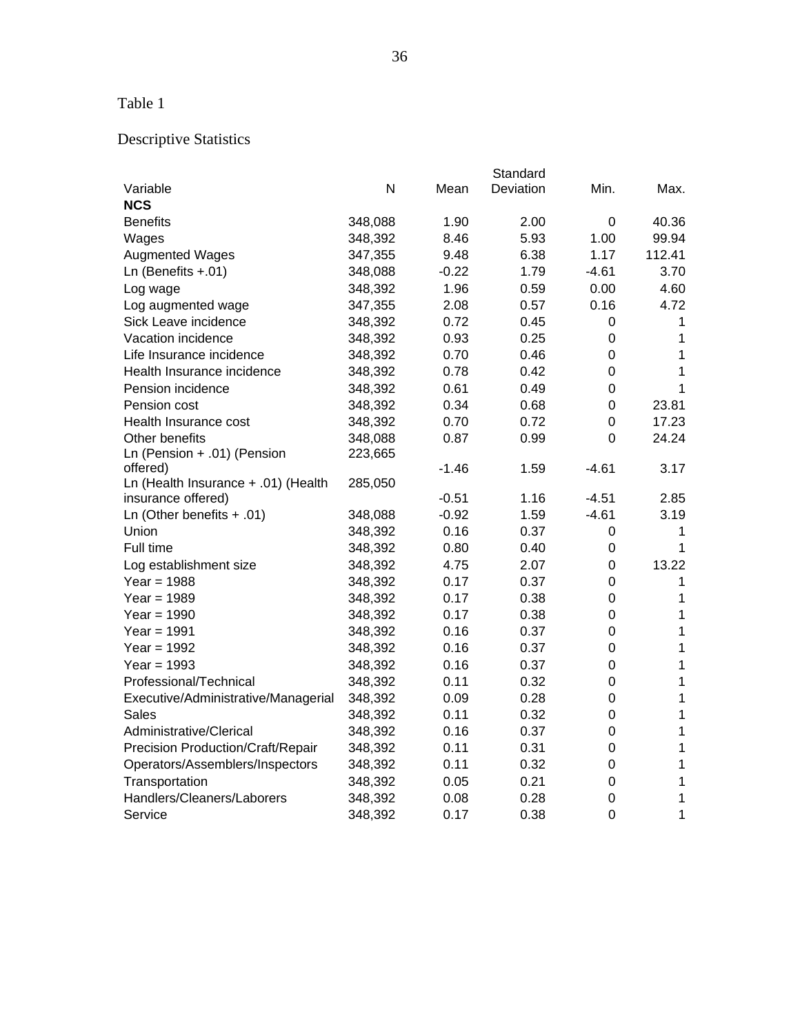Table 1

Descriptive Statistics

| Variable | N | Mean | Standard Deviation | Min. | Max. |
|---|---|---|---|---|---|
| **NCS** | | | | | |
| Benefits | 348,088 | 1.90 | 2.00 | 0 | 40.36 |
| Wages | 348,392 | 8.46 | 5.93 | 1.00 | 99.94 |
| Augmented Wages | 347,355 | 9.48 | 6.38 | 1.17 | 112.41 |
| Ln (Benefits +.01) | 348,088 | -0.22 | 1.79 | -4.61 | 3.70 |
| Log wage | 348,392 | 1.96 | 0.59 | 0.00 | 4.60 |
| Log augmented wage | 347,355 | 2.08 | 0.57 | 0.16 | 4.72 |
| Sick Leave incidence | 348,392 | 0.72 | 0.45 | 0 | 1 |
| Vacation incidence | 348,392 | 0.93 | 0.25 | 0 | 1 |
| Life Insurance incidence | 348,392 | 0.70 | 0.46 | 0 | 1 |
| Health Insurance incidence | 348,392 | 0.78 | 0.42 | 0 | 1 |
| Pension incidence | 348,392 | 0.61 | 0.49 | 0 | 1 |
| Pension cost | 348,392 | 0.34 | 0.68 | 0 | 23.81 |
| Health Insurance cost | 348,392 | 0.70 | 0.72 | 0 | 17.23 |
| Other benefits | 348,088 | 0.87 | 0.99 | 0 | 24.24 |
| Ln (Pension + .01) (Pension offered) | 223,665 | -1.46 | 1.59 | -4.61 | 3.17 |
| Ln (Health Insurance + .01) (Health insurance offered) | 285,050 | -0.51 | 1.16 | -4.51 | 2.85 |
| Ln (Other benefits + .01) | 348,088 | -0.92 | 1.59 | -4.61 | 3.19 |
| Union | 348,392 | 0.16 | 0.37 | 0 | 1 |
| Full time | 348,392 | 0.80 | 0.40 | 0 | 1 |
| Log establishment size | 348,392 | 4.75 | 2.07 | 0 | 13.22 |
| Year = 1988 | 348,392 | 0.17 | 0.37 | 0 | 1 |
| Year = 1989 | 348,392 | 0.17 | 0.38 | 0 | 1 |
| Year = 1990 | 348,392 | 0.17 | 0.38 | 0 | 1 |
| Year = 1991 | 348,392 | 0.16 | 0.37 | 0 | 1 |
| Year = 1992 | 348,392 | 0.16 | 0.37 | 0 | 1 |
| Year = 1993 | 348,392 | 0.16 | 0.37 | 0 | 1 |
| Professional/Technical | 348,392 | 0.11 | 0.32 | 0 | 1 |
| Executive/Administrative/Managerial | 348,392 | 0.09 | 0.28 | 0 | 1 |
| Sales | 348,392 | 0.11 | 0.32 | 0 | 1 |
| Administrative/Clerical | 348,392 | 0.16 | 0.37 | 0 | 1 |
| Precision Production/Craft/Repair | 348,392 | 0.11 | 0.31 | 0 | 1 |
| Operators/Assemblers/Inspectors | 348,392 | 0.11 | 0.32 | 0 | 1 |
| Transportation | 348,392 | 0.05 | 0.21 | 0 | 1 |
| Handlers/Cleaners/Laborers | 348,392 | 0.08 | 0.28 | 0 | 1 |
| Service | 348,392 | 0.17 | 0.38 | 0 | 1 |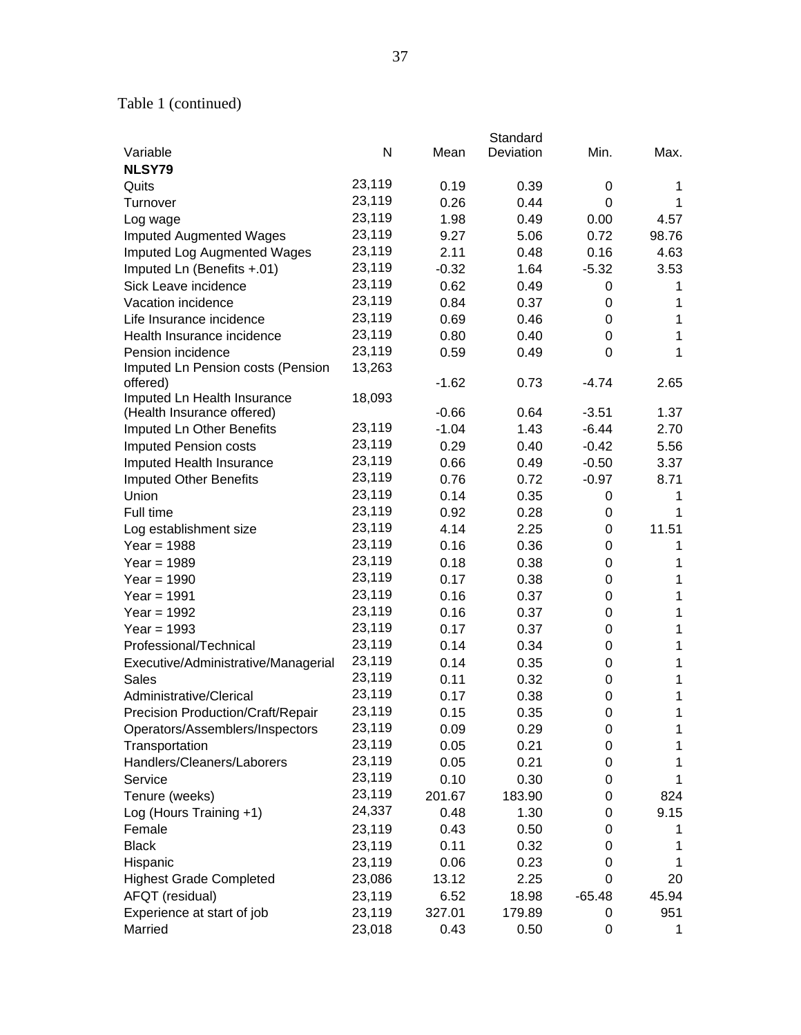Table 1 (continued)

| Variable | N | Mean | Standard Deviation | Min. | Max. |
|---|---|---|---|---|---|
| **NLSY79** | | | | | |
| Quits | 23,119 | 0.19 | 0.39 | 0 | 1 |
| Turnover | 23,119 | 0.26 | 0.44 | 0 | 1 |
| Log wage | 23,119 | 1.98 | 0.49 | 0.00 | 4.57 |
| Imputed Augmented Wages | 23,119 | 9.27 | 5.06 | 0.72 | 98.76 |
| Imputed Log Augmented Wages | 23,119 | 2.11 | 0.48 | 0.16 | 4.63 |
| Imputed Ln (Benefits +.01) | 23,119 | -0.32 | 1.64 | -5.32 | 3.53 |
| Sick Leave incidence | 23,119 | 0.62 | 0.49 | 0 | 1 |
| Vacation incidence | 23,119 | 0.84 | 0.37 | 0 | 1 |
| Life Insurance incidence | 23,119 | 0.69 | 0.46 | 0 | 1 |
| Health Insurance incidence | 23,119 | 0.80 | 0.40 | 0 | 1 |
| Pension incidence | 23,119 | 0.59 | 0.49 | 0 | 1 |
| Imputed Ln Pension costs (Pension offered) | 13,263 | -1.62 | 0.73 | -4.74 | 2.65 |
| Imputed Ln Health Insurance (Health Insurance offered) | 18,093 | -0.66 | 0.64 | -3.51 | 1.37 |
| Imputed Ln Other Benefits | 23,119 | -1.04 | 1.43 | -6.44 | 2.70 |
| Imputed Pension costs | 23,119 | 0.29 | 0.40 | -0.42 | 5.56 |
| Imputed Health Insurance | 23,119 | 0.66 | 0.49 | -0.50 | 3.37 |
| Imputed Other Benefits | 23,119 | 0.76 | 0.72 | -0.97 | 8.71 |
| Union | 23,119 | 0.14 | 0.35 | 0 | 1 |
| Full time | 23,119 | 0.92 | 0.28 | 0 | 1 |
| Log establishment size | 23,119 | 4.14 | 2.25 | 0 | 11.51 |
| Year = 1988 | 23,119 | 0.16 | 0.36 | 0 | 1 |
| Year = 1989 | 23,119 | 0.18 | 0.38 | 0 | 1 |
| Year = 1990 | 23,119 | 0.17 | 0.38 | 0 | 1 |
| Year = 1991 | 23,119 | 0.16 | 0.37 | 0 | 1 |
| Year = 1992 | 23,119 | 0.16 | 0.37 | 0 | 1 |
| Year = 1993 | 23,119 | 0.17 | 0.37 | 0 | 1 |
| Professional/Technical | 23,119 | 0.14 | 0.34 | 0 | 1 |
| Executive/Administrative/Managerial | 23,119 | 0.14 | 0.35 | 0 | 1 |
| Sales | 23,119 | 0.11 | 0.32 | 0 | 1 |
| Administrative/Clerical | 23,119 | 0.17 | 0.38 | 0 | 1 |
| Precision Production/Craft/Repair | 23,119 | 0.15 | 0.35 | 0 | 1 |
| Operators/Assemblers/Inspectors | 23,119 | 0.09 | 0.29 | 0 | 1 |
| Transportation | 23,119 | 0.05 | 0.21 | 0 | 1 |
| Handlers/Cleaners/Laborers | 23,119 | 0.05 | 0.21 | 0 | 1 |
| Service | 23,119 | 0.10 | 0.30 | 0 | 1 |
| Tenure (weeks) | 23,119 | 201.67 | 183.90 | 0 | 824 |
| Log (Hours Training +1) | 24,337 | 0.48 | 1.30 | 0 | 9.15 |
| Female | 23,119 | 0.43 | 0.50 | 0 | 1 |
| Black | 23,119 | 0.11 | 0.32 | 0 | 1 |
| Hispanic | 23,119 | 0.06 | 0.23 | 0 | 1 |
| Highest Grade Completed | 23,086 | 13.12 | 2.25 | 0 | 20 |
| AFQT (residual) | 23,119 | 6.52 | 18.98 | -65.48 | 45.94 |
| Experience at start of job | 23,119 | 327.01 | 179.89 | 0 | 951 |
| Married | 23,018 | 0.43 | 0.50 | 0 | 1 |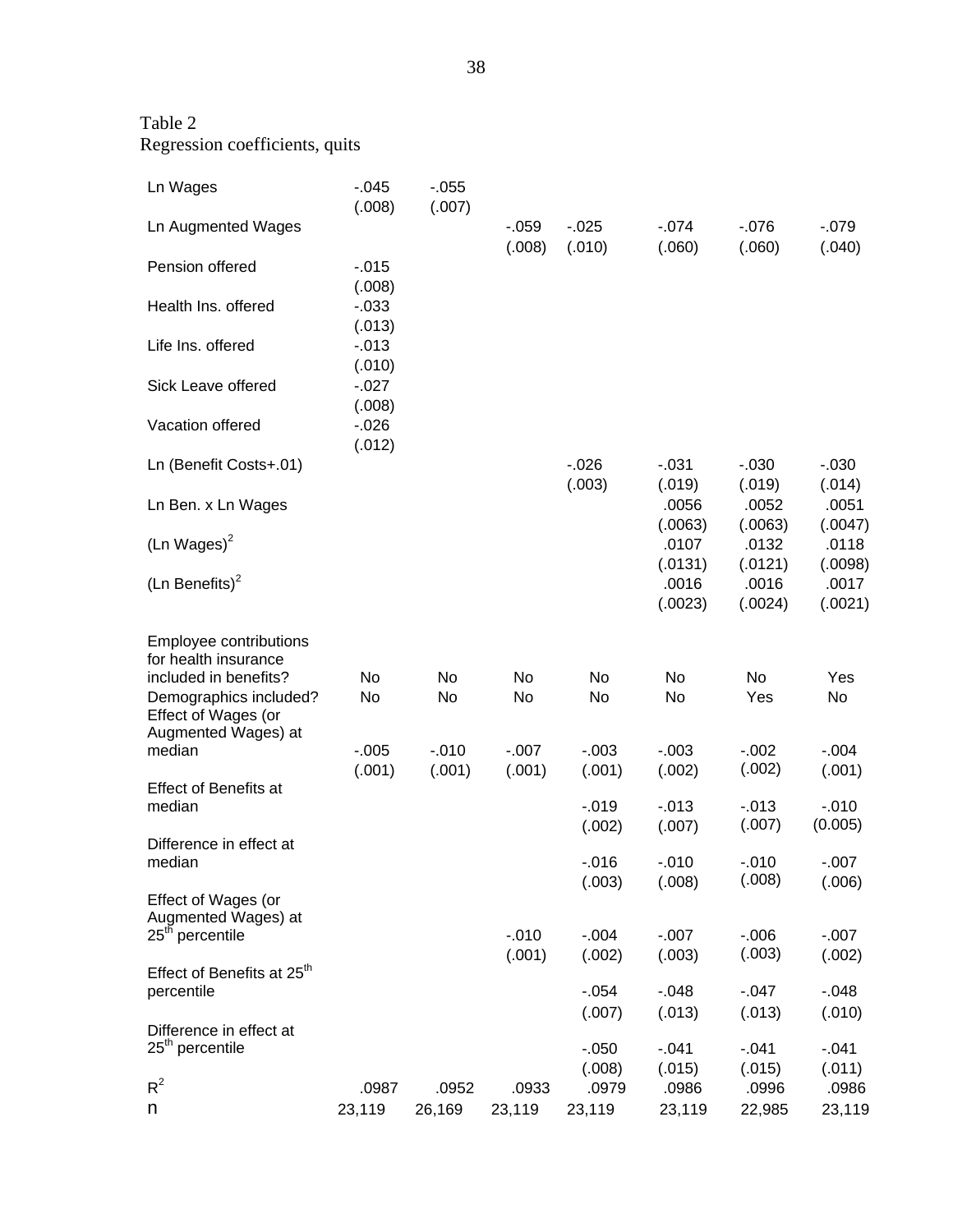Table 2
Regression coefficients, quits

| | | | | | | | |
|---|---|---|---|---|---|---|---|
| Ln Wages | -.045 (.008) | -.055 (.007) | | | | | |
| Ln Augmented Wages | | | -.059 (.008) | -.025 (.010) | -.074 (.060) | -.076 (.060) | -.079 (.040) |
| Pension offered | -.015 (.008) | | | | | | |
| Health Ins. offered | -.033 (.013) | | | | | | |
| Life Ins. offered | -.013 (.010) | | | | | | |
| Sick Leave offered | -.027 (.008) | | | | | | |
| Vacation offered | -.026 (.012) | | | | | | |
| Ln (Benefit Costs+.01) | | | | -.026 (.003) | -.031 (.019) | -.030 (.019) | -.030 (.014) |
| Ln Ben. x Ln Wages | | | | | .0056 (.0063) | .0052 (.0063) | .0051 (.0047) |
| $(\text{Ln Wages})^2$ | | | | | .0107 (.0131) | .0132 (.0121) | .0118 (.0098) |
| $(\text{Ln Benefits})^2$ | | | | | .0016 (.0023) | .0016 (.0024) | .0017 (.0021) |
| Employee contributions for health insurance included in benefits? | No | No | No | No | No | No | Yes |
| Demographics included? | No | No | No | No | No | Yes | No |
| Effect of Wages (or Augmented Wages) at median | -.005 (.001) | -.010 (.001) | -.007 (.001) | -.003 (.001) | -.003 (.002) | -.002 (.002) | -.004 (.001) |
| Effect of Benefits at median | | | | -.019 (.002) | -.013 (.007) | -.013 (.007) | -.010 (0.005) |
| Difference in effect at median | | | | -.016 (.003) | -.010 (.008) | -.010 (.008) | -.007 (.006) |
| Effect of Wages (or Augmented Wages) at 25th percentile | | | -.010 (.001) | -.004 (.002) | -.007 (.003) | -.006 (.003) | -.007 (.002) |
| Effect of Benefits at 25th percentile | | | | -.054 (.007) | -.048 (.013) | -.047 (.013) | -.048 (.010) |
| Difference in effect at 25th percentile | | | | -.050 (.008) | -.041 (.015) | -.041 (.015) | -.041 (.011) |
| $R^2$ | .0987 | .0952 | .0933 | .0979 | .0986 | .0996 | .0986 |
| n | 23,119 | 26,169 | 23,119 | 23,119 | 23,119 | 22,985 | 23,119 |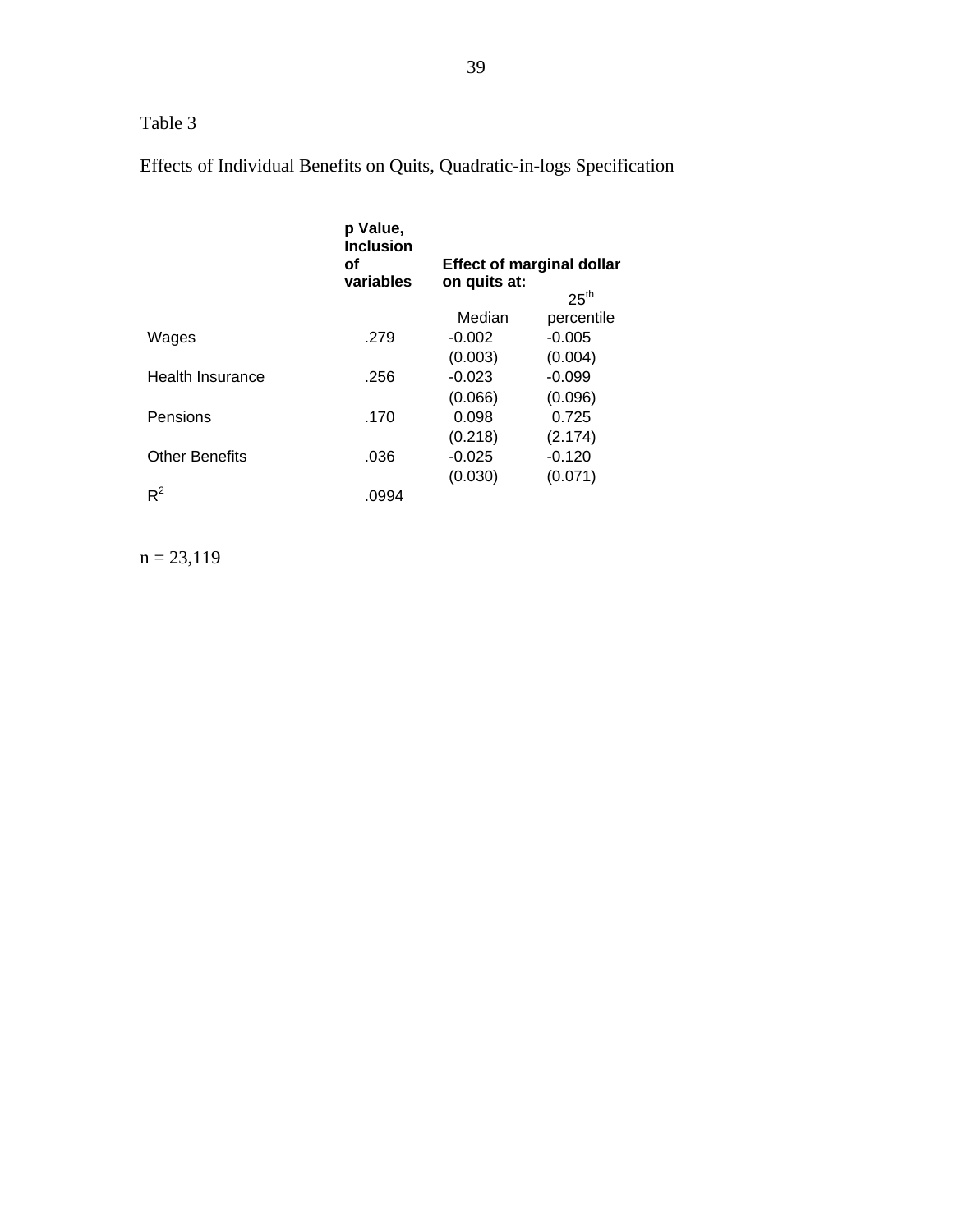Table 3

Effects of Individual Benefits on Quits, Quadratic-in-logs Specification

| | **p Value, Inclusion of variables** | **Effect of marginal dollar on quits at:** | |
|---|---|---|---|
| | | Median | 25th percentile |
| Wages | .279 | -0.002 | -0.005 |
| | | (0.003) | (0.004) |
| Health Insurance | .256 | -0.023 | -0.099 |
| | | (0.066) | (0.096) |
| Pensions | .170 | 0.098 | 0.725 |
| | | (0.218) | (2.174) |
| Other Benefits | .036 | -0.025 | -0.120 |
| | | (0.030) | (0.071) |
| $R^2$ | .0994 | | |

n = 23,119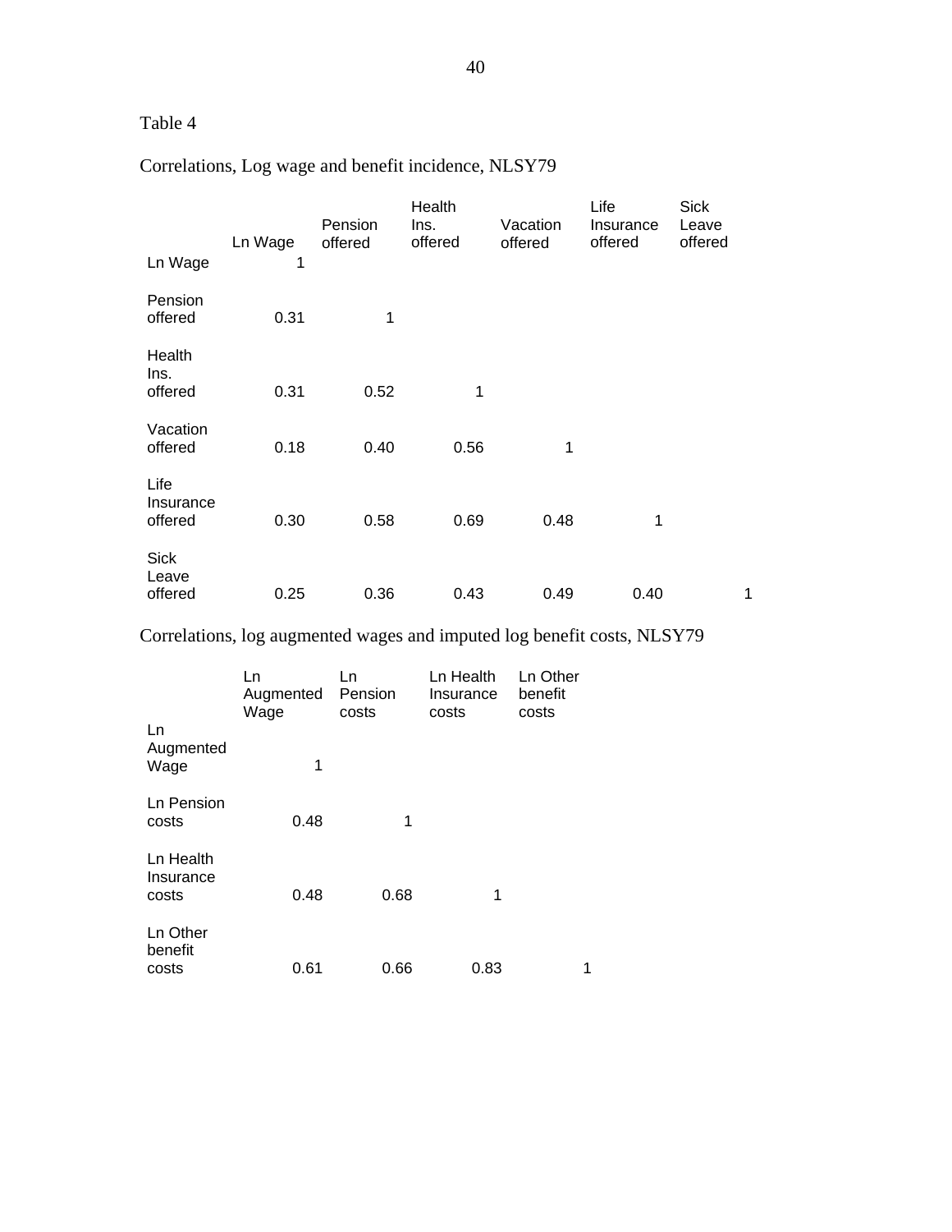Table 4

Correlations, Log wage and benefit incidence, NLSY79

| | Ln Wage | Pension offered | Health Ins. offered | Vacation offered | Life Insurance offered | Sick Leave offered |
|---|---|---|---|---|---|---|
| Ln Wage | 1 | | | | | |
| Pension offered | 0.31 | 1 | | | | |
| Health Ins. offered | 0.31 | 0.52 | 1 | | | |
| Vacation offered | 0.18 | 0.40 | 0.56 | 1 | | |
| Life Insurance offered | 0.30 | 0.58 | 0.69 | 0.48 | 1 | |
| Sick Leave offered | 0.25 | 0.36 | 0.43 | 0.49 | 0.40 | 1 |

Correlations, log augmented wages and imputed log benefit costs, NLSY79

| | Ln Augmented Wage | Ln Pension costs | Ln Health Insurance costs | Ln Other benefit costs |
|---|---|---|---|---|
| Ln Augmented Wage | 1 | | | |
| Ln Pension costs | 0.48 | 1 | | |
| Ln Health Insurance costs | 0.48 | 0.68 | 1 | |
| Ln Other benefit costs | 0.61 | 0.66 | 0.83 | 1 |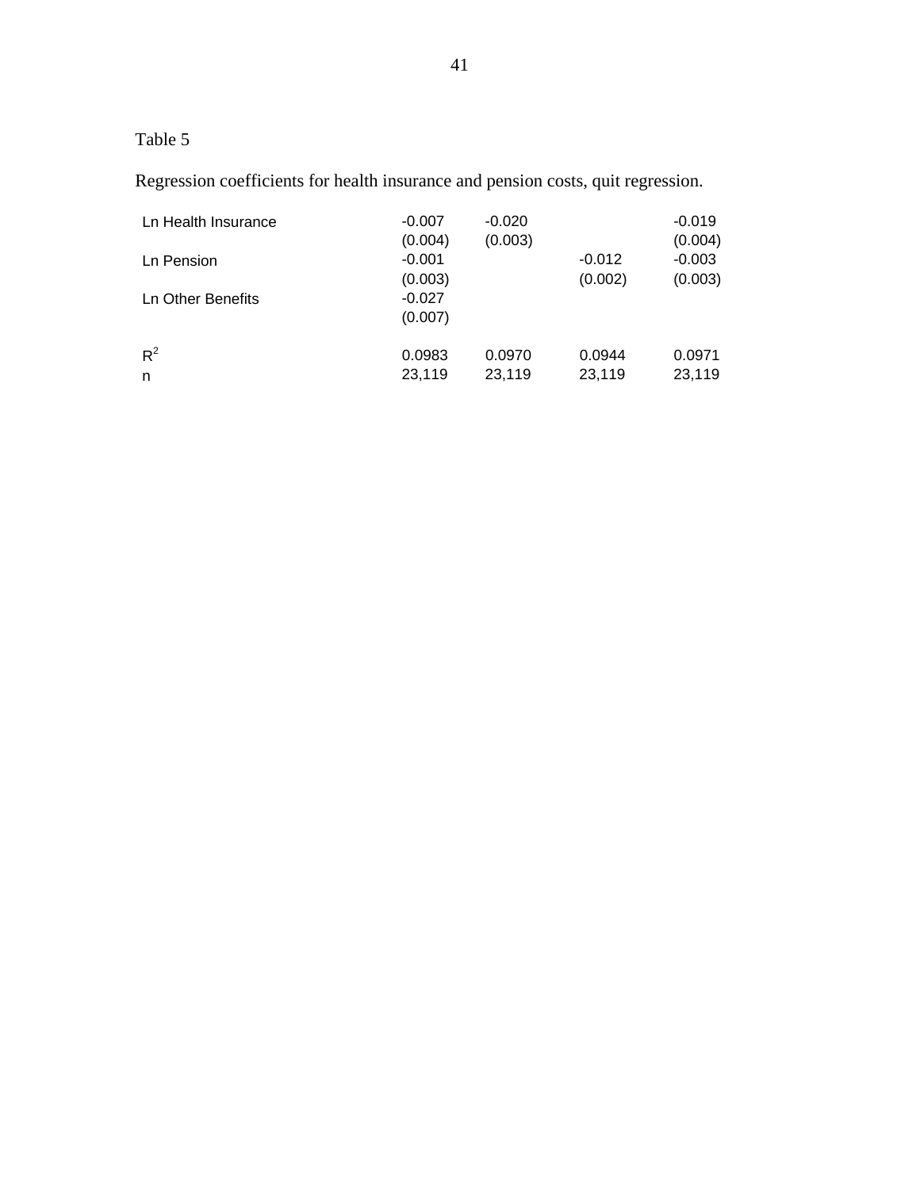Table 5

Regression coefficients for health insurance and pension costs, quit regression.

| | | | | |
|---|---|---|---|---|
| Ln Health Insurance | -0.007 | -0.020 | | -0.019 |
| | (0.004) | (0.003) | | (0.004) |
| Ln Pension | -0.001 | | -0.012 | -0.003 |
| | (0.003) | | (0.002) | (0.003) |
| Ln Other Benefits | -0.027 | | | |
| | (0.007) | | | |
| $R^2$ | 0.0983 | 0.0970 | 0.0944 | 0.0971 |
| n | 23,119 | 23,119 | 23,119 | 23,119 |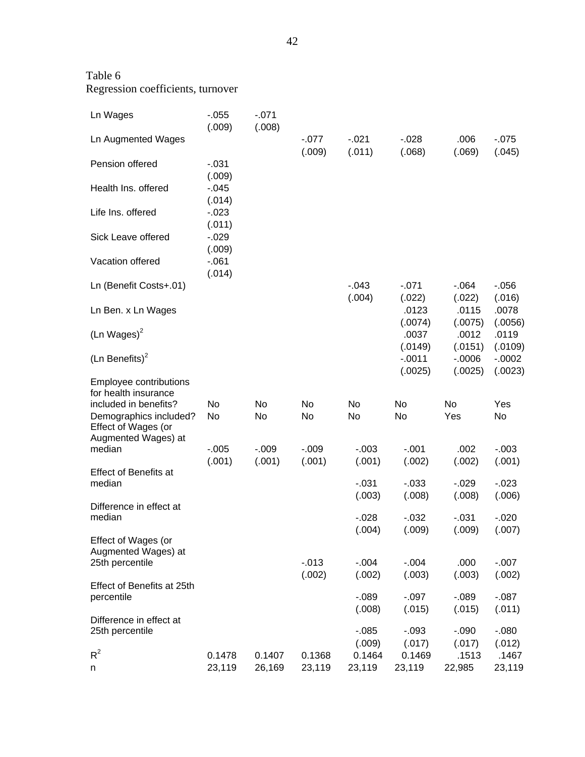Table 6
Regression coefficients, turnover

| | | | | | | | |
|---|---|---|---|---|---|---|---|
| Ln Wages | -.055<br>(.009) | -.071<br>(.008) | | | | | |
| Ln Augmented Wages | | | -.077<br>(.009) | -.021<br>(.011) | -.028<br>(.068) | .006<br>(.069) | -.075<br>(.045) |
| Pension offered | -.031<br>(.009) | | | | | | |
| Health Ins. offered | -.045<br>(.014) | | | | | | |
| Life Ins. offered | -.023<br>(.011) | | | | | | |
| Sick Leave offered | -.029<br>(.009) | | | | | | |
| Vacation offered | -.061<br>(.014) | | | | | | |
| Ln (Benefit Costs+.01) | | | | -.043<br>(.004) | -.071<br>(.022) | -.064<br>(.022) | -.056<br>(.016) |
| Ln Ben. x Ln Wages | | | | | .0123<br>(.0074) | .0115<br>(.0075) | .0078<br>(.0056) |
| $(\text{Ln Wages})^2$ | | | | | .0037<br>(.0149) | .0012<br>(.0151) | .0119<br>(.0109) |
| $(\text{Ln Benefits})^2$ | | | | | -.0011<br>(.0025) | -.0006<br>(.0025) | -.0002<br>(.0023) |
| Employee contributions for health insurance included in benefits? | No | No | No | No | No | No | Yes |
| Demographics included? | No | No | No | No | No | Yes | No |
| Effect of Wages (or Augmented Wages) at median | -.005<br>(.001) | -.009<br>(.001) | -.009<br>(.001) | -.003<br>(.001) | -.001<br>(.002) | .002<br>(.002) | -.003<br>(.001) |
| Effect of Benefits at median | | | | -.031<br>(.003) | -.033<br>(.008) | -.029<br>(.008) | -.023<br>(.006) |
| Difference in effect at median | | | | -.028<br>(.004) | -.032<br>(.009) | -.031<br>(.009) | -.020<br>(.007) |
| Effect of Wages (or Augmented Wages) at 25th percentile | | | -.013<br>(.002) | -.004<br>(.002) | -.004<br>(.003) | .000<br>(.003) | -.007<br>(.002) |
| Effect of Benefits at 25th percentile | | | | -.089<br>(.008) | -.097<br>(.015) | -.089<br>(.015) | -.087<br>(.011) |
| Difference in effect at 25th percentile | | | | -.085<br>(.009) | -.093<br>(.017) | -.090<br>(.017) | -.080<br>(.012) |
| $R^2$ | 0.1478 | 0.1407 | 0.1368 | 0.1464 | 0.1469 | .1513 | .1467 |
| n | 23,119 | 26,169 | 23,119 | 23,119 | 23,119 | 22,985 | 23,119 |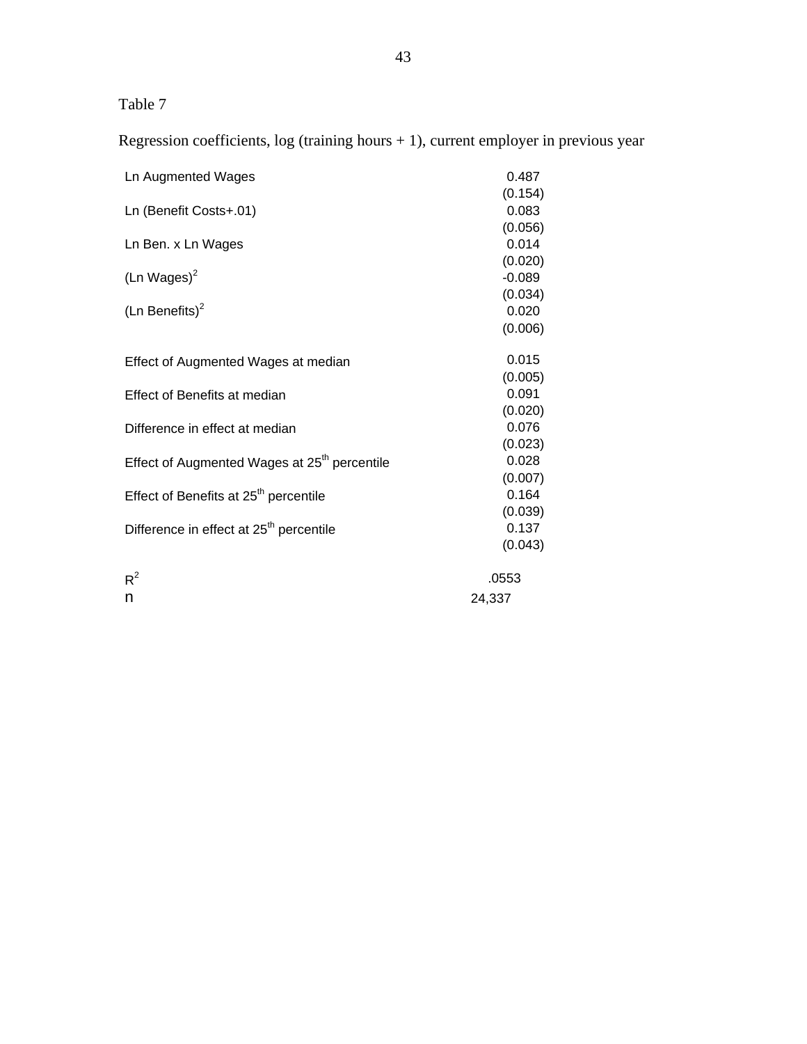Table 7

Regression coefficients, log (training hours + 1), current employer in previous year

| | |
|---|---|
| Ln Augmented Wages | 0.487 |
| | (0.154) |
| Ln (Benefit Costs+.01) | 0.083 |
| | (0.056) |
| Ln Ben. x Ln Wages | 0.014 |
| | (0.020) |
| $(\text{Ln Wages})^2$ | -0.089 |
| | (0.034) |
| $(\text{Ln Benefits})^2$ | 0.020 |
| | (0.006) |
| Effect of Augmented Wages at median | 0.015 |
| | (0.005) |
| Effect of Benefits at median | 0.091 |
| | (0.020) |
| Difference in effect at median | 0.076 |
| | (0.023) |
| Effect of Augmented Wages at 25th percentile | 0.028 |
| | (0.007) |
| Effect of Benefits at 25th percentile | 0.164 |
| | (0.039) |
| Difference in effect at 25th percentile | 0.137 |
| | (0.043) |
| $R^2$ | .0553 |
| n | 24,337 |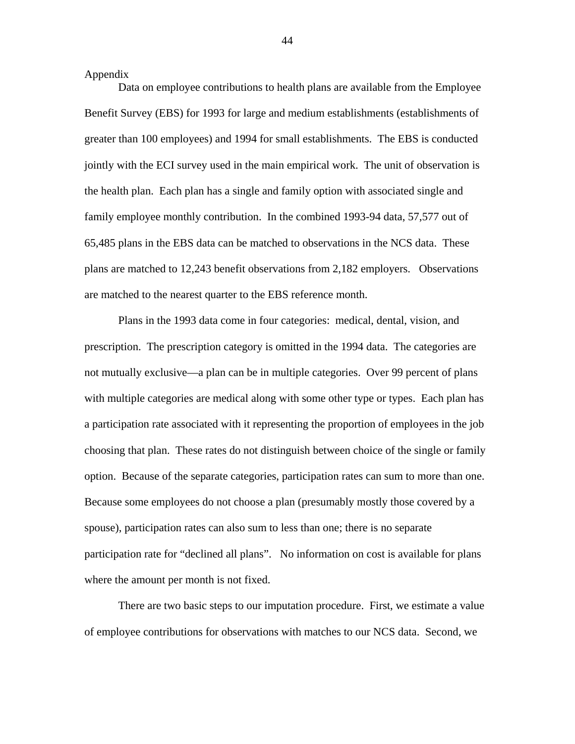## Appendix

Data on employee contributions to health plans are available from the Employee Benefit Survey (EBS) for 1993 for large and medium establishments (establishments of greater than 100 employees) and 1994 for small establishments. The EBS is conducted jointly with the ECI survey used in the main empirical work. The unit of observation is the health plan. Each plan has a single and family option with associated single and family employee monthly contribution. In the combined 1993-94 data, 57,577 out of 65,485 plans in the EBS data can be matched to observations in the NCS data. These plans are matched to 12,243 benefit observations from 2,182 employers. Observations are matched to the nearest quarter to the EBS reference month.

Plans in the 1993 data come in four categories: medical, dental, vision, and prescription. The prescription category is omitted in the 1994 data. The categories are not mutually exclusive—a plan can be in multiple categories. Over 99 percent of plans with multiple categories are medical along with some other type or types. Each plan has a participation rate associated with it representing the proportion of employees in the job choosing that plan. These rates do not distinguish between choice of the single or family option. Because of the separate categories, participation rates can sum to more than one. Because some employees do not choose a plan (presumably mostly those covered by a spouse), participation rates can also sum to less than one; there is no separate participation rate for "declined all plans". No information on cost is available for plans where the amount per month is not fixed.

There are two basic steps to our imputation procedure. First, we estimate a value of employee contributions for observations with matches to our NCS data. Second, we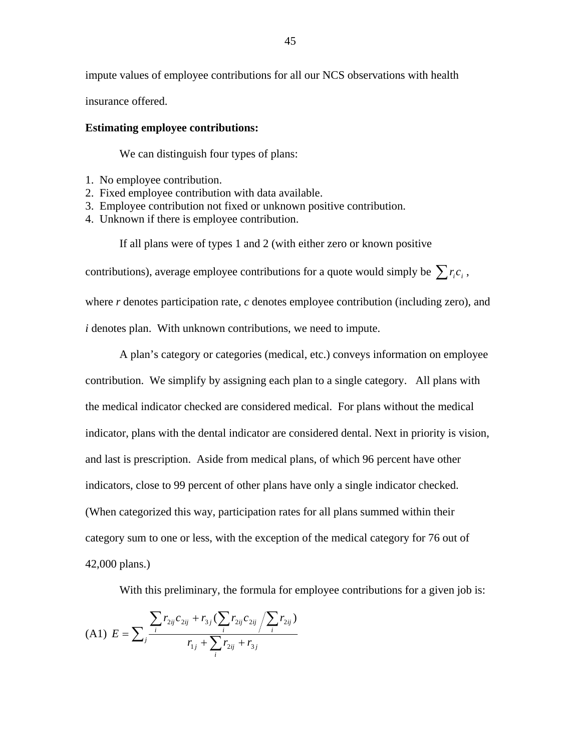impute values of employee contributions for all our NCS observations with health insurance offered.

**Estimating employee contributions:**

We can distinguish four types of plans:

1. No employee contribution.
2. Fixed employee contribution with data available.
3. Employee contribution not fixed or unknown positive contribution.
4. Unknown if there is employee contribution.

If all plans were of types 1 and 2 (with either zero or known positive contributions), average employee contributions for a quote would simply be $\sum r_i c_i$, where *r* denotes participation rate, *c* denotes employee contribution (including zero), and *i* denotes plan. With unknown contributions, we need to impute.

A plan's category or categories (medical, etc.) conveys information on employee contribution. We simplify by assigning each plan to a single category. All plans with the medical indicator checked are considered medical. For plans without the medical indicator, plans with the dental indicator are considered dental. Next in priority is vision, and last is prescription. Aside from medical plans, of which 96 percent have other indicators, close to 99 percent of other plans have only a single indicator checked. (When categorized this way, participation rates for all plans summed within their category sum to one or less, with the exception of the medical category for 76 out of 42,000 plans.)

With this preliminary, the formula for employee contributions for a given job is:

$$\text{(A1)} \quad E = \sum_j \frac{\sum_i r_{2ij} c_{2ij} + r_{3j} \left( \sum_i r_{2ij} c_{2ij} \Big/ \sum_i r_{2ij} \right)}{r_{1j} + \sum_i r_{2ij} + r_{3j}}$$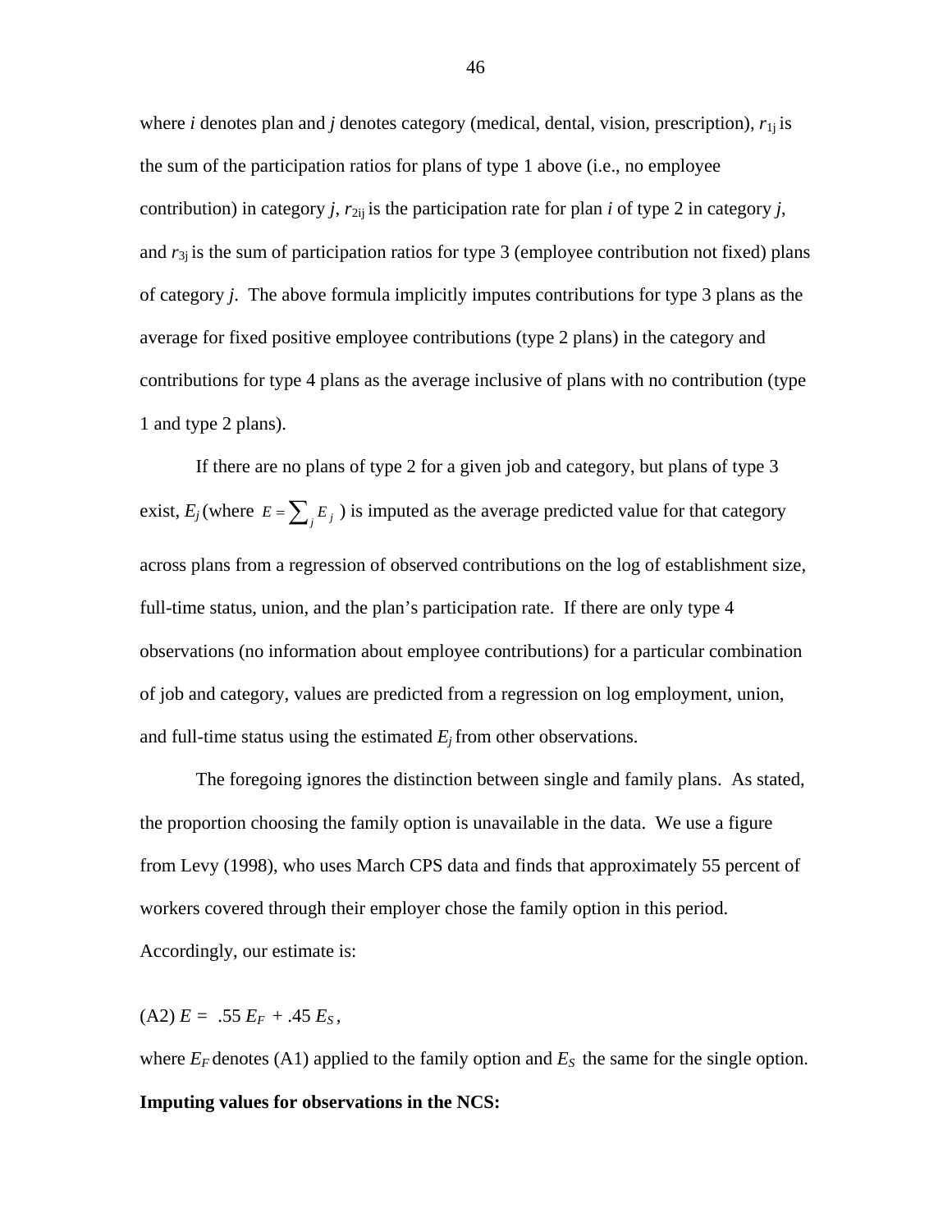where $i$ denotes plan and $j$ denotes category (medical, dental, vision, prescription), $r_{1j}$ is the sum of the participation ratios for plans of type 1 above (i.e., no employee contribution) in category $j$, $r_{2ij}$ is the participation rate for plan $i$ of type 2 in category $j$, and $r_{3j}$ is the sum of participation ratios for type 3 (employee contribution not fixed) plans of category $j$. The above formula implicitly imputes contributions for type 3 plans as the average for fixed positive employee contributions (type 2 plans) in the category and contributions for type 4 plans as the average inclusive of plans with no contribution (type 1 and type 2 plans).

If there are no plans of type 2 for a given job and category, but plans of type 3 exist, $E_j$ (where $E = \sum_j E_j$ ) is imputed as the average predicted value for that category across plans from a regression of observed contributions on the log of establishment size, full-time status, union, and the plan's participation rate. If there are only type 4 observations (no information about employee contributions) for a particular combination of job and category, values are predicted from a regression on log employment, union, and full-time status using the estimated $E_j$ from other observations.

The foregoing ignores the distinction between single and family plans. As stated, the proportion choosing the family option is unavailable in the data. We use a figure from Levy (1998), who uses March CPS data and finds that approximately 55 percent of workers covered through their employer chose the family option in this period. Accordingly, our estimate is:

(A2) $E = .55\, E_F + .45\, E_S$ ,

where $E_F$ denotes (A1) applied to the family option and $E_S$ the same for the single option.

**Imputing values for observations in the NCS:**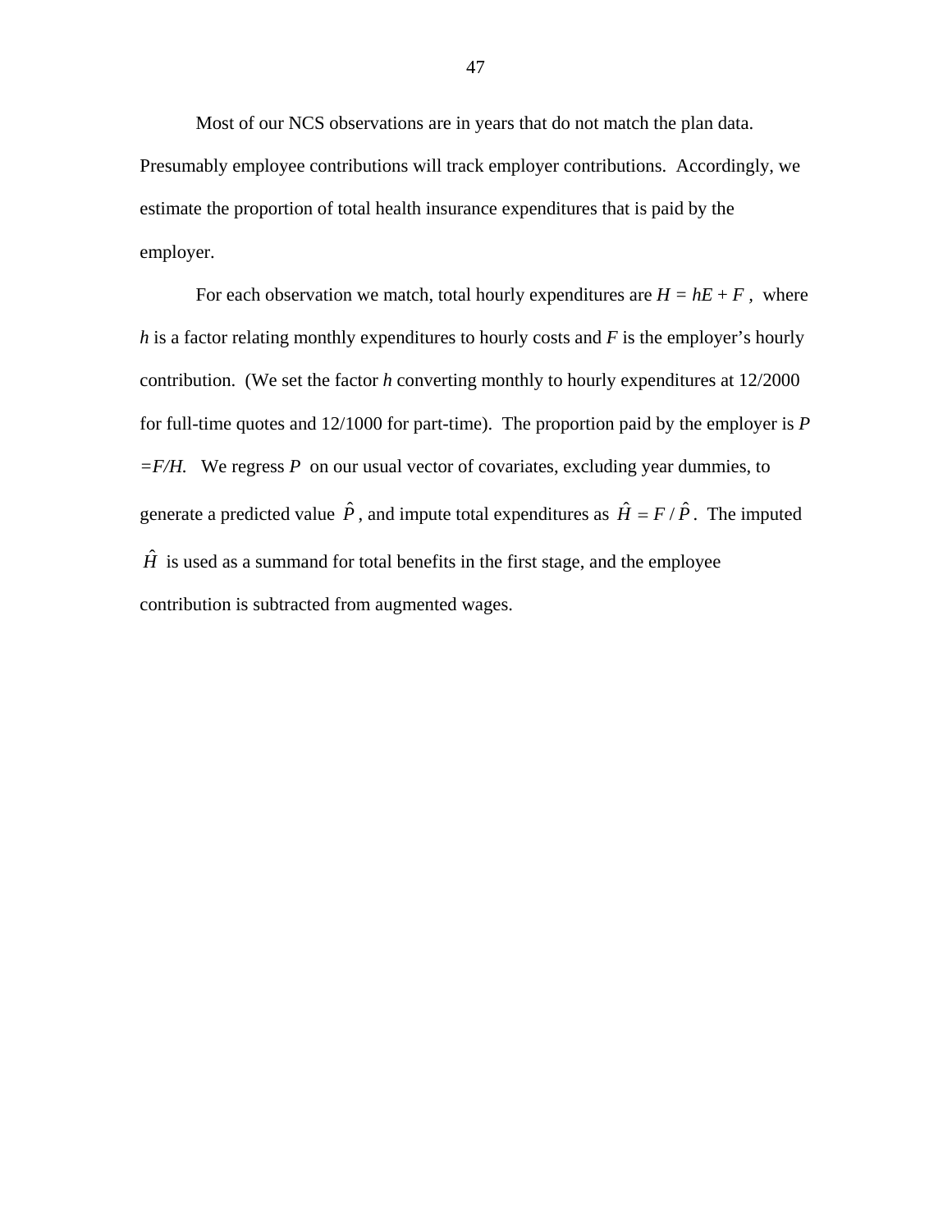Most of our NCS observations are in years that do not match the plan data. Presumably employee contributions will track employer contributions. Accordingly, we estimate the proportion of total health insurance expenditures that is paid by the employer.

For each observation we match, total hourly expenditures are $H = hE + F$, where $h$ is a factor relating monthly expenditures to hourly costs and $F$ is the employer's hourly contribution. (We set the factor $h$ converting monthly to hourly expenditures at 12/2000 for full-time quotes and 12/1000 for part-time). The proportion paid by the employer is $P = F/H$. We regress $P$ on our usual vector of covariates, excluding year dummies, to generate a predicted value $\hat{P}$, and impute total expenditures as $\hat{H} = F / \hat{P}$. The imputed $\hat{H}$ is used as a summand for total benefits in the first stage, and the employee contribution is subtracted from augmented wages.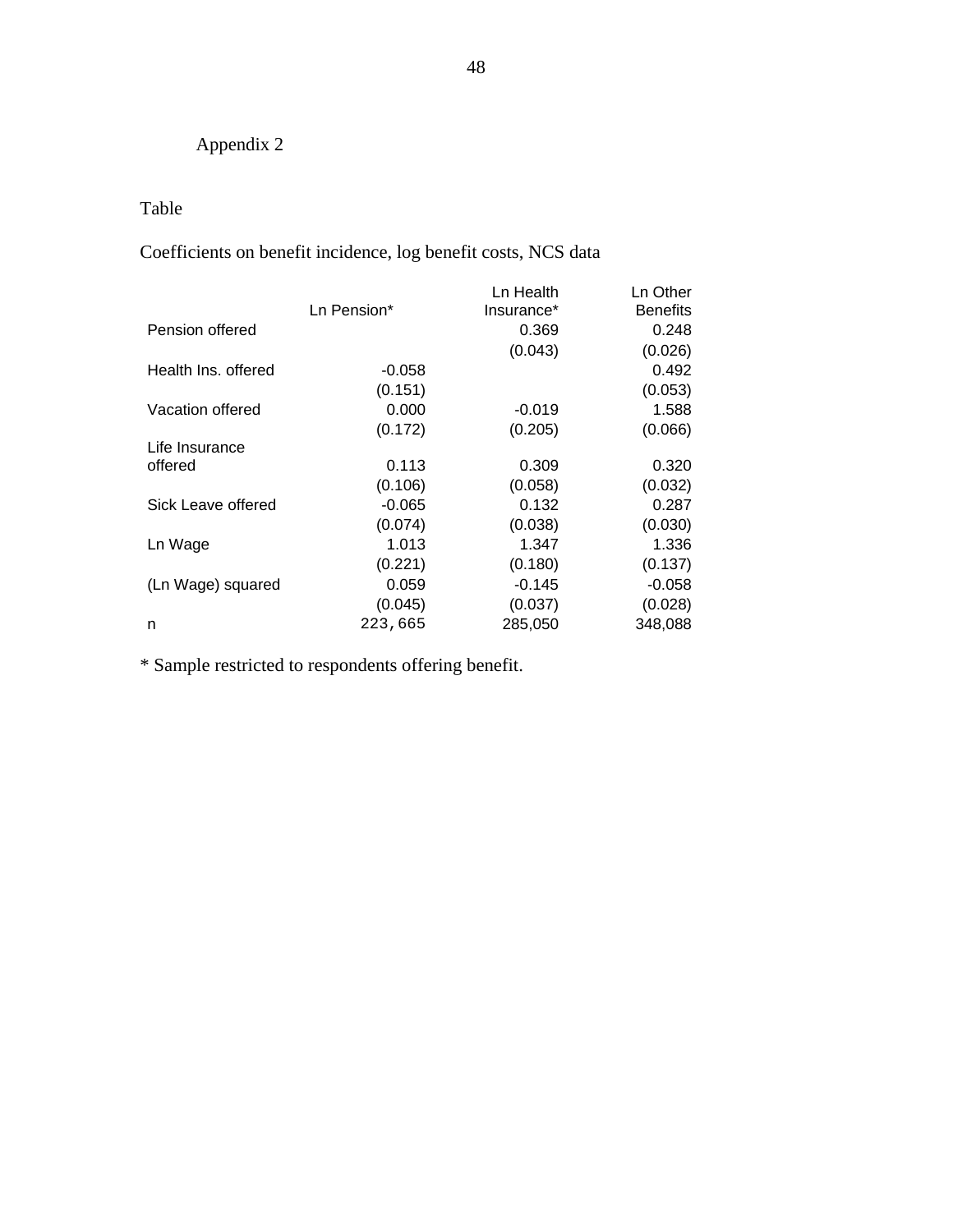Appendix 2

Table

Coefficients on benefit incidence, log benefit costs, NCS data

| | Ln Pension* | Ln Health Insurance* | Ln Other Benefits |
|---|---|---|---|
| Pension offered | | 0.369 | 0.248 |
| | | (0.043) | (0.026) |
| Health Ins. offered | -0.058 | | 0.492 |
| | (0.151) | | (0.053) |
| Vacation offered | 0.000 | -0.019 | 1.588 |
| | (0.172) | (0.205) | (0.066) |
| Life Insurance offered | 0.113 | 0.309 | 0.320 |
| | (0.106) | (0.058) | (0.032) |
| Sick Leave offered | -0.065 | 0.132 | 0.287 |
| | (0.074) | (0.038) | (0.030) |
| Ln Wage | 1.013 | 1.347 | 1.336 |
| | (0.221) | (0.180) | (0.137) |
| (Ln Wage) squared | 0.059 | -0.145 | -0.058 |
| | (0.045) | (0.037) | (0.028) |
| n | 223,665 | 285,050 | 348,088 |

* Sample restricted to respondents offering benefit.